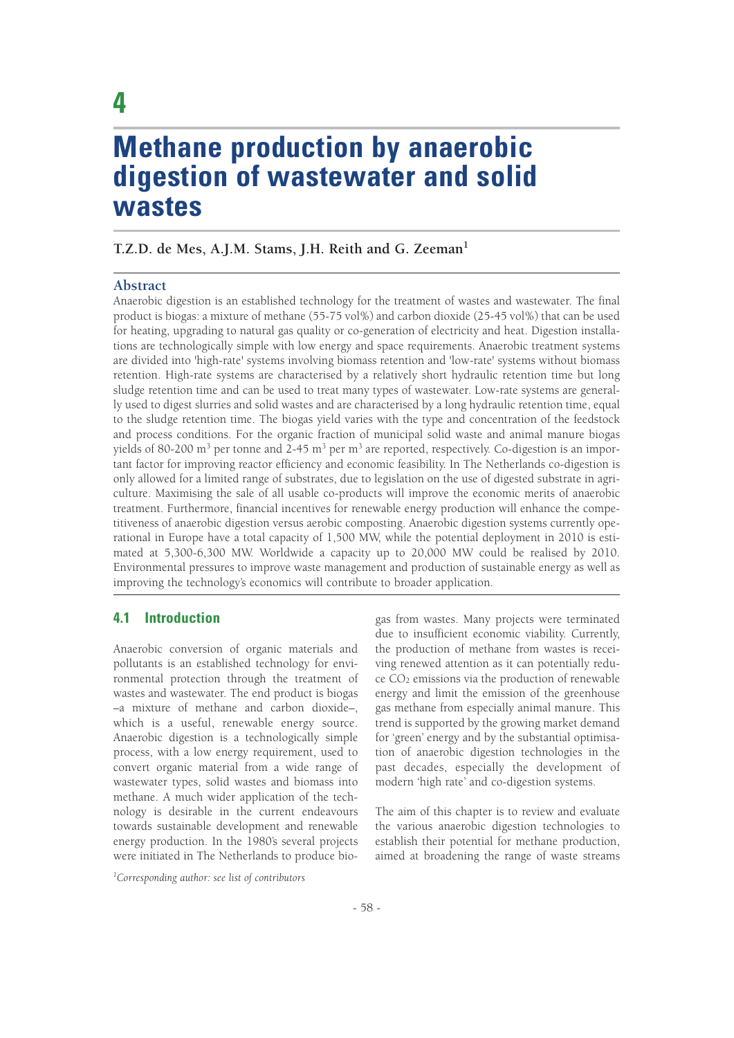# 4

# Methane production by anaerobic digestion of wastewater and solid wastes

**T.Z.D. de Mes, A.J.M. Stams, J.H. Reith and G. Zeeman[1]**

## Abstract

Anaerobic digestion is an established technology for the treatment of wastes and wastewater. The final product is biogas: a mixture of methane (55-75 vol%) and carbon dioxide (25-45 vol%) that can be used for heating, upgrading to natural gas quality or co-generation of electricity and heat. Digestion installations are technologically simple with low energy and space requirements. Anaerobic treatment systems are divided into 'high-rate' systems involving biomass retention and 'low-rate' systems without biomass retention. High-rate systems are characterised by a relatively short hydraulic retention time but long sludge retention time and can be used to treat many types of wastewater. Low-rate systems are generally used to digest slurries and solid wastes and are characterised by a long hydraulic retention time, equal to the sludge retention time. The biogas yield varies with the type and concentration of the feedstock and process conditions. For the organic fraction of municipal solid waste and animal manure biogas yields of 80-200 $m^3$ per tonne and 2-45 $m^3$ per $m^3$ are reported, respectively. Co-digestion is an important factor for improving reactor efficiency and economic feasibility. In The Netherlands co-digestion is only allowed for a limited range of substrates, due to legislation on the use of digested substrate in agriculture. Maximising the sale of all usable co-products will improve the economic merits of anaerobic treatment. Furthermore, financial incentives for renewable energy production will enhance the competitiveness of anaerobic digestion versus aerobic composting. Anaerobic digestion systems currently operational in Europe have a total capacity of 1,500 MW, while the potential deployment in 2010 is estimated at 5,300-6,300 MW. Worldwide a capacity up to 20,000 MW could be realised by 2010. Environmental pressures to improve waste management and production of sustainable energy as well as improving the technology's economics will contribute to broader application.

## 4.1 Introduction

Anaerobic conversion of organic materials and pollutants is an established technology for environmental protection through the treatment of wastes and wastewater. The end product is biogas –a mixture of methane and carbon dioxide–, which is a useful, renewable energy source. Anaerobic digestion is a technologically simple process, with a low energy requirement, used to convert organic material from a wide range of wastewater types, solid wastes and biomass into methane. A much wider application of the technology is desirable in the current endeavours towards sustainable development and renewable energy production. In the 1980's several projects were initiated in The Netherlands to produce biogas from wastes. Many projects were terminated due to insufficient economic viability. Currently, the production of methane from wastes is receiving renewed attention as it can potentially reduce $CO_2$ emissions via the production of renewable energy and limit the emission of the greenhouse gas methane from especially animal manure. This trend is supported by the growing market demand for 'green' energy and by the substantial optimisation of anaerobic digestion technologies in the past decades, especially the development of modern 'high rate' and co-digestion systems.

The aim of this chapter is to review and evaluate the various anaerobic digestion technologies to establish their potential for methane production, aimed at broadening the range of waste streams

[1] *Corresponding author: see list of contributors*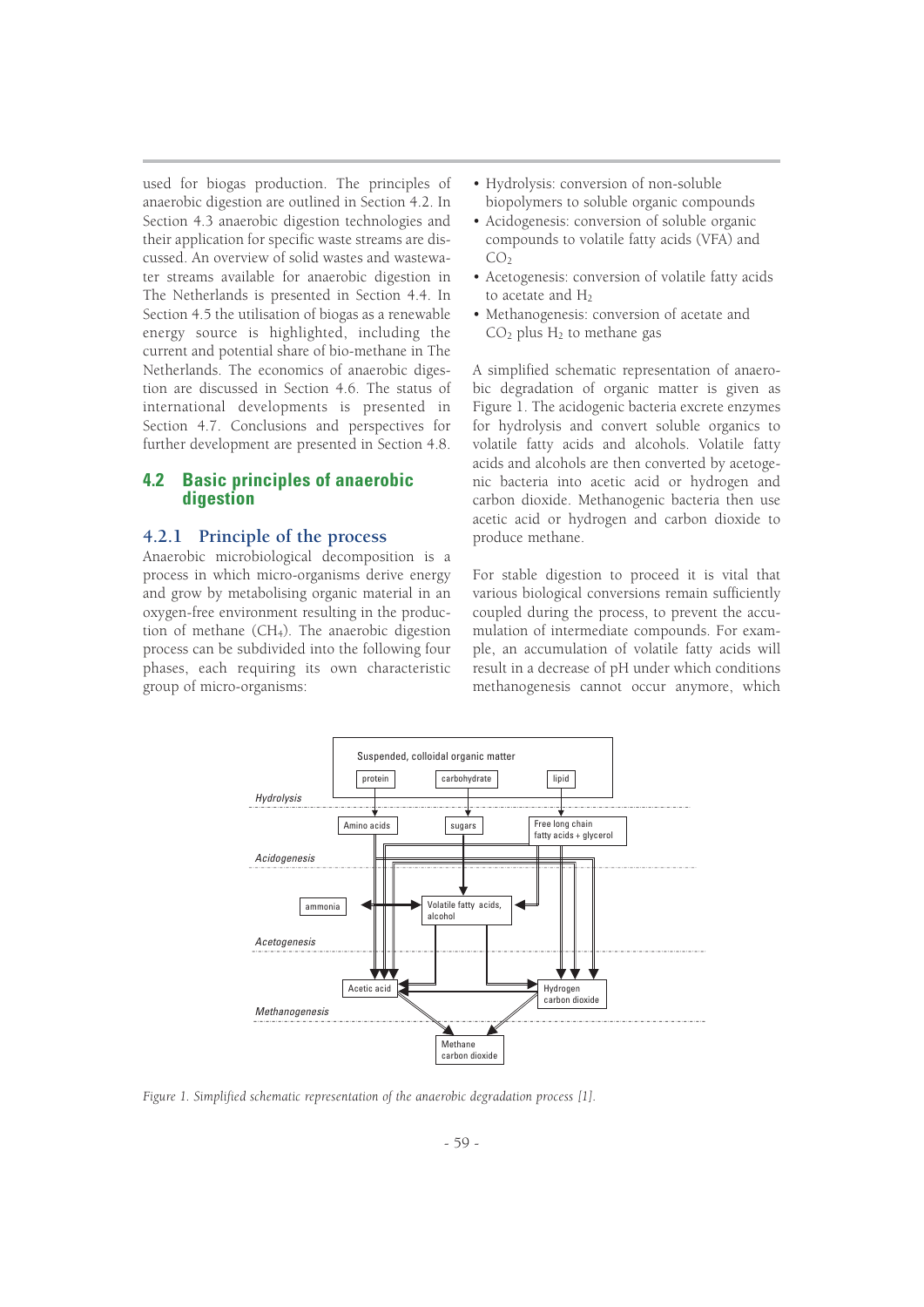used for biogas production. The principles of anaerobic digestion are outlined in Section 4.2. In Section 4.3 anaerobic digestion technologies and their application for specific waste streams are discussed. An overview of solid wastes and wastewater streams available for anaerobic digestion in The Netherlands is presented in Section 4.4. In Section 4.5 the utilisation of biogas as a renewable energy source is highlighted, including the current and potential share of bio-methane in The Netherlands. The economics of anaerobic digestion are discussed in Section 4.6. The status of international developments is presented in Section 4.7. Conclusions and perspectives for further development are presented in Section 4.8.

## 4.2 Basic principles of anaerobic digestion

### 4.2.1 Principle of the process

Anaerobic microbiological decomposition is a process in which micro-organisms derive energy and grow by metabolising organic material in an oxygen-free environment resulting in the production of methane ($CH_4$). The anaerobic digestion process can be subdivided into the following four phases, each requiring its own characteristic group of micro-organisms:

- Hydrolysis: conversion of non-soluble biopolymers to soluble organic compounds
- Acidogenesis: conversion of soluble organic compounds to volatile fatty acids (VFA) and $CO_2$
- Acetogenesis: conversion of volatile fatty acids to acetate and $H_2$
- Methanogenesis: conversion of acetate and $CO_2$ plus $H_2$ to methane gas

A simplified schematic representation of anaerobic degradation of organic matter is given as Figure 1. The acidogenic bacteria excrete enzymes for hydrolysis and convert soluble organics to volatile fatty acids and alcohols. Volatile fatty acids and alcohols are then converted by acetogenic bacteria into acetic acid or hydrogen and carbon dioxide. Methanogenic bacteria then use acetic acid or hydrogen and carbon dioxide to produce methane.

For stable digestion to proceed it is vital that various biological conversions remain sufficiently coupled during the process, to prevent the accumulation of intermediate compounds. For example, an accumulation of volatile fatty acids will result in a decrease of pH under which conditions methanogenesis cannot occur anymore, which

*Figure 1. Simplified schematic representation of the anaerobic degradation process [1].*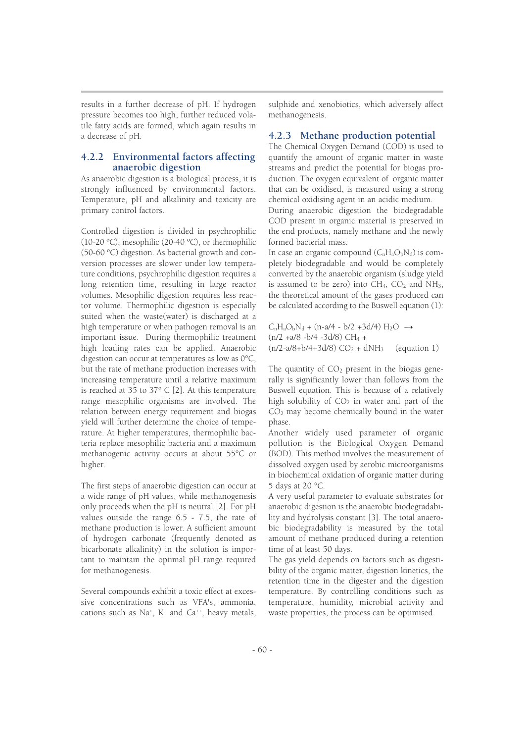results in a further decrease of pH. If hydrogen pressure becomes too high, further reduced volatile fatty acids are formed, which again results in a decrease of pH.

### 4.2.2 Environmental factors affecting anaerobic digestion

As anaerobic digestion is a biological process, it is strongly influenced by environmental factors. Temperature, pH and alkalinity and toxicity are primary control factors.

Controlled digestion is divided in psychrophilic (10-20 ºC), mesophilic (20-40 ºC), or thermophilic (50-60 ºC) digestion. As bacterial growth and conversion processes are slower under low temperature conditions, psychrophilic digestion requires a long retention time, resulting in large reactor volumes. Mesophilic digestion requires less reactor volume. Thermophilic digestion is especially suited when the waste(water) is discharged at a high temperature or when pathogen removal is an important issue. During thermophilic treatment high loading rates can be applied. Anaerobic digestion can occur at temperatures as low as 0°C, but the rate of methane production increases with increasing temperature until a relative maximum is reached at 35 to 37° C [2]. At this temperature range mesophilic organisms are involved. The relation between energy requirement and biogas yield will further determine the choice of temperature. At higher temperatures, thermophilic bacteria replace mesophilic bacteria and a maximum methanogenic activity occurs at about 55°C or higher.

The first steps of anaerobic digestion can occur at a wide range of pH values, while methanogenesis only proceeds when the pH is neutral [2]. For pH values outside the range 6.5 - 7.5, the rate of methane production is lower. A sufficient amount of hydrogen carbonate (frequently denoted as bicarbonate alkalinity) in the solution is important to maintain the optimal pH range required for methanogenesis.

Several compounds exhibit a toxic effect at excessive concentrations such as VFA's, ammonia, cations such as $Na^+$, $K^+$ and $Ca^{++}$, heavy metals, sulphide and xenobiotics, which adversely affect methanogenesis.

### 4.2.3 Methane production potential

The Chemical Oxygen Demand (COD) is used to quantify the amount of organic matter in waste streams and predict the potential for biogas production. The oxygen equivalent of organic matter that can be oxidised, is measured using a strong chemical oxidising agent in an acidic medium.

During anaerobic digestion the biodegradable COD present in organic material is preserved in the end products, namely methane and the newly formed bacterial mass.

In case an organic compound ($C_nH_aO_bN_d$) is completely biodegradable and would be completely converted by the anaerobic organism (sludge yield is assumed to be zero) into $CH_4$, $CO_2$ and $NH_3$, the theoretical amount of the gases produced can be calculated according to the Buswell equation (1):

$$C_nH_aO_bN_d + (n - a/4 - b/2 + 3d/4)\ H_2O \rightarrow (n/2 + a/8 - b/4 - 3d/8)\ CH_4 + (n/2 - a/8 + b/4 + 3d/8)\ CO_2 + d NH_3 \quad \text{(equation 1)}$$

The quantity of $CO_2$ present in the biogas generally is significantly lower than follows from the Buswell equation. This is because of a relatively high solubility of $CO_2$ in water and part of the $CO_2$ may become chemically bound in the water phase.

Another widely used parameter of organic pollution is the Biological Oxygen Demand (BOD). This method involves the measurement of dissolved oxygen used by aerobic microorganisms in biochemical oxidation of organic matter during 5 days at 20 °C.

A very useful parameter to evaluate substrates for anaerobic digestion is the anaerobic biodegradability and hydrolysis constant [3]. The total anaerobic biodegradability is measured by the total amount of methane produced during a retention time of at least 50 days.

The gas yield depends on factors such as digestibility of the organic matter, digestion kinetics, the retention time in the digester and the digestion temperature. By controlling conditions such as temperature, humidity, microbial activity and waste properties, the process can be optimised.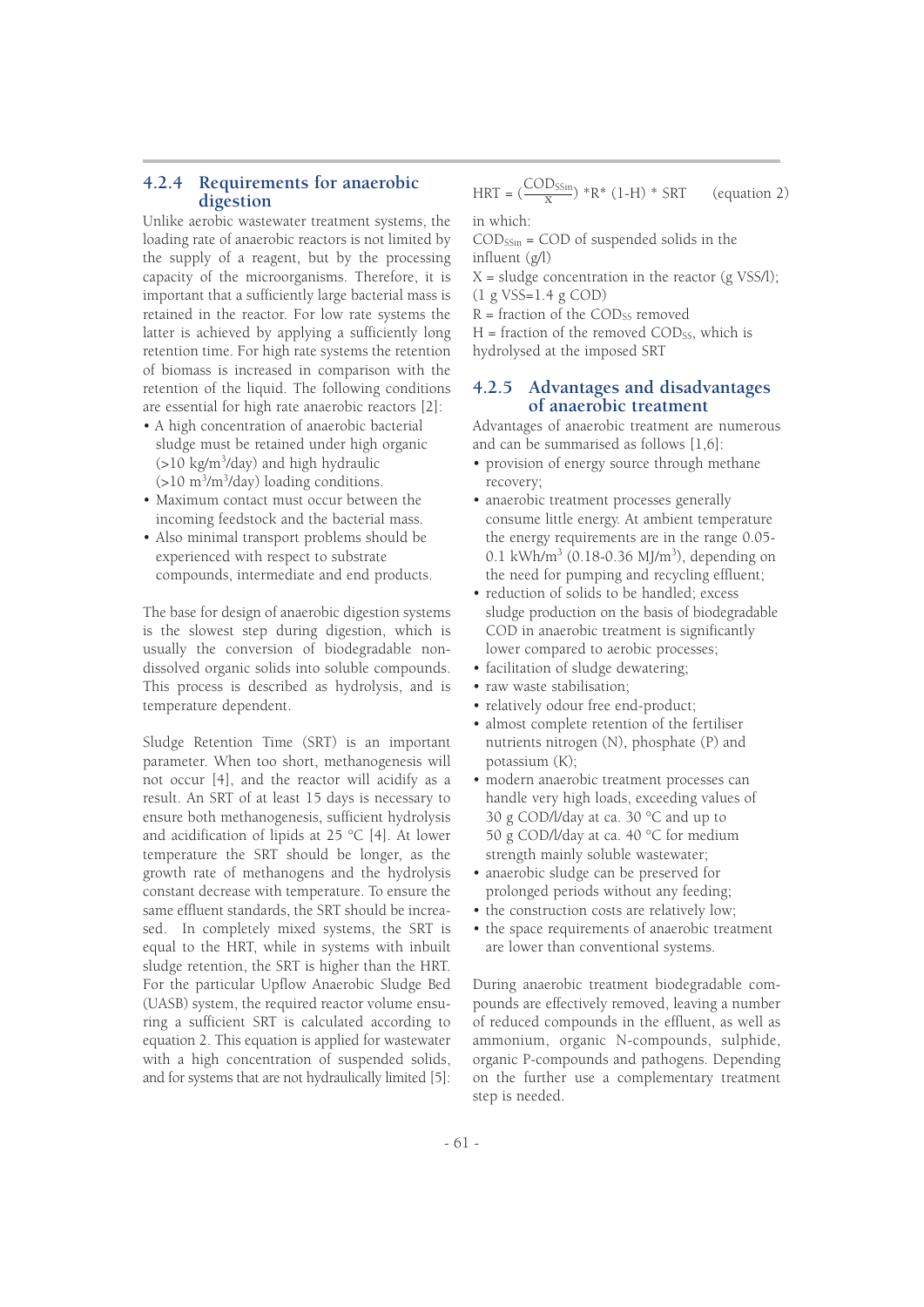### 4.2.4 Requirements for anaerobic digestion

Unlike aerobic wastewater treatment systems, the loading rate of anaerobic reactors is not limited by the supply of a reagent, but by the processing capacity of the microorganisms. Therefore, it is important that a sufficiently large bacterial mass is retained in the reactor. For low rate systems the latter is achieved by applying a sufficiently long retention time. For high rate systems the retention of biomass is increased in comparison with the retention of the liquid. The following conditions are essential for high rate anaerobic reactors [2]:

- A high concentration of anaerobic bacterial sludge must be retained under high organic (>10 kg/m$^3$/day) and high hydraulic (>10 m$^3$/m$^3$/day) loading conditions.
- Maximum contact must occur between the incoming feedstock and the bacterial mass.
- Also minimal transport problems should be experienced with respect to substrate compounds, intermediate and end products.

The base for design of anaerobic digestion systems is the slowest step during digestion, which is usually the conversion of biodegradable non-dissolved organic solids into soluble compounds. This process is described as hydrolysis, and is temperature dependent.

Sludge Retention Time (SRT) is an important parameter. When too short, methanogenesis will not occur [4], and the reactor will acidify as a result. An SRT of at least 15 days is necessary to ensure both methanogenesis, sufficient hydrolysis and acidification of lipids at 25 °C [4]. At lower temperature the SRT should be longer, as the growth rate of methanogens and the hydrolysis constant decrease with temperature. To ensure the same effluent standards, the SRT should be increased. In completely mixed systems, the SRT is equal to the HRT, while in systems with inbuilt sludge retention, the SRT is higher than the HRT. For the particular Upflow Anaerobic Sludge Bed (UASB) system, the required reactor volume ensuring a sufficient SRT is calculated according to equation 2. This equation is applied for wastewater with a high concentration of suspended solids, and for systems that are not hydraulically limited [5]:

$$HRT = \left(\frac{COD_{SSin}}{X}\right) * R * (1-H) * SRT \qquad \text{(equation 2)}$$

in which:

$COD_{SSin}$ = COD of suspended solids in the influent (g/l)

$X$ = sludge concentration in the reactor (g VSS/l); (1 g VSS=1.4 g COD)

$R$ = fraction of the $COD_{SS}$ removed

$H$ = fraction of the removed $COD_{SS}$, which is hydrolysed at the imposed SRT

### 4.2.5 Advantages and disadvantages of anaerobic treatment

Advantages of anaerobic treatment are numerous and can be summarised as follows [1,6]:

- provision of energy source through methane recovery;
- anaerobic treatment processes generally consume little energy. At ambient temperature the energy requirements are in the range 0.05-0.1 kWh/m$^3$ (0.18-0.36 MJ/m$^3$), depending on the need for pumping and recycling effluent;
- reduction of solids to be handled; excess sludge production on the basis of biodegradable COD in anaerobic treatment is significantly lower compared to aerobic processes;
- facilitation of sludge dewatering;
- raw waste stabilisation;
- relatively odour free end-product;
- almost complete retention of the fertiliser nutrients nitrogen (N), phosphate (P) and potassium (K);
- modern anaerobic treatment processes can handle very high loads, exceeding values of 30 g COD/l/day at ca. 30 °C and up to 50 g COD/l/day at ca. 40 °C for medium strength mainly soluble wastewater;
- anaerobic sludge can be preserved for prolonged periods without any feeding;
- the construction costs are relatively low;
- the space requirements of anaerobic treatment are lower than conventional systems.

During anaerobic treatment biodegradable compounds are effectively removed, leaving a number of reduced compounds in the effluent, as well as ammonium, organic N-compounds, sulphide, organic P-compounds and pathogens. Depending on the further use a complementary treatment step is needed.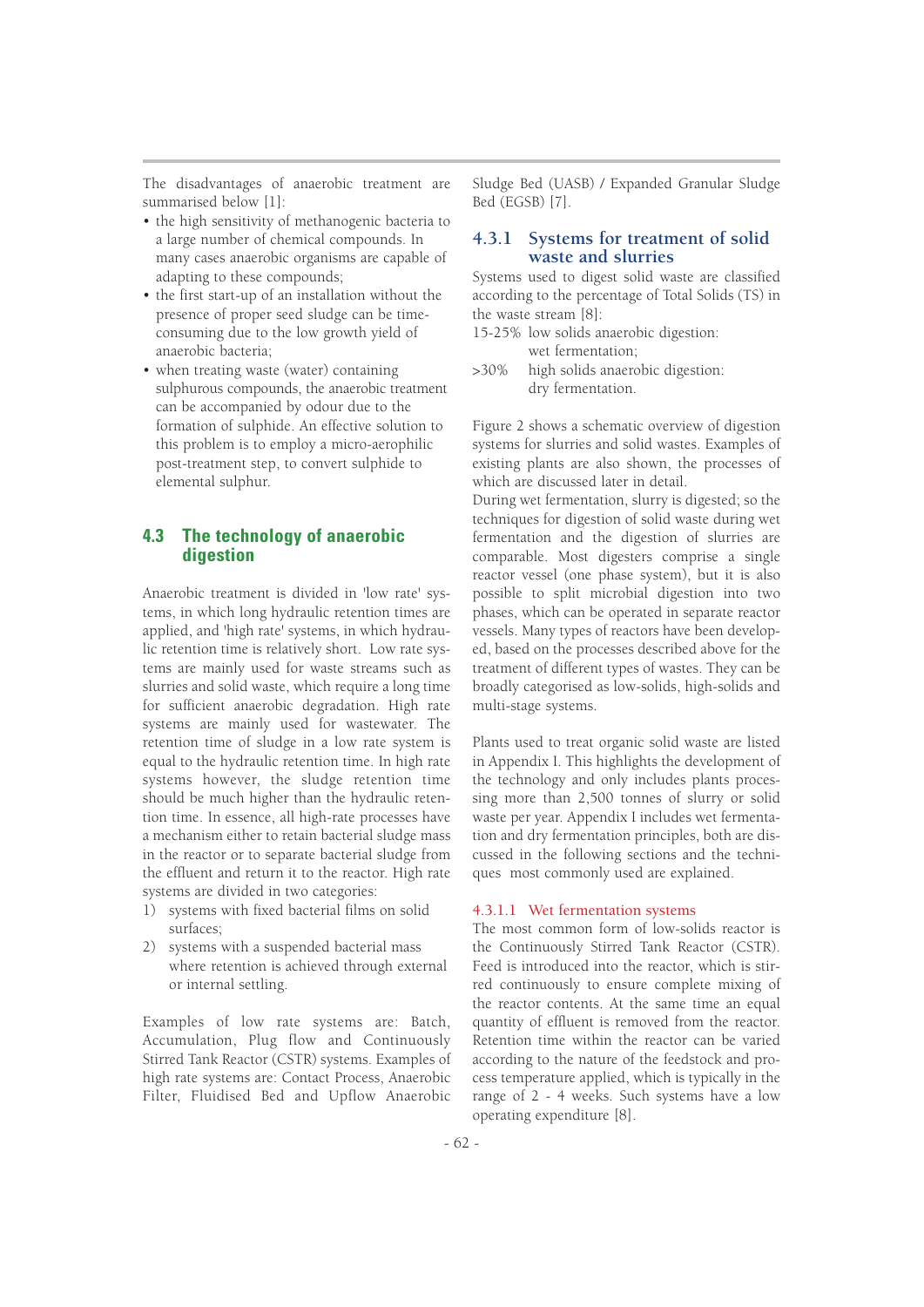The disadvantages of anaerobic treatment are summarised below [1]:

- the high sensitivity of methanogenic bacteria to a large number of chemical compounds. In many cases anaerobic organisms are capable of adapting to these compounds;
- the first start-up of an installation without the presence of proper seed sludge can be time-consuming due to the low growth yield of anaerobic bacteria;
- when treating waste (water) containing sulphurous compounds, the anaerobic treatment can be accompanied by odour due to the formation of sulphide. An effective solution to this problem is to employ a micro-aerophilic post-treatment step, to convert sulphide to elemental sulphur.

## 4.3 The technology of anaerobic digestion

Anaerobic treatment is divided in 'low rate' systems, in which long hydraulic retention times are applied, and 'high rate' systems, in which hydraulic retention time is relatively short. Low rate systems are mainly used for waste streams such as slurries and solid waste, which require a long time for sufficient anaerobic degradation. High rate systems are mainly used for wastewater. The retention time of sludge in a low rate system is equal to the hydraulic retention time. In high rate systems however, the sludge retention time should be much higher than the hydraulic retention time. In essence, all high-rate processes have a mechanism either to retain bacterial sludge mass in the reactor or to separate bacterial sludge from the effluent and return it to the reactor. High rate systems are divided in two categories:

1) systems with fixed bacterial films on solid surfaces;
2) systems with a suspended bacterial mass where retention is achieved through external or internal settling.

Examples of low rate systems are: Batch, Accumulation, Plug flow and Continuously Stirred Tank Reactor (CSTR) systems. Examples of high rate systems are: Contact Process, Anaerobic Filter, Fluidised Bed and Upflow Anaerobic Sludge Bed (UASB) / Expanded Granular Sludge Bed (EGSB) [7].

### 4.3.1 Systems for treatment of solid waste and slurries

Systems used to digest solid waste are classified according to the percentage of Total Solids (TS) in the waste stream [8]:

15-25% low solids anaerobic digestion: wet fermentation;

>30% high solids anaerobic digestion: dry fermentation.

Figure 2 shows a schematic overview of digestion systems for slurries and solid wastes. Examples of existing plants are also shown, the processes of which are discussed later in detail.

During wet fermentation, slurry is digested; so the techniques for digestion of solid waste during wet fermentation and the digestion of slurries are comparable. Most digesters comprise a single reactor vessel (one phase system), but it is also possible to split microbial digestion into two phases, which can be operated in separate reactor vessels. Many types of reactors have been developed, based on the processes described above for the treatment of different types of wastes. They can be broadly categorised as low-solids, high-solids and multi-stage systems.

Plants used to treat organic solid waste are listed in Appendix I. This highlights the development of the technology and only includes plants processing more than 2,500 tonnes of slurry or solid waste per year. Appendix I includes wet fermentation and dry fermentation principles, both are discussed in the following sections and the techniques most commonly used are explained.

#### 4.3.1.1 Wet fermentation systems

The most common form of low-solids reactor is the Continuously Stirred Tank Reactor (CSTR). Feed is introduced into the reactor, which is stirred continuously to ensure complete mixing of the reactor contents. At the same time an equal quantity of effluent is removed from the reactor. Retention time within the reactor can be varied according to the nature of the feedstock and process temperature applied, which is typically in the range of 2 - 4 weeks. Such systems have a low operating expenditure [8].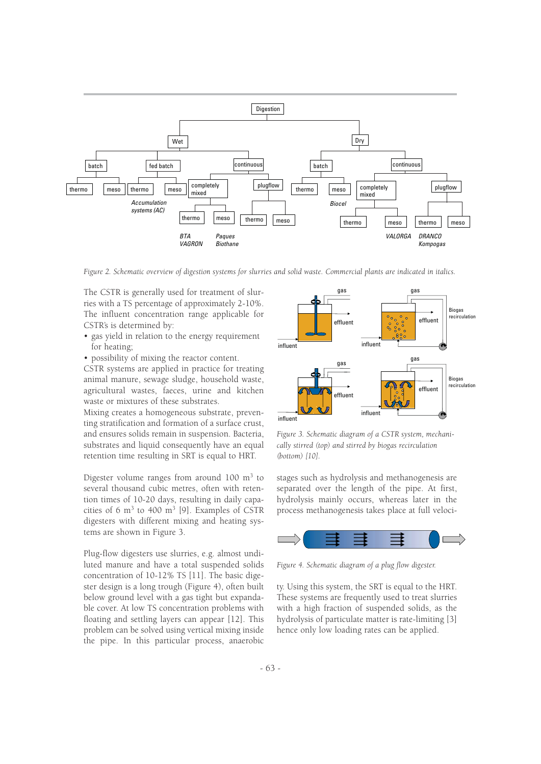Figure 2. Schematic overview of digestion systems for slurries and solid waste. Commercial plants are indicated in italics.

The CSTR is generally used for treatment of slurries with a TS percentage of approximately 2-10%. The influent concentration range applicable for CSTR's is determined by:

- gas yield in relation to the energy requirement for heating;
- possibility of mixing the reactor content.

CSTR systems are applied in practice for treating animal manure, sewage sludge, household waste, agricultural wastes, faeces, urine and kitchen waste or mixtures of these substrates.

Mixing creates a homogeneous substrate, preventing stratification and formation of a surface crust, and ensures solids remain in suspension. Bacteria, substrates and liquid consequently have an equal retention time resulting in SRT is equal to HRT.

Digester volume ranges from around 100 m$^3$ to several thousand cubic metres, often with retention times of 10-20 days, resulting in daily capacities of 6 m$^3$ to 400 m$^3$ [9]. Examples of CSTR digesters with different mixing and heating systems are shown in Figure 3.

Figure 3. Schematic diagram of a CSTR system, mechanically stirred (top) and stirred by biogas recirculation (bottom) [10].

Plug-flow digesters use slurries, e.g. almost undiluted manure and have a total suspended solids concentration of 10-12% TS [11]. The basic digester design is a long trough (Figure 4), often built below ground level with a gas tight but expandable cover. At low TS concentration problems with floating and settling layers can appear [12]. This problem can be solved using vertical mixing inside the pipe. In this particular process, anaerobic stages such as hydrolysis and methanogenesis are separated over the length of the pipe. At first, hydrolysis mainly occurs, whereas later in the process methanogenesis takes place at full velocity. Using this system, the SRT is equal to the HRT. These systems are frequently used to treat slurries with a high fraction of suspended solids, as the hydrolysis of particulate matter is rate-limiting [3] hence only low loading rates can be applied.

Figure 4. Schematic diagram of a plug flow digester.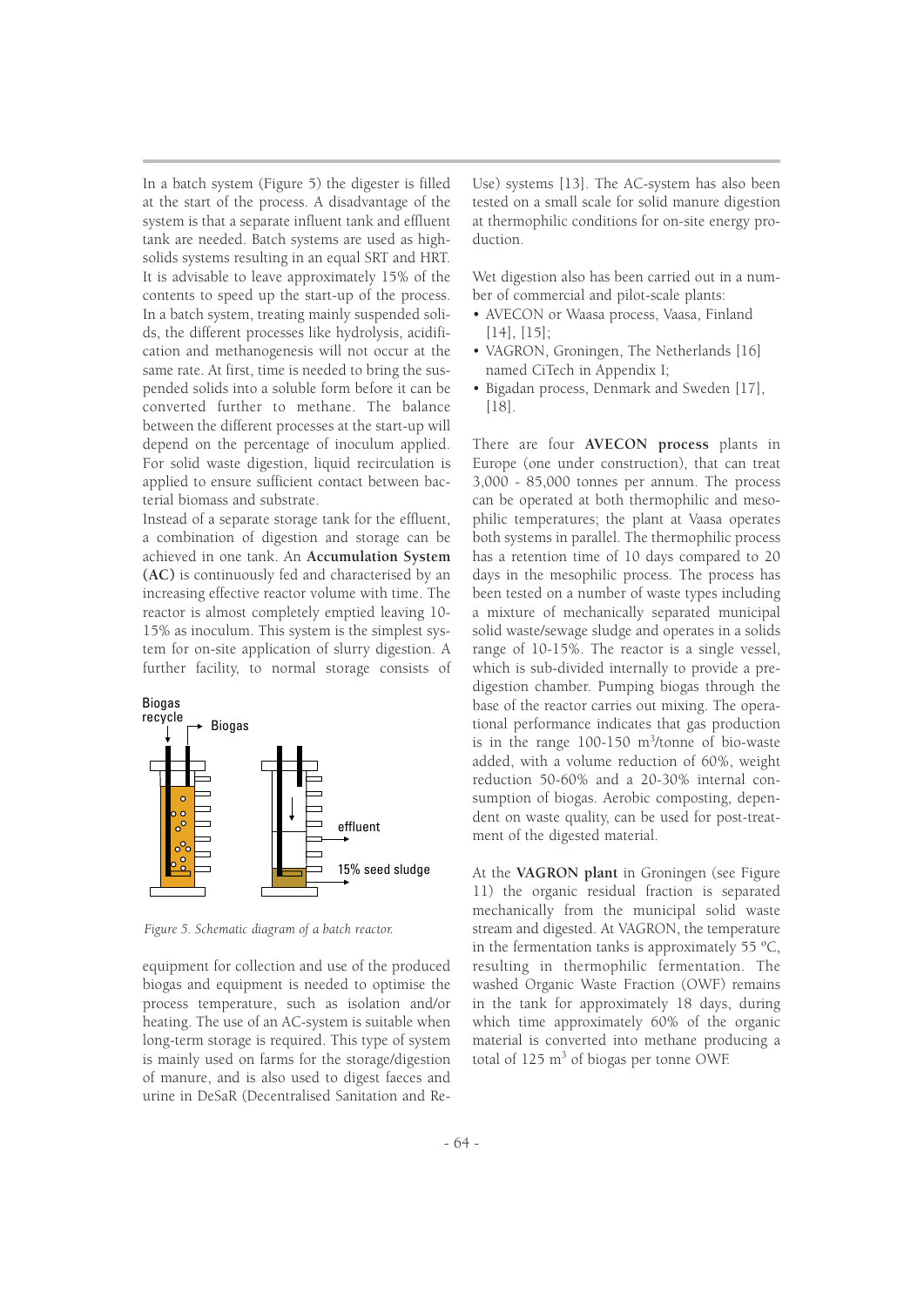In a batch system (Figure 5) the digester is filled at the start of the process. A disadvantage of the system is that a separate influent tank and effluent tank are needed. Batch systems are used as high-solids systems resulting in an equal SRT and HRT. It is advisable to leave approximately 15% of the contents to speed up the start-up of the process. In a batch system, treating mainly suspended solids, the different processes like hydrolysis, acidification and methanogenesis will not occur at the same rate. At first, time is needed to bring the suspended solids into a soluble form before it can be converted further to methane. The balance between the different processes at the start-up will depend on the percentage of inoculum applied. For solid waste digestion, liquid recirculation is applied to ensure sufficient contact between bacterial biomass and substrate.

Instead of a separate storage tank for the effluent, a combination of digestion and storage can be achieved in one tank. An **Accumulation System (AC)** is continuously fed and characterised by an increasing effective reactor volume with time. The reactor is almost completely emptied leaving 10-15% as inoculum. This system is the simplest system for on-site application of slurry digestion. A further facility, to normal storage consists of equipment for collection and use of the produced biogas and equipment is needed to optimise the process temperature, such as isolation and/or heating. The use of an AC-system is suitable when long-term storage is required. This type of system is mainly used on farms for the storage/digestion of manure, and is also used to digest faeces and urine in DeSaR (Decentralised Sanitation and Re-Use) systems [13]. The AC-system has also been tested on a small scale for solid manure digestion at thermophilic conditions for on-site energy production.

Biogas recycle
Biogas
effluent
15% seed sludge

*Figure 5. Schematic diagram of a batch reactor.*

Wet digestion also has been carried out in a number of commercial and pilot-scale plants:

- AVECON or Waasa process, Vaasa, Finland [14], [15];
- VAGRON, Groningen, The Netherlands [16] named CiTech in Appendix I;
- Bigadan process, Denmark and Sweden [17], [18].

There are four **AVECON process** plants in Europe (one under construction), that can treat 3,000 - 85,000 tonnes per annum. The process can be operated at both thermophilic and mesophilic temperatures; the plant at Vaasa operates both systems in parallel. The thermophilic process has a retention time of 10 days compared to 20 days in the mesophilic process. The process has been tested on a number of waste types including a mixture of mechanically separated municipal solid waste/sewage sludge and operates in a solids range of 10-15%. The reactor is a single vessel, which is sub-divided internally to provide a pre-digestion chamber. Pumping biogas through the base of the reactor carries out mixing. The operational performance indicates that gas production is in the range 100-150 $m^3$/tonne of bio-waste added, with a volume reduction of 60%, weight reduction 50-60% and a 20-30% internal consumption of biogas. Aerobic composting, dependent on waste quality, can be used for post-treatment of the digested material.

At the **VAGRON plant** in Groningen (see Figure 11) the organic residual fraction is separated mechanically from the municipal solid waste stream and digested. At VAGRON, the temperature in the fermentation tanks is approximately 55 ºC, resulting in thermophilic fermentation. The washed Organic Waste Fraction (OWF) remains in the tank for approximately 18 days, during which time approximately 60% of the organic material is converted into methane producing a total of 125 $m^3$ of biogas per tonne OWF.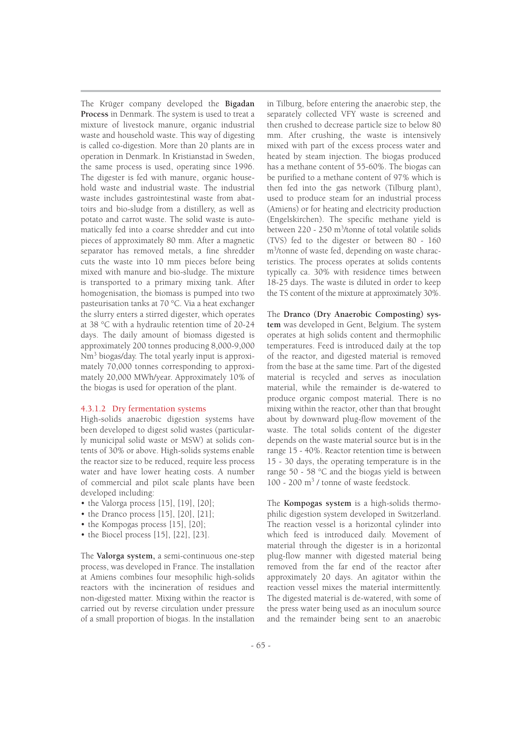The Krüger company developed the **Bigadan Process** in Denmark. The system is used to treat a mixture of livestock manure, organic industrial waste and household waste. This way of digesting is called co-digestion. More than 20 plants are in operation in Denmark. In Kristianstad in Sweden, the same process is used, operating since 1996. The digester is fed with manure, organic household waste and industrial waste. The industrial waste includes gastrointestinal waste from abattoirs and bio-sludge from a distillery, as well as potato and carrot waste. The solid waste is automatically fed into a coarse shredder and cut into pieces of approximately 80 mm. After a magnetic separator has removed metals, a fine shredder cuts the waste into 10 mm pieces before being mixed with manure and bio-sludge. The mixture is transported to a primary mixing tank. After homogenisation, the biomass is pumped into two pasteurisation tanks at 70 °C. Via a heat exchanger the slurry enters a stirred digester, which operates at 38 °C with a hydraulic retention time of 20-24 days. The daily amount of biomass digested is approximately 200 tonnes producing 8,000-9,000 $Nm^3$ biogas/day. The total yearly input is approximately 70,000 tonnes corresponding to approximately 20,000 MWh/year. Approximately 10% of the biogas is used for operation of the plant.

#### 4.3.1.2 Dry fermentation systems

High-solids anaerobic digestion systems have been developed to digest solid wastes (particularly municipal solid waste or MSW) at solids contents of 30% or above. High-solids systems enable the reactor size to be reduced, require less process water and have lower heating costs. A number of commercial and pilot scale plants have been developed including:

- the Valorga process [15], [19], [20];
- the Dranco process [15], [20], [21];
- the Kompogas process [15], [20];
- the Biocel process [15], [22], [23].

The **Valorga system,** a semi-continuous one-step process, was developed in France. The installation at Amiens combines four mesophilic high-solids reactors with the incineration of residues and non-digested matter. Mixing within the reactor is carried out by reverse circulation under pressure of a small proportion of biogas. In the installation in Tilburg, before entering the anaerobic step, the separately collected VFY waste is screened and then crushed to decrease particle size to below 80 mm. After crushing, the waste is intensively mixed with part of the excess process water and heated by steam injection. The biogas produced has a methane content of 55-60%. The biogas can be purified to a methane content of 97% which is then fed into the gas network (Tilburg plant), used to produce steam for an industrial process (Amiens) or for heating and electricity production (Engelskirchen). The specific methane yield is between 220 - 250 $m^3$/tonne of total volatile solids (TVS) fed to the digester or between 80 - 160 $m^3$/tonne of waste fed, depending on waste characteristics. The process operates at solids contents typically ca. 30% with residence times between 18-25 days. The waste is diluted in order to keep the TS content of the mixture at approximately 30%.

The **Dranco (Dry Anaerobic Composting) system** was developed in Gent, Belgium. The system operates at high solids content and thermophilic temperatures. Feed is introduced daily at the top of the reactor, and digested material is removed from the base at the same time. Part of the digested material is recycled and serves as inoculation material, while the remainder is de-watered to produce organic compost material. There is no mixing within the reactor, other than that brought about by downward plug-flow movement of the waste. The total solids content of the digester depends on the waste material source but is in the range 15 - 40%. Reactor retention time is between 15 - 30 days, the operating temperature is in the range 50 - 58 °C and the biogas yield is between 100 - 200 $m^3$ / tonne of waste feedstock.

The **Kompogas system** is a high-solids thermophilic digestion system developed in Switzerland. The reaction vessel is a horizontal cylinder into which feed is introduced daily. Movement of material through the digester is in a horizontal plug-flow manner with digested material being removed from the far end of the reactor after approximately 20 days. An agitator within the reaction vessel mixes the material intermittently. The digested material is de-watered, with some of the press water being used as an inoculum source and the remainder being sent to an anaerobic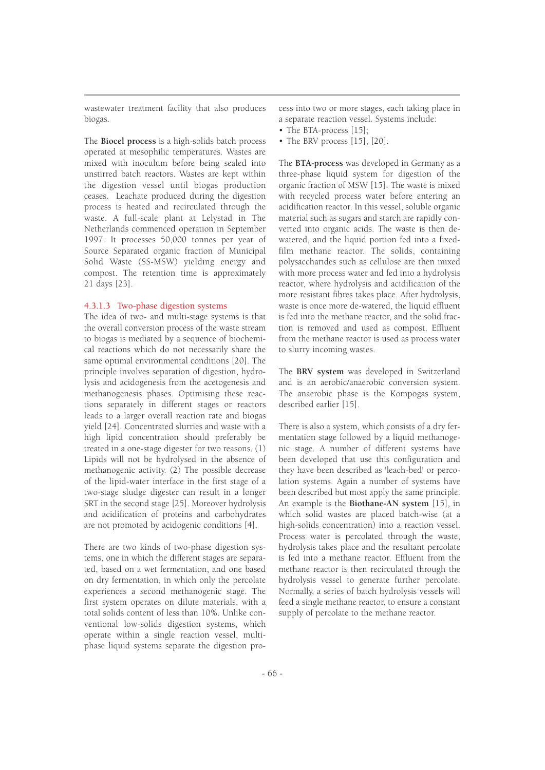wastewater treatment facility that also produces biogas.

The **Biocel process** is a high-solids batch process operated at mesophilic temperatures. Wastes are mixed with inoculum before being sealed into unstirred batch reactors. Wastes are kept within the digestion vessel until biogas production ceases. Leachate produced during the digestion process is heated and recirculated through the waste. A full-scale plant at Lelystad in The Netherlands commenced operation in September 1997. It processes 50,000 tonnes per year of Source Separated organic fraction of Municipal Solid Waste (SS-MSW) yielding energy and compost. The retention time is approximately 21 days [23].

#### 4.3.1.3 Two-phase digestion systems

The idea of two- and multi-stage systems is that the overall conversion process of the waste stream to biogas is mediated by a sequence of biochemical reactions which do not necessarily share the same optimal environmental conditions [20]. The principle involves separation of digestion, hydrolysis and acidogenesis from the acetogenesis and methanogenesis phases. Optimising these reactions separately in different stages or reactors leads to a larger overall reaction rate and biogas yield [24]. Concentrated slurries and waste with a high lipid concentration should preferably be treated in a one-stage digester for two reasons. (1) Lipids will not be hydrolysed in the absence of methanogenic activity. (2) The possible decrease of the lipid-water interface in the first stage of a two-stage sludge digester can result in a longer SRT in the second stage [25]. Moreover hydrolysis and acidification of proteins and carbohydrates are not promoted by acidogenic conditions [4].

There are two kinds of two-phase digestion systems, one in which the different stages are separated, based on a wet fermentation, and one based on dry fermentation, in which only the percolate experiences a second methanogenic stage. The first system operates on dilute materials, with a total solids content of less than 10%. Unlike conventional low-solids digestion systems, which operate within a single reaction vessel, multiphase liquid systems separate the digestion process into two or more stages, each taking place in a separate reaction vessel. Systems include:

- The BTA-process [15];
- The BRV process [15], [20].

The **BTA-process** was developed in Germany as a three-phase liquid system for digestion of the organic fraction of MSW [15]. The waste is mixed with recycled process water before entering an acidification reactor. In this vessel, soluble organic material such as sugars and starch are rapidly converted into organic acids. The waste is then dewatered, and the liquid portion fed into a fixed-film methane reactor. The solids, containing polysaccharides such as cellulose are then mixed with more process water and fed into a hydrolysis reactor, where hydrolysis and acidification of the more resistant fibres takes place. After hydrolysis, waste is once more de-watered, the liquid effluent is fed into the methane reactor, and the solid fraction is removed and used as compost. Effluent from the methane reactor is used as process water to slurry incoming wastes.

The **BRV system** was developed in Switzerland and is an aerobic/anaerobic conversion system. The anaerobic phase is the Kompogas system, described earlier [15].

There is also a system, which consists of a dry fermentation stage followed by a liquid methanogenic stage. A number of different systems have been developed that use this configuration and they have been described as 'leach-bed' or percolation systems. Again a number of systems have been described but most apply the same principle. An example is the **Biothane-AN system** [15], in which solid wastes are placed batch-wise (at a high-solids concentration) into a reaction vessel. Process water is percolated through the waste, hydrolysis takes place and the resultant percolate is fed into a methane reactor. Effluent from the methane reactor is then recirculated through the hydrolysis vessel to generate further percolate. Normally, a series of batch hydrolysis vessels will feed a single methane reactor, to ensure a constant supply of percolate to the methane reactor.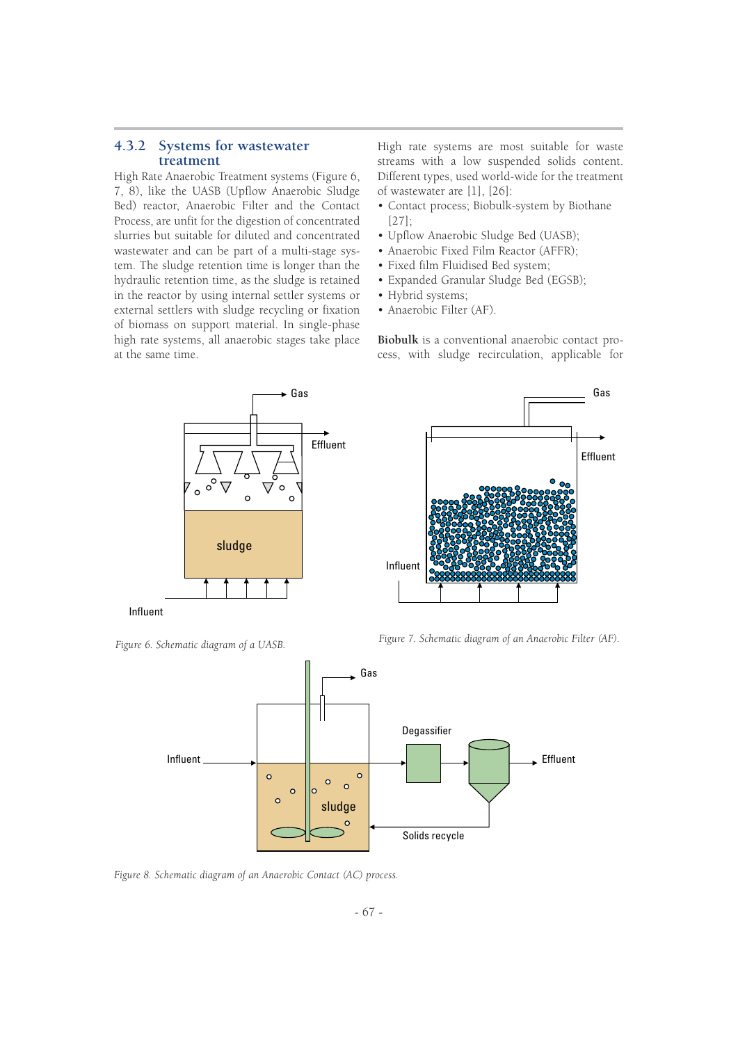### 4.3.2 Systems for wastewater treatment

High Rate Anaerobic Treatment systems (Figure 6, 7, 8), like the UASB (Upflow Anaerobic Sludge Bed) reactor, Anaerobic Filter and the Contact Process, are unfit for the digestion of concentrated slurries but suitable for diluted and concentrated wastewater and can be part of a multi-stage system. The sludge retention time is longer than the hydraulic retention time, as the sludge is retained in the reactor by using internal settler systems or external settlers with sludge recycling or fixation of biomass on support material. In single-phase high rate systems, all anaerobic stages take place at the same time.

High rate systems are most suitable for waste streams with a low suspended solids content. Different types, used world-wide for the treatment of wastewater are [1], [26]:

- Contact process; Biobulk-system by Biothane [27];
- Upflow Anaerobic Sludge Bed (UASB);
- Anaerobic Fixed Film Reactor (AFFR);
- Fixed film Fluidised Bed system;
- Expanded Granular Sludge Bed (EGSB);
- Hybrid systems;
- Anaerobic Filter (AF).

**Biobulk** is a conventional anaerobic contact process, with sludge recirculation, applicable for

*Figure 6. Schematic diagram of a UASB.*

*Figure 7. Schematic diagram of an Anaerobic Filter (AF).*

*Figure 8. Schematic diagram of an Anaerobic Contact (AC) process.*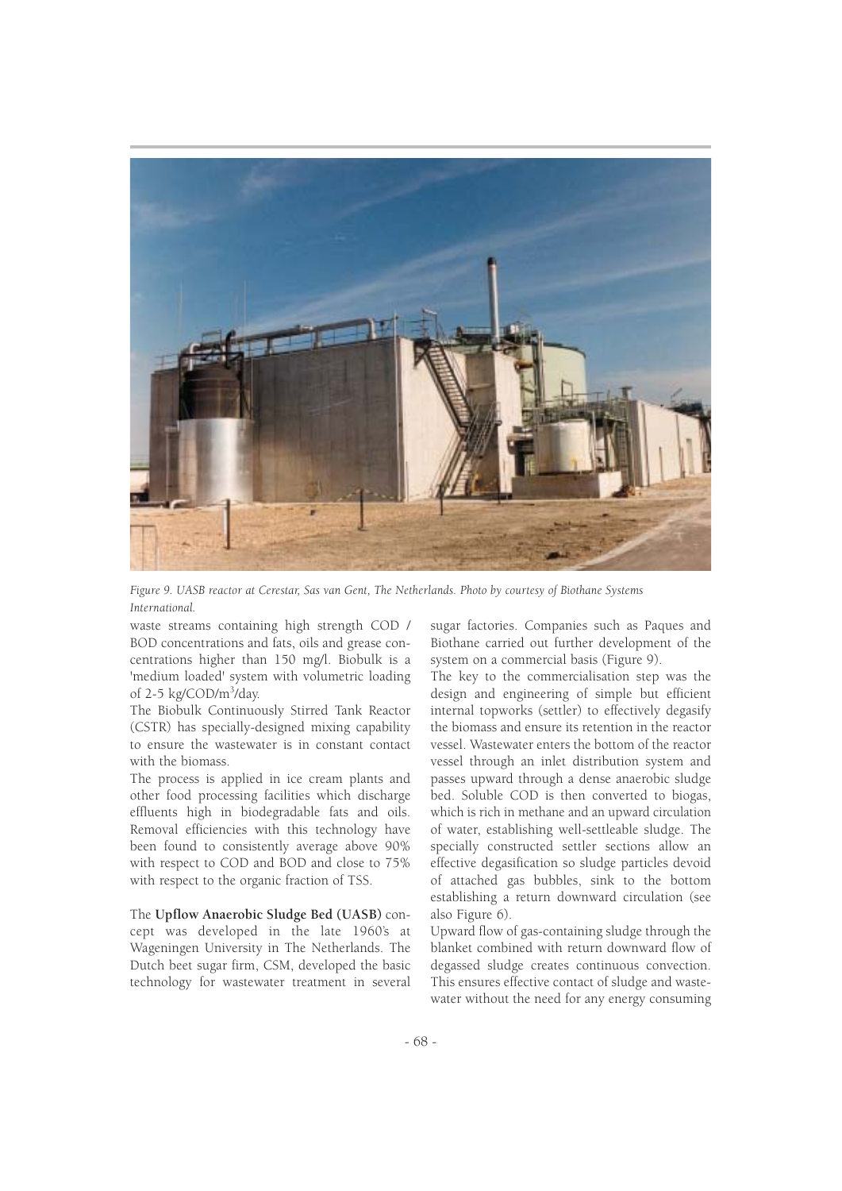*Figure 9. UASB reactor at Cerestar, Sas van Gent, The Netherlands. Photo by courtesy of Biothane Systems International.*

waste streams containing high strength COD / BOD concentrations and fats, oils and grease concentrations higher than 150 mg/l. Biobulk is a 'medium loaded' system with volumetric loading of 2-5 kg/COD/$m^3$/day.

The Biobulk Continuously Stirred Tank Reactor (CSTR) has specially-designed mixing capability to ensure the wastewater is in constant contact with the biomass.

The process is applied in ice cream plants and other food processing facilities which discharge effluents high in biodegradable fats and oils. Removal efficiencies with this technology have been found to consistently average above 90% with respect to COD and BOD and close to 75% with respect to the organic fraction of TSS.

The **Upflow Anaerobic Sludge Bed (UASB)** concept was developed in the late 1960's at Wageningen University in The Netherlands. The Dutch beet sugar firm, CSM, developed the basic technology for wastewater treatment in several sugar factories. Companies such as Paques and Biothane carried out further development of the system on a commercial basis (Figure 9).

The key to the commercialisation step was the design and engineering of simple but efficient internal topworks (settler) to effectively degasify the biomass and ensure its retention in the reactor vessel. Wastewater enters the bottom of the reactor vessel through an inlet distribution system and passes upward through a dense anaerobic sludge bed. Soluble COD is then converted to biogas, which is rich in methane and an upward circulation of water, establishing well-settleable sludge. The specially constructed settler sections allow an effective degasification so sludge particles devoid of attached gas bubbles, sink to the bottom establishing a return downward circulation (see also Figure 6).

Upward flow of gas-containing sludge through the blanket combined with return downward flow of degassed sludge creates continuous convection. This ensures effective contact of sludge and wastewater without the need for any energy consuming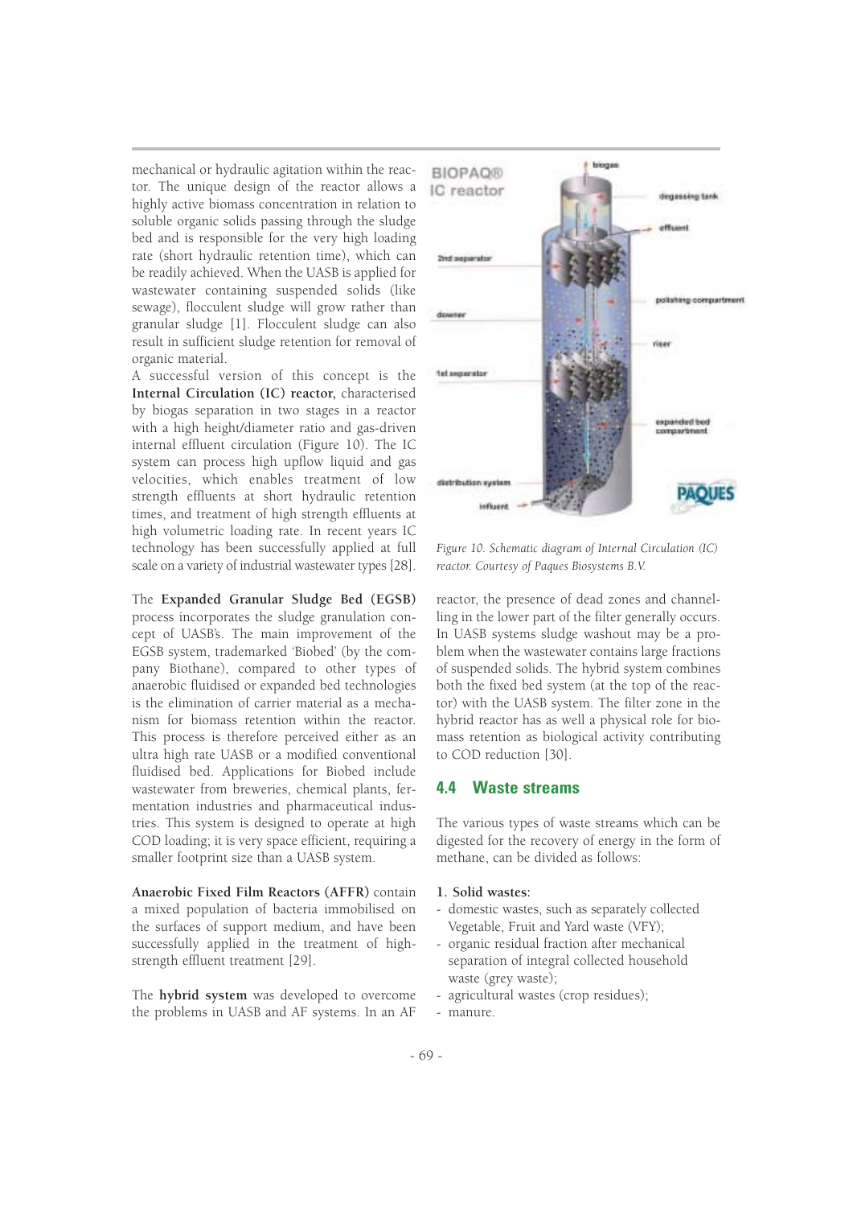mechanical or hydraulic agitation within the reactor. The unique design of the reactor allows a highly active biomass concentration in relation to soluble organic solids passing through the sludge bed and is responsible for the very high loading rate (short hydraulic retention time), which can be readily achieved. When the UASB is applied for wastewater containing suspended solids (like sewage), flocculent sludge will grow rather than granular sludge [1]. Flocculent sludge can also result in sufficient sludge retention for removal of organic material.

A successful version of this concept is the **Internal Circulation (IC) reactor,** characterised by biogas separation in two stages in a reactor with a high height/diameter ratio and gas-driven internal effluent circulation (Figure 10). The IC system can process high upflow liquid and gas velocities, which enables treatment of low strength effluents at short hydraulic retention times, and treatment of high strength effluents at high volumetric loading rate. In recent years IC technology has been successfully applied at full scale on a variety of industrial wastewater types [28].

*Figure 10. Schematic diagram of Internal Circulation (IC) reactor. Courtesy of Paques Biosystems B.V.*

The **Expanded Granular Sludge Bed (EGSB)** process incorporates the sludge granulation concept of UASB's. The main improvement of the EGSB system, trademarked 'Biobed' (by the company Biothane), compared to other types of anaerobic fluidised or expanded bed technologies is the elimination of carrier material as a mechanism for biomass retention within the reactor. This process is therefore perceived either as an ultra high rate UASB or a modified conventional fluidised bed. Applications for Biobed include wastewater from breweries, chemical plants, fermentation industries and pharmaceutical industries. This system is designed to operate at high COD loading; it is very space efficient, requiring a smaller footprint size than a UASB system.

**Anaerobic Fixed Film Reactors (AFFR)** contain a mixed population of bacteria immobilised on the surfaces of support medium, and have been successfully applied in the treatment of high-strength effluent treatment [29].

The **hybrid system** was developed to overcome the problems in UASB and AF systems. In an AF reactor, the presence of dead zones and channelling in the lower part of the filter generally occurs. In UASB systems sludge washout may be a problem when the wastewater contains large fractions of suspended solids. The hybrid system combines both the fixed bed system (at the top of the reactor) with the UASB system. The filter zone in the hybrid reactor has as well a physical role for biomass retention as biological activity contributing to COD reduction [30].

## 4.4 Waste streams

The various types of waste streams which can be digested for the recovery of energy in the form of methane, can be divided as follows:

**1. Solid wastes:**

- domestic wastes, such as separately collected Vegetable, Fruit and Yard waste (VFY);
- organic residual fraction after mechanical separation of integral collected household waste (grey waste);
- agricultural wastes (crop residues);
- manure.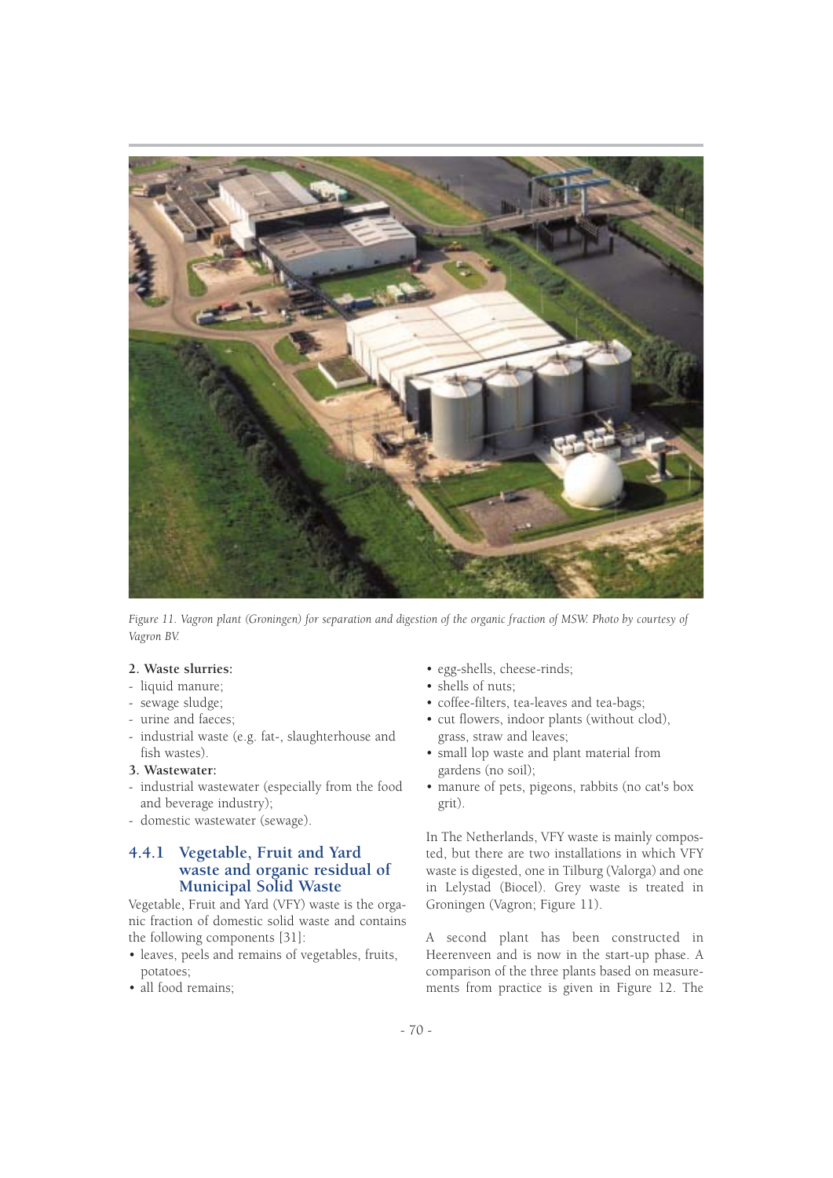*Figure 11. Vagron plant (Groningen) for separation and digestion of the organic fraction of MSW. Photo by courtesy of Vagron BV.*

**2. Waste slurries:**

- liquid manure;
- sewage sludge;
- urine and faeces;
- industrial waste (e.g. fat-, slaughterhouse and fish wastes).

**3. Wastewater:**

- industrial wastewater (especially from the food and beverage industry);
- domestic wastewater (sewage).

### 4.4.1 Vegetable, Fruit and Yard waste and organic residual of Municipal Solid Waste

Vegetable, Fruit and Yard (VFY) waste is the organic fraction of domestic solid waste and contains the following components [31]:

- leaves, peels and remains of vegetables, fruits, potatoes;
- all food remains;
- egg-shells, cheese-rinds;
- shells of nuts;
- coffee-filters, tea-leaves and tea-bags;
- cut flowers, indoor plants (without clod), grass, straw and leaves;
- small lop waste and plant material from gardens (no soil);
- manure of pets, pigeons, rabbits (no cat's box grit).

In The Netherlands, VFY waste is mainly composted, but there are two installations in which VFY waste is digested, one in Tilburg (Valorga) and one in Lelystad (Biocel). Grey waste is treated in Groningen (Vagron; Figure 11).

A second plant has been constructed in Heerenveen and is now in the start-up phase. A comparison of the three plants based on measurements from practice is given in Figure 12. The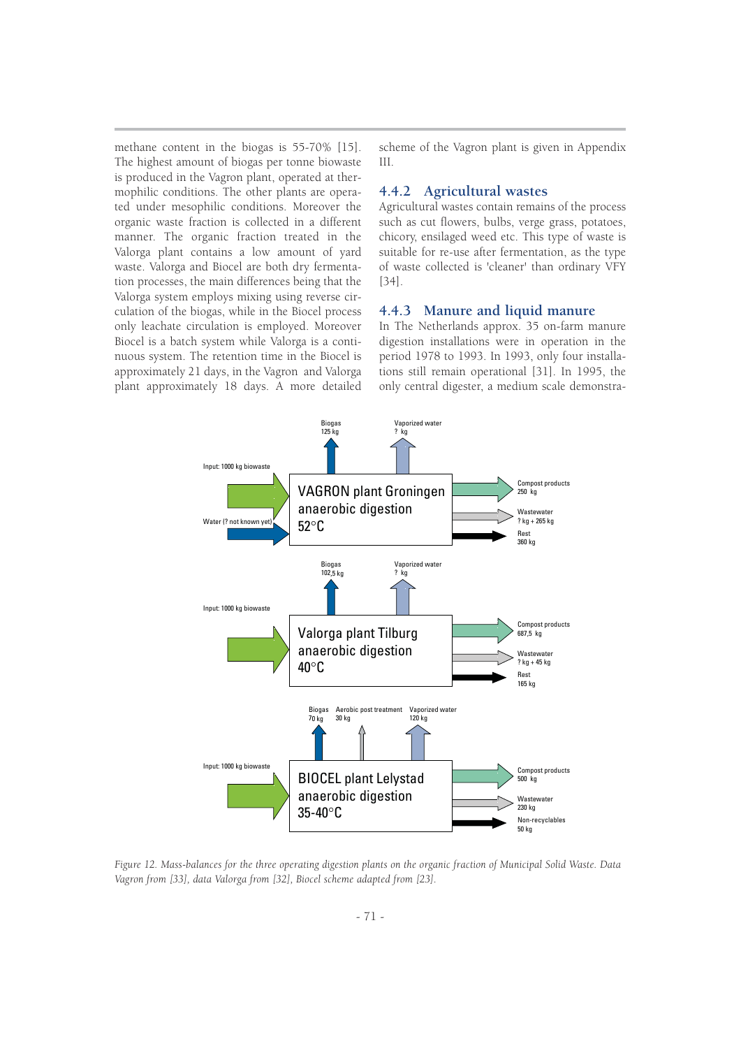methane content in the biogas is 55-70% [15]. The highest amount of biogas per tonne biowaste is produced in the Vagron plant, operated at thermophilic conditions. The other plants are operated under mesophilic conditions. Moreover the organic waste fraction is collected in a different manner. The organic fraction treated in the Valorga plant contains a low amount of yard waste. Valorga and Biocel are both dry fermentation processes, the main differences being that the Valorga system employs mixing using reverse circulation of the biogas, while in the Biocel process only leachate circulation is employed. Moreover Biocel is a batch system while Valorga is a continuous system. The retention time in the Biocel is approximately 21 days, in the Vagron and Valorga plant approximately 18 days. A more detailed scheme of the Vagron plant is given in Appendix III.

### 4.4.2 Agricultural wastes

Agricultural wastes contain remains of the process such as cut flowers, bulbs, verge grass, potatoes, chicory, ensilaged weed etc. This type of waste is suitable for re-use after fermentation, as the type of waste collected is 'cleaner' than ordinary VFY [34].

### 4.4.3 Manure and liquid manure

In The Netherlands approx. 35 on-farm manure digestion installations were in operation in the period 1978 to 1993. In 1993, only four installations still remain operational [31]. In 1995, the only central digester, a medium scale demonstra-

VAGRON plant Groningen, anaerobic digestion, 52°C
- Input: 1000 kg biowaste
- Water (? not known yet)
- Biogas: 125 kg
- Vaporized water: ? kg
- Compost products: 250 kg
- Wastewater: ? kg + 265 kg
- Rest: 360 kg

Valorga plant Tilburg, anaerobic digestion, 40°C
- Input: 1000 kg biowaste
- Biogas: 102,5 kg
- Vaporized water: ? kg
- Compost products: 687,5 kg
- Wastewater: ? kg + 45 kg
- Rest: 165 kg

BIOCEL plant Lelystad, anaerobic digestion, 35-40°C
- Input: 1000 kg biowaste
- Biogas: 70 kg
- Aerobic post treatment: 30 kg
- Vaporized water: 120 kg
- Compost products: 500 kg
- Wastewater: 230 kg
- Non-recyclables: 50 kg

*Figure 12. Mass-balances for the three operating digestion plants on the organic fraction of Municipal Solid Waste. Data Vagron from [33], data Valorga from [32], Biocel scheme adapted from [23].*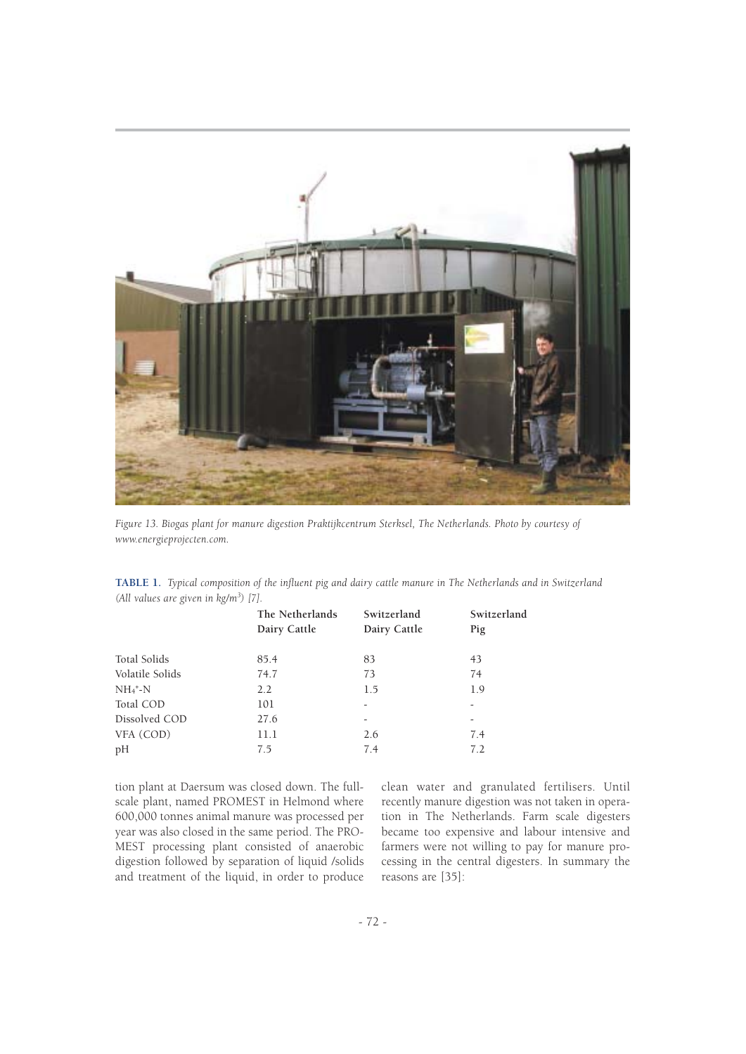*Figure 13. Biogas plant for manure digestion Praktijkcentrum Sterksel, The Netherlands. Photo by courtesy of www.energieprojecten.com.*

**TABLE 1.** *Typical composition of the influent pig and dairy cattle manure in The Netherlands and in Switzerland (All values are given in kg/m$^3$) [7].*

| | The Netherlands Dairy Cattle | Switzerland Dairy Cattle | Switzerland Pig |
|---|---|---|---|
| Total Solids | 85.4 | 83 | 43 |
| Volatile Solids | 74.7 | 73 | 74 |
| $NH_4^+$-N | 2.2 | 1.5 | 1.9 |
| Total COD | 101 | - | - |
| Dissolved COD | 27.6 | - | - |
| VFA (COD) | 11.1 | 2.6 | 7.4 |
| pH | 7.5 | 7.4 | 7.2 |

tion plant at Daersum was closed down. The full-scale plant, named PROMEST in Helmond where 600,000 tonnes animal manure was processed per year was also closed in the same period. The PROMEST processing plant consisted of anaerobic digestion followed by separation of liquid /solids and treatment of the liquid, in order to produce clean water and granulated fertilisers. Until recently manure digestion was not taken in operation in The Netherlands. Farm scale digesters became too expensive and labour intensive and farmers were not willing to pay for manure processing in the central digesters. In summary the reasons are [35]: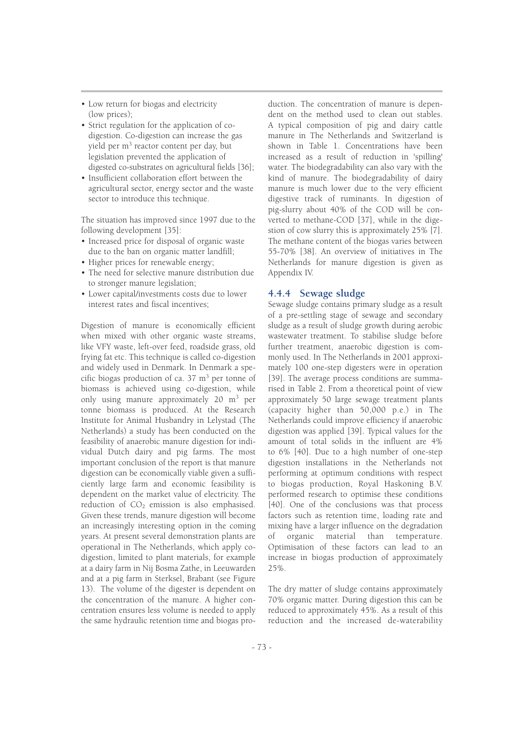- Low return for biogas and electricity (low prices);
- Strict regulation for the application of co-digestion. Co-digestion can increase the gas yield per $m^3$ reactor content per day, but legislation prevented the application of digested co-substrates on agricultural fields [36];
- Insufficient collaboration effort between the agricultural sector, energy sector and the waste sector to introduce this technique.

The situation has improved since 1997 due to the following development [35]:

- Increased price for disposal of organic waste due to the ban on organic matter landfill;
- Higher prices for renewable energy;
- The need for selective manure distribution due to stronger manure legislation;
- Lower capital/investments costs due to lower interest rates and fiscal incentives;

Digestion of manure is economically efficient when mixed with other organic waste streams, like VFY waste, left-over feed, roadside grass, old frying fat etc. This technique is called co-digestion and widely used in Denmark. In Denmark a specific biogas production of ca. 37 $m^3$ per tonne of biomass is achieved using co-digestion, while only using manure approximately 20 $m^3$ per tonne biomass is produced. At the Research Institute for Animal Husbandry in Lelystad (The Netherlands) a study has been conducted on the feasibility of anaerobic manure digestion for individual Dutch dairy and pig farms. The most important conclusion of the report is that manure digestion can be economically viable given a sufficiently large farm and economic feasibility is dependent on the market value of electricity. The reduction of $CO_2$ emission is also emphasised. Given these trends, manure digestion will become an increasingly interesting option in the coming years. At present several demonstration plants are operational in The Netherlands, which apply co-digestion, limited to plant materials, for example at a dairy farm in Nij Bosma Zathe, in Leeuwarden and at a pig farm in Sterksel, Brabant (see Figure 13). The volume of the digester is dependent on the concentration of the manure. A higher concentration ensures less volume is needed to apply the same hydraulic retention time and biogas production. The concentration of manure is dependent on the method used to clean out stables. A typical composition of pig and dairy cattle manure in The Netherlands and Switzerland is shown in Table 1. Concentrations have been increased as a result of reduction in 'spilling' water. The biodegradability can also vary with the kind of manure. The biodegradability of dairy manure is much lower due to the very efficient digestive track of ruminants. In digestion of pig-slurry about 40% of the COD will be converted to methane-COD [37], while in the digestion of cow slurry this is approximately 25% [7]. The methane content of the biogas varies between 55-70% [38]. An overview of initiatives in The Netherlands for manure digestion is given as Appendix IV.

### 4.4.4 Sewage sludge

Sewage sludge contains primary sludge as a result of a pre-settling stage of sewage and secondary sludge as a result of sludge growth during aerobic wastewater treatment. To stabilise sludge before further treatment, anaerobic digestion is commonly used. In The Netherlands in 2001 approximately 100 one-step digesters were in operation [39]. The average process conditions are summarised in Table 2. From a theoretical point of view approximately 50 large sewage treatment plants (capacity higher than 50,000 p.e.) in The Netherlands could improve efficiency if anaerobic digestion was applied [39]. Typical values for the amount of total solids in the influent are 4% to 6% [40]. Due to a high number of one-step digestion installations in the Netherlands not performing at optimum conditions with respect to biogas production, Royal Haskoning B.V. performed research to optimise these conditions [40]. One of the conclusions was that process factors such as retention time, loading rate and mixing have a larger influence on the degradation of organic material than temperature. Optimisation of these factors can lead to an increase in biogas production of approximately 25%.

The dry matter of sludge contains approximately 70% organic matter. During digestion this can be reduced to approximately 45%. As a result of this reduction and the increased de-waterability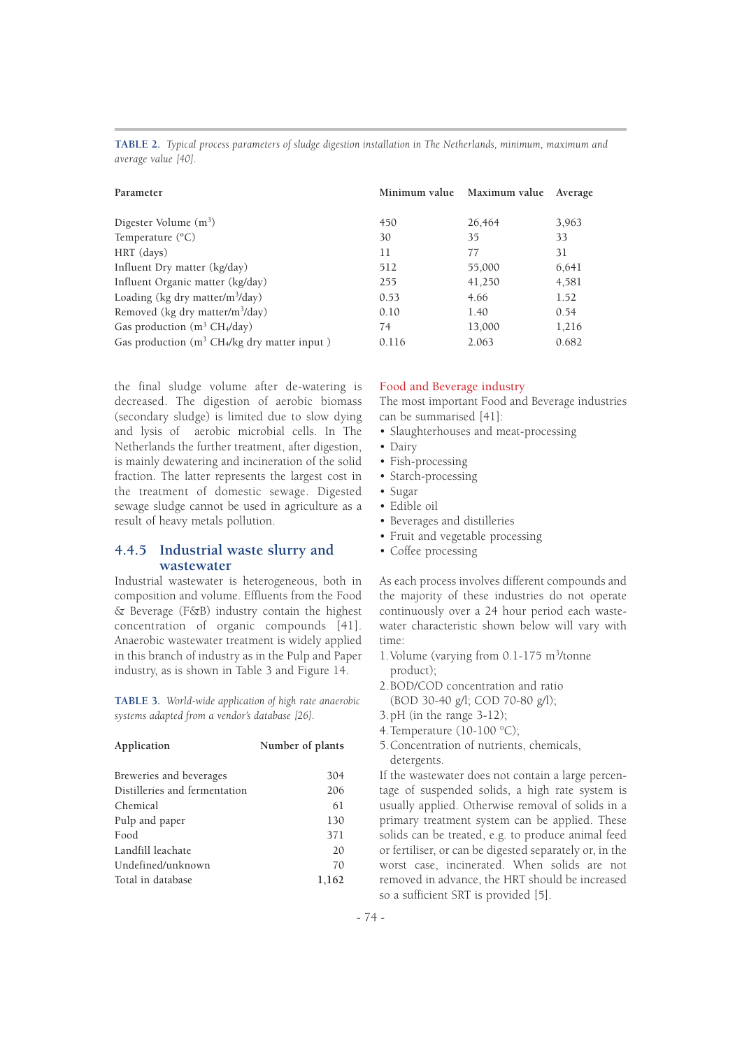**TABLE 2.** *Typical process parameters of sludge digestion installation in The Netherlands, minimum, maximum and average value [40].*

| Parameter | Minimum value | Maximum value | Average |
|---|---|---|---|
| Digester Volume ($m^3$) | 450 | 26,464 | 3,963 |
| Temperature (°C) | 30 | 35 | 33 |
| HRT (days) | 11 | 77 | 31 |
| Influent Dry matter (kg/day) | 512 | 55,000 | 6,641 |
| Influent Organic matter (kg/day) | 255 | 41,250 | 4,581 |
| Loading (kg dry matter/$m^3$/day) | 0.53 | 4.66 | 1.52 |
| Removed (kg dry matter/$m^3$/day) | 0.10 | 1.40 | 0.54 |
| Gas production ($m^3$ $CH_4$/day) | 74 | 13,000 | 1,216 |
| Gas production ($m^3$ $CH_4$/kg dry matter input ) | 0.116 | 2.063 | 0.682 |

the final sludge volume after de-watering is decreased. The digestion of aerobic biomass (secondary sludge) is limited due to slow dying and lysis of aerobic microbial cells. In The Netherlands the further treatment, after digestion, is mainly dewatering and incineration of the solid fraction. The latter represents the largest cost in the treatment of domestic sewage. Digested sewage sludge cannot be used in agriculture as a result of heavy metals pollution.

### 4.4.5 Industrial waste slurry and wastewater

Industrial wastewater is heterogeneous, both in composition and volume. Effluents from the Food & Beverage (F&B) industry contain the highest concentration of organic compounds [41]. Anaerobic wastewater treatment is widely applied in this branch of industry as in the Pulp and Paper industry, as is shown in Table 3 and Figure 14.

**TABLE 3.** *World-wide application of high rate anaerobic systems adapted from a vendor's database [26].*

| Application | Number of plants |
|---|---|
| Breweries and beverages | 304 |
| Distilleries and fermentation | 206 |
| Chemical | 61 |
| Pulp and paper | 130 |
| Food | 371 |
| Landfill leachate | 20 |
| Undefined/unknown | 70 |
| Total in database | **1,162** |

#### Food and Beverage industry

The most important Food and Beverage industries can be summarised [41]:

- Slaughterhouses and meat-processing
- Dairy
- Fish-processing
- Starch-processing
- Sugar
- Edible oil
- Beverages and distilleries
- Fruit and vegetable processing
- Coffee processing

As each process involves different compounds and the majority of these industries do not operate continuously over a 24 hour period each wastewater characteristic shown below will vary with time:

1. Volume (varying from 0.1-175 $m^3$/tonne product);
2. BOD/COD concentration and ratio (BOD 30-40 g/l; COD 70-80 g/l);
3. pH (in the range 3-12);
4. Temperature (10-100 °C);
5. Concentration of nutrients, chemicals, detergents.

If the wastewater does not contain a large percentage of suspended solids, a high rate system is usually applied. Otherwise removal of solids in a primary treatment system can be applied. These solids can be treated, e.g. to produce animal feed or fertiliser, or can be digested separately or, in the worst case, incinerated. When solids are not removed in advance, the HRT should be increased so a sufficient SRT is provided [5].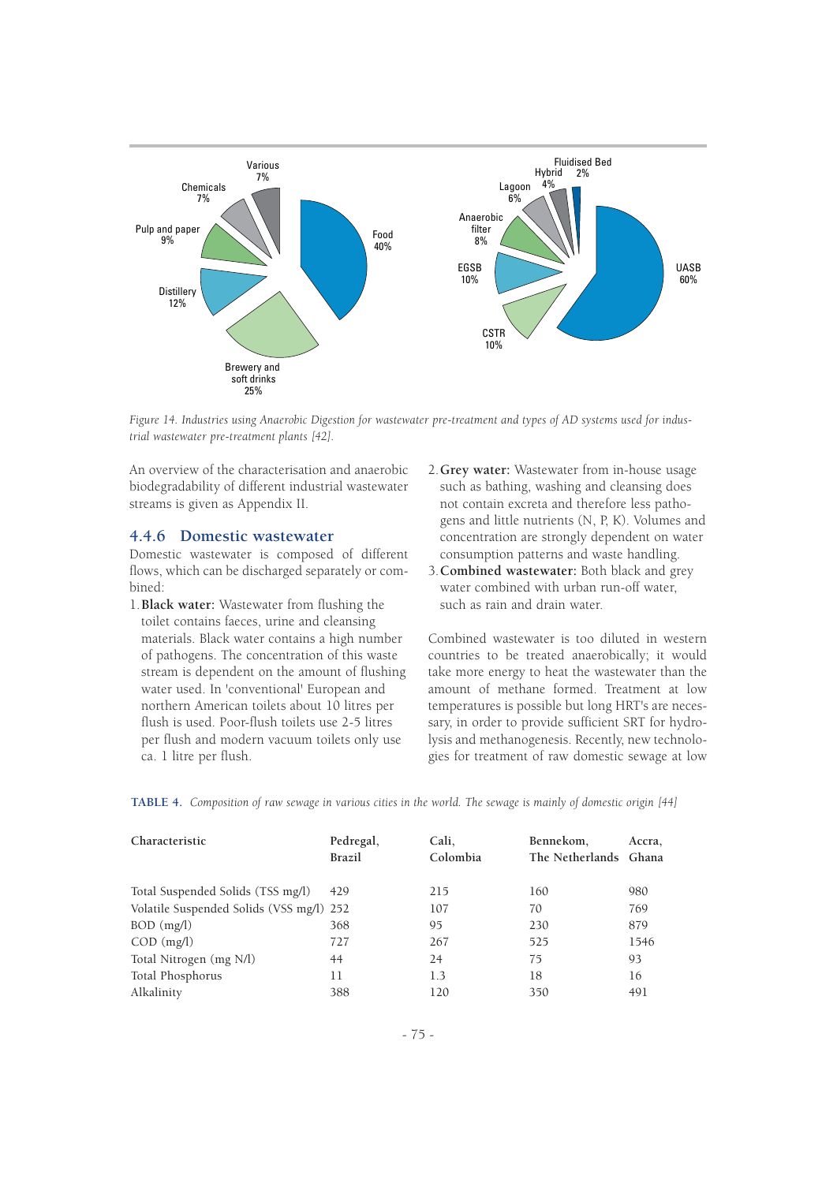Figure 14. *Industries using Anaerobic Digestion for wastewater pre-treatment and types of AD systems used for industrial wastewater pre-treatment plants [42].*

An overview of the characterisation and anaerobic biodegradability of different industrial wastewater streams is given as Appendix II.

### 4.4.6 Domestic wastewater

Domestic wastewater is composed of different flows, which can be discharged separately or combined:

1. **Black water:** Wastewater from flushing the toilet contains faeces, urine and cleansing materials. Black water contains a high number of pathogens. The concentration of this waste stream is dependent on the amount of flushing water used. In 'conventional' European and northern American toilets about 10 litres per flush is used. Poor-flush toilets use 2-5 litres per flush and modern vacuum toilets only use ca. 1 litre per flush.
2. **Grey water:** Wastewater from in-house usage such as bathing, washing and cleansing does not contain excreta and therefore less pathogens and little nutrients (N, P, K). Volumes and concentration are strongly dependent on water consumption patterns and waste handling.
3. **Combined wastewater:** Both black and grey water combined with urban run-off water, such as rain and drain water.

Combined wastewater is too diluted in western countries to be treated anaerobically; it would take more energy to heat the wastewater than the amount of methane formed. Treatment at low temperatures is possible but long HRT's are necessary, in order to provide sufficient SRT for hydrolysis and methanogenesis. Recently, new technologies for treatment of raw domestic sewage at low

**TABLE 4.** *Composition of raw sewage in various cities in the world. The sewage is mainly of domestic origin [44]*

| Characteristic | Pedregal, Brazil | Cali, Colombia | Bennekom, The Netherlands | Accra, Ghana |
|---|---|---|---|---|
| Total Suspended Solids (TSS mg/l) | 429 | 215 | 160 | 980 |
| Volatile Suspended Solids (VSS mg/l) | 252 | 107 | 70 | 769 |
| BOD (mg/l) | 368 | 95 | 230 | 879 |
| COD (mg/l) | 727 | 267 | 525 | 1546 |
| Total Nitrogen (mg N/l) | 44 | 24 | 75 | 93 |
| Total Phosphorus | 11 | 1.3 | 18 | 16 |
| Alkalinity | 388 | 120 | 350 | 491 |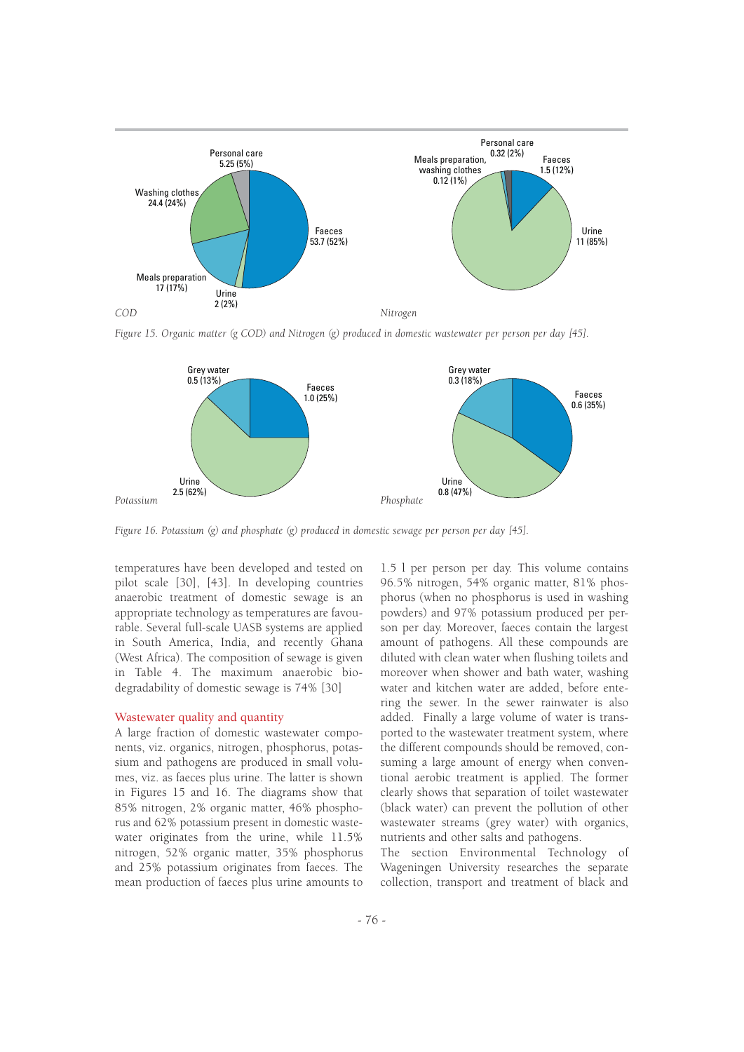COD

Nitrogen

*Figure 15. Organic matter (g COD) and Nitrogen (g) produced in domestic wastewater per person per day [45].*

Potassium

Phosphate

*Figure 16. Potassium (g) and phosphate (g) produced in domestic sewage per person per day [45].*

temperatures have been developed and tested on pilot scale [30], [43]. In developing countries anaerobic treatment of domestic sewage is an appropriate technology as temperatures are favourable. Several full-scale UASB systems are applied in South America, India, and recently Ghana (West Africa). The composition of sewage is given in Table 4. The maximum anaerobic biodegradability of domestic sewage is 74% [30]

## Wastewater quality and quantity

A large fraction of domestic wastewater components, viz. organics, nitrogen, phosphorus, potassium and pathogens are produced in small volumes, viz. as faeces plus urine. The latter is shown in Figures 15 and 16. The diagrams show that 85% nitrogen, 2% organic matter, 46% phosphorus and 62% potassium present in domestic wastewater originates from the urine, while 11.5% nitrogen, 52% organic matter, 35% phosphorus and 25% potassium originates from faeces. The mean production of faeces plus urine amounts to 1.5 l per person per day. This volume contains 96.5% nitrogen, 54% organic matter, 81% phosphorus (when no phosphorus is used in washing powders) and 97% potassium produced per person per day. Moreover, faeces contain the largest amount of pathogens. All these compounds are diluted with clean water when flushing toilets and moreover when shower and bath water, washing water and kitchen water are added, before entering the sewer. In the sewer rainwater is also added. Finally a large volume of water is transported to the wastewater treatment system, where the different compounds should be removed, consuming a large amount of energy when conventional aerobic treatment is applied. The former clearly shows that separation of toilet wastewater (black water) can prevent the pollution of other wastewater streams (grey water) with organics, nutrients and other salts and pathogens.

The section Environmental Technology of Wageningen University researches the separate collection, transport and treatment of black and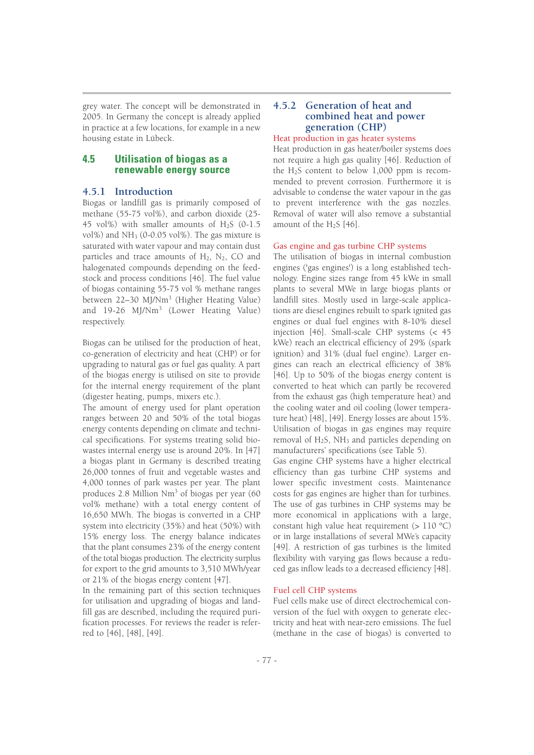grey water. The concept will be demonstrated in 2005. In Germany the concept is already applied in practice at a few locations, for example in a new housing estate in Lübeck.

## 4.5 Utilisation of biogas as a renewable energy source

### 4.5.1 Introduction

Biogas or landfill gas is primarily composed of methane (55-75 vol%), and carbon dioxide (25-45 vol%) with smaller amounts of $H_2S$ (0-1.5 vol%) and $NH_3$ (0-0.05 vol%). The gas mixture is saturated with water vapour and may contain dust particles and trace amounts of $H_2$, $N_2$, CO and halogenated compounds depending on the feedstock and process conditions [46]. The fuel value of biogas containing 55-75 vol % methane ranges between 22–30 MJ/Nm$^3$ (Higher Heating Value) and 19-26 MJ/Nm$^3$ (Lower Heating Value) respectively.

Biogas can be utilised for the production of heat, co-generation of electricity and heat (CHP) or for upgrading to natural gas or fuel gas quality. A part of the biogas energy is utilised on site to provide for the internal energy requirement of the plant (digester heating, pumps, mixers etc.).
The amount of energy used for plant operation ranges between 20 and 50% of the total biogas energy contents depending on climate and technical specifications. For systems treating solid biowastes internal energy use is around 20%. In [47] a biogas plant in Germany is described treating 26,000 tonnes of fruit and vegetable wastes and 4,000 tonnes of park wastes per year. The plant produces 2.8 Million Nm$^3$ of biogas per year (60 vol% methane) with a total energy content of 16,650 MWh. The biogas is converted in a CHP system into electricity (35%) and heat (50%) with 15% energy loss. The energy balance indicates that the plant consumes 23% of the energy content of the total biogas production. The electricity surplus for export to the grid amounts to 3,510 MWh/year or 21% of the biogas energy content [47].
In the remaining part of this section techniques for utilisation and upgrading of biogas and landfill gas are described, including the required purification processes. For reviews the reader is referred to [46], [48], [49].

### 4.5.2 Generation of heat and combined heat and power generation (CHP)

#### Heat production in gas heater systems

Heat production in gas heater/boiler systems does not require a high gas quality [46]. Reduction of the $H_2S$ content to below 1,000 ppm is recommended to prevent corrosion. Furthermore it is advisable to condense the water vapour in the gas to prevent interference with the gas nozzles. Removal of water will also remove a substantial amount of the $H_2S$ [46].

#### Gas engine and gas turbine CHP systems

The utilisation of biogas in internal combustion engines ('gas engines') is a long established technology. Engine sizes range from 45 kWe in small plants to several MWe in large biogas plants or landfill sites. Mostly used in large-scale applications are diesel engines rebuilt to spark ignited gas engines or dual fuel engines with 8-10% diesel injection [46]. Small-scale CHP systems (< 45 kWe) reach an electrical efficiency of 29% (spark ignition) and 31% (dual fuel engine). Larger engines can reach an electrical efficiency of 38% [46]. Up to 50% of the biogas energy content is converted to heat which can partly be recovered from the exhaust gas (high temperature heat) and the cooling water and oil cooling (lower temperature heat) [48], [49]. Energy losses are about 15%. Utilisation of biogas in gas engines may require removal of $H_2S$, $NH_3$ and particles depending on manufacturers' specifications (see Table 5).
Gas engine CHP systems have a higher electrical efficiency than gas turbine CHP systems and lower specific investment costs. Maintenance costs for gas engines are higher than for turbines. The use of gas turbines in CHP systems may be more economical in applications with a large, constant high value heat requirement (> 110 ºC) or in large installations of several MWe's capacity [49]. A restriction of gas turbines is the limited flexibility with varying gas flows because a reduced gas inflow leads to a decreased efficiency [48].

#### Fuel cell CHP systems

Fuel cells make use of direct electrochemical conversion of the fuel with oxygen to generate electricity and heat with near-zero emissions. The fuel (methane in the case of biogas) is converted to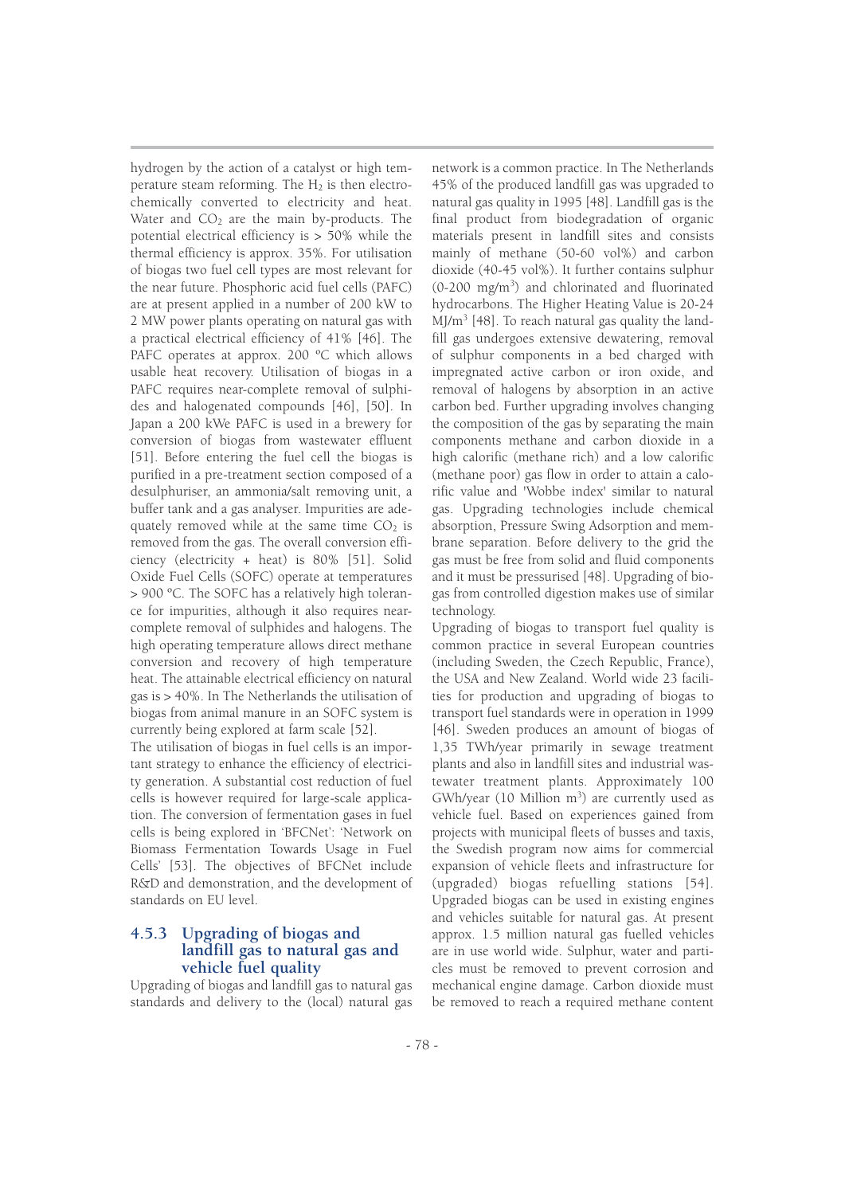hydrogen by the action of a catalyst or high temperature steam reforming. The $H_2$ is then electrochemically converted to electricity and heat. Water and $CO_2$ are the main by-products. The potential electrical efficiency is > 50% while the thermal efficiency is approx. 35%. For utilisation of biogas two fuel cell types are most relevant for the near future. Phosphoric acid fuel cells (PAFC) are at present applied in a number of 200 kW to 2 MW power plants operating on natural gas with a practical electrical efficiency of 41% [46]. The PAFC operates at approx. 200 ºC which allows usable heat recovery. Utilisation of biogas in a PAFC requires near-complete removal of sulphides and halogenated compounds [46], [50]. In Japan a 200 kWe PAFC is used in a brewery for conversion of biogas from wastewater effluent [51]. Before entering the fuel cell the biogas is purified in a pre-treatment section composed of a desulphuriser, an ammonia/salt removing unit, a buffer tank and a gas analyser. Impurities are adequately removed while at the same time $CO_2$ is removed from the gas. The overall conversion efficiency (electricity + heat) is 80% [51]. Solid Oxide Fuel Cells (SOFC) operate at temperatures > 900 ºC. The SOFC has a relatively high tolerance for impurities, although it also requires near-complete removal of sulphides and halogens. The high operating temperature allows direct methane conversion and recovery of high temperature heat. The attainable electrical efficiency on natural gas is > 40%. In The Netherlands the utilisation of biogas from animal manure in an SOFC system is currently being explored at farm scale [52].

The utilisation of biogas in fuel cells is an important strategy to enhance the efficiency of electricity generation. A substantial cost reduction of fuel cells is however required for large-scale application. The conversion of fermentation gases in fuel cells is being explored in 'BFCNet': 'Network on Biomass Fermentation Towards Usage in Fuel Cells' [53]. The objectives of BFCNet include R&D and demonstration, and the development of standards on EU level.

### 4.5.3 Upgrading of biogas and landfill gas to natural gas and vehicle fuel quality

Upgrading of biogas and landfill gas to natural gas standards and delivery to the (local) natural gas network is a common practice. In The Netherlands 45% of the produced landfill gas was upgraded to natural gas quality in 1995 [48]. Landfill gas is the final product from biodegradation of organic materials present in landfill sites and consists mainly of methane (50-60 vol%) and carbon dioxide (40-45 vol%). It further contains sulphur (0-200 mg/m$^3$) and chlorinated and fluorinated hydrocarbons. The Higher Heating Value is 20-24 MJ/m$^3$ [48]. To reach natural gas quality the landfill gas undergoes extensive dewatering, removal of sulphur components in a bed charged with impregnated active carbon or iron oxide, and removal of halogens by absorption in an active carbon bed. Further upgrading involves changing the composition of the gas by separating the main components methane and carbon dioxide in a high calorific (methane rich) and a low calorific (methane poor) gas flow in order to attain a calorific value and 'Wobbe index' similar to natural gas. Upgrading technologies include chemical absorption, Pressure Swing Adsorption and membrane separation. Before delivery to the grid the gas must be free from solid and fluid components and it must be pressurised [48]. Upgrading of biogas from controlled digestion makes use of similar technology.

Upgrading of biogas to transport fuel quality is common practice in several European countries (including Sweden, the Czech Republic, France), the USA and New Zealand. World wide 23 facilities for production and upgrading of biogas to transport fuel standards were in operation in 1999 [46]. Sweden produces an amount of biogas of 1,35 TWh/year primarily in sewage treatment plants and also in landfill sites and industrial wastewater treatment plants. Approximately 100 GWh/year (10 Million m$^3$) are currently used as vehicle fuel. Based on experiences gained from projects with municipal fleets of busses and taxis, the Swedish program now aims for commercial expansion of vehicle fleets and infrastructure for (upgraded) biogas refuelling stations [54]. Upgraded biogas can be used in existing engines and vehicles suitable for natural gas. At present approx. 1.5 million natural gas fuelled vehicles are in use world wide. Sulphur, water and particles must be removed to prevent corrosion and mechanical engine damage. Carbon dioxide must be removed to reach a required methane content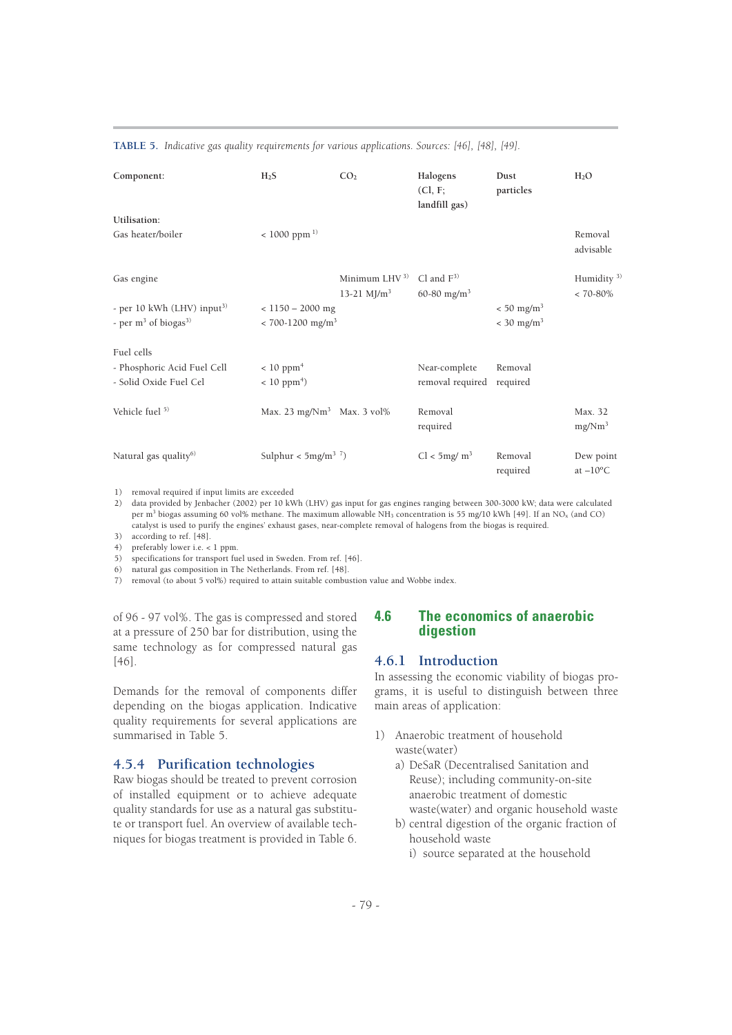**TABLE 5.** *Indicative gas quality requirements for various applications. Sources: [46], [48], [49].*

| Component: | $H_2S$ | $CO_2$ | Halogens (Cl, F; landfill gas) | Dust particles | $H_2O$ |
|---|---|---|---|---|---|
| **Utilisation:** | | | | | |
| Gas heater/boiler | < 1000 ppm [1)] | | | | Removal advisable |
| Gas engine | | Minimum LHV [3)] 13-21 MJ/m$^3$ | Cl and F[3)] 60-80 mg/m$^3$ | | Humidity [3)] < 70-80% |
| - per 10 kWh (LHV) input[3)] | < 1150 – 2000 mg | | | < 50 mg/m$^3$ | |
| - per m$^3$ of biogas[3)] | < 700-1200 mg/m$^3$ | | | < 30 mg/m$^3$ | |
| Fuel cells | | | | | |
| - Phosphoric Acid Fuel Cell | < 10 ppm[4] | | Near-complete removal required | Removal required | |
| - Solid Oxide Fuel Cel | < 10 ppm[4]) | | | | |
| Vehicle fuel [5)] | Max. 23 mg/Nm$^3$ | Max. 3 vol% | Removal required | | Max. 32 mg/Nm$^3$ |
| Natural gas quality[6)] | Sulphur < 5mg/m$^3$ [7)] | | Cl < 5mg/ m$^3$ | Removal required | Dew point at –10ºC |

1) removal required if input limits are exceeded
2) data provided by Jenbacher (2002) per 10 kWh (LHV) gas input for gas engines ranging between 300-3000 kW; data were calculated per m$^3$ biogas assuming 60 vol% methane. The maximum allowable $NH_3$ concentration is 55 mg/10 kWh [49]. If an $NO_x$ (and CO) catalyst is used to purify the engines' exhaust gases, near-complete removal of halogens from the biogas is required.
3) according to ref. [48].
4) preferably lower i.e. < 1 ppm.
5) specifications for transport fuel used in Sweden. From ref. [46].
6) natural gas composition in The Netherlands. From ref. [48].
7) removal (to about 5 vol%) required to attain suitable combustion value and Wobbe index.

of 96 - 97 vol%. The gas is compressed and stored at a pressure of 250 bar for distribution, using the same technology as for compressed natural gas [46].

Demands for the removal of components differ depending on the biogas application. Indicative quality requirements for several applications are summarised in Table 5.

### 4.5.4 Purification technologies

Raw biogas should be treated to prevent corrosion of installed equipment or to achieve adequate quality standards for use as a natural gas substitute or transport fuel. An overview of available techniques for biogas treatment is provided in Table 6.

## 4.6 The economics of anaerobic digestion

### 4.6.1 Introduction

In assessing the economic viability of biogas programs, it is useful to distinguish between three main areas of application:

1) Anaerobic treatment of household waste(water)
   a) DeSaR (Decentralised Sanitation and Reuse); including community-on-site anaerobic treatment of domestic waste(water) and organic household waste
   b) central digestion of the organic fraction of household waste
      i) source separated at the household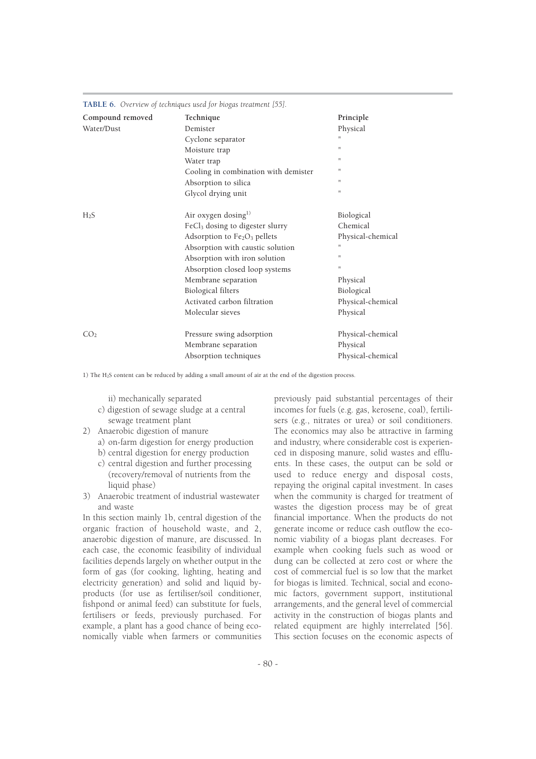**TABLE 6.** *Overview of techniques used for biogas treatment [55].*

| Compound removed | Technique | Principle |
|---|---|---|
| Water/Dust | Demister | Physical |
| | Cyclone separator | " |
| | Moisture trap | " |
| | Water trap | " |
| | Cooling in combination with demister | " |
| | Absorption to silica | " |
| | Glycol drying unit | " |
| $H_2S$ | Air oxygen dosing[1)] | Biological |
| | $FeCl_3$ dosing to digester slurry | Chemical |
| | Adsorption to $Fe_2O_3$ pellets | Physical-chemical |
| | Absorption with caustic solution | " |
| | Absorption with iron solution | " |
| | Absorption closed loop systems | " |
| | Membrane separation | Physical |
| | Biological filters | Biological |
| | Activated carbon filtration | Physical-chemical |
| | Molecular sieves | Physical |
| $CO_2$ | Pressure swing adsorption | Physical-chemical |
| | Membrane separation | Physical |
| | Absorption techniques | Physical-chemical |

1) The $H_2S$ content can be reduced by adding a small amount of air at the end of the digestion process.

ii) mechanically separated

c) digestion of sewage sludge at a central sewage treatment plant

2) Anaerobic digestion of manure
   a) on-farm digestion for energy production
   b) central digestion for energy production
   c) central digestion and further processing (recovery/removal of nutrients from the liquid phase)

3) Anaerobic treatment of industrial wastewater and waste

In this section mainly 1b, central digestion of the organic fraction of household waste, and 2, anaerobic digestion of manure, are discussed. In each case, the economic feasibility of individual facilities depends largely on whether output in the form of gas (for cooking, lighting, heating and electricity generation) and solid and liquid by-products (for use as fertiliser/soil conditioner, fishpond or animal feed) can substitute for fuels, fertilisers or feeds, previously purchased. For example, a plant has a good chance of being economically viable when farmers or communities previously paid substantial percentages of their incomes for fuels (e.g. gas, kerosene, coal), fertilisers (e.g., nitrates or urea) or soil conditioners. The economics may also be attractive in farming and industry, where considerable cost is experienced in disposing manure, solid wastes and effluents. In these cases, the output can be sold or used to reduce energy and disposal costs, repaying the original capital investment. In cases when the community is charged for treatment of wastes the digestion process may be of great financial importance. When the products do not generate income or reduce cash outflow the economic viability of a biogas plant decreases. For example when cooking fuels such as wood or dung can be collected at zero cost or where the cost of commercial fuel is so low that the market for biogas is limited. Technical, social and economic factors, government support, institutional arrangements, and the general level of commercial activity in the construction of biogas plants and related equipment are highly interrelated [56]. This section focuses on the economic aspects of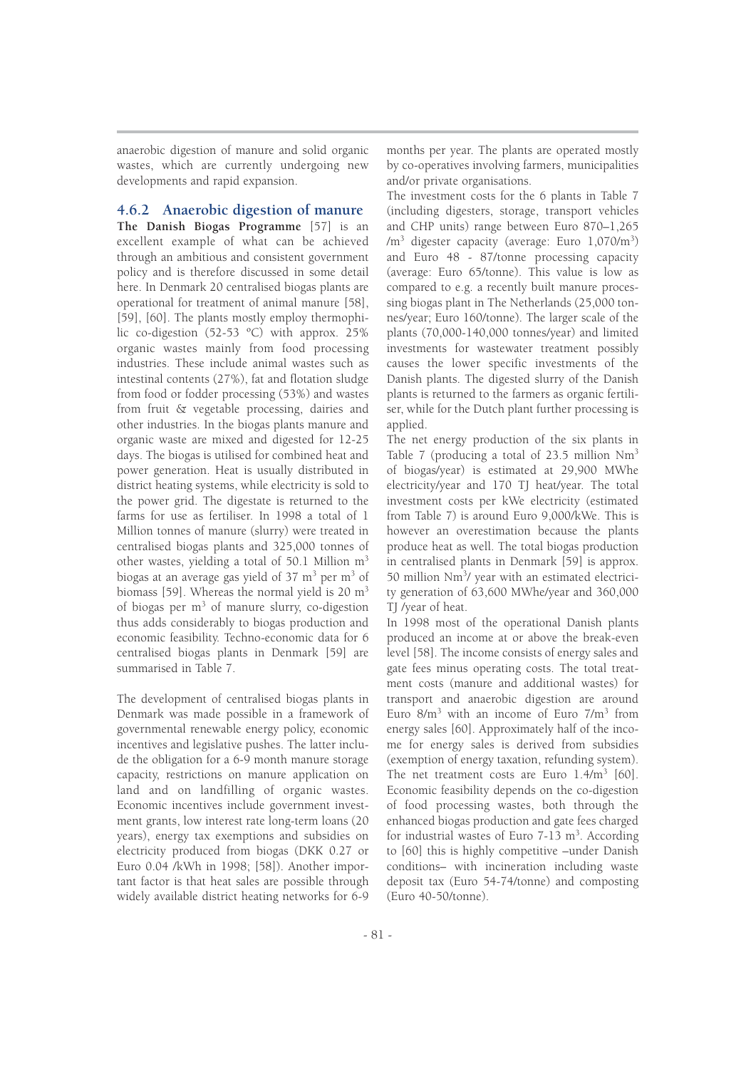anaerobic digestion of manure and solid organic wastes, which are currently undergoing new developments and rapid expansion.

### 4.6.2 Anaerobic digestion of manure

**The Danish Biogas Programme** [57] is an excellent example of what can be achieved through an ambitious and consistent government policy and is therefore discussed in some detail here. In Denmark 20 centralised biogas plants are operational for treatment of animal manure [58], [59], [60]. The plants mostly employ thermophilic co-digestion (52-53 ºC) with approx. 25% organic wastes mainly from food processing industries. These include animal wastes such as intestinal contents (27%), fat and flotation sludge from food or fodder processing (53%) and wastes from fruit & vegetable processing, dairies and other industries. In the biogas plants manure and organic waste are mixed and digested for 12-25 days. The biogas is utilised for combined heat and power generation. Heat is usually distributed in district heating systems, while electricity is sold to the power grid. The digestate is returned to the farms for use as fertiliser. In 1998 a total of 1 Million tonnes of manure (slurry) were treated in centralised biogas plants and 325,000 tonnes of other wastes, yielding a total of 50.1 Million $m^3$ biogas at an average gas yield of 37 $m^3$ per $m^3$ of biomass [59]. Whereas the normal yield is 20 $m^3$ of biogas per $m^3$ of manure slurry, co-digestion thus adds considerably to biogas production and economic feasibility. Techno-economic data for 6 centralised biogas plants in Denmark [59] are summarised in Table 7.

The development of centralised biogas plants in Denmark was made possible in a framework of governmental renewable energy policy, economic incentives and legislative pushes. The latter include the obligation for a 6-9 month manure storage capacity, restrictions on manure application on land and on landfilling of organic wastes. Economic incentives include government investment grants, low interest rate long-term loans (20 years), energy tax exemptions and subsidies on electricity produced from biogas (DKK 0.27 or Euro 0.04 /kWh in 1998; [58]). Another important factor is that heat sales are possible through widely available district heating networks for 6-9 months per year. The plants are operated mostly by co-operatives involving farmers, municipalities and/or private organisations.

The investment costs for the 6 plants in Table 7 (including digesters, storage, transport vehicles and CHP units) range between Euro 870–1,265 /$m^3$ digester capacity (average: Euro 1,070/$m^3$) and Euro 48 - 87/tonne processing capacity (average: Euro 65/tonne). This value is low as compared to e.g. a recently built manure processing biogas plant in The Netherlands (25,000 tonnes/year; Euro 160/tonne). The larger scale of the plants (70,000-140,000 tonnes/year) and limited investments for wastewater treatment possibly causes the lower specific investments of the Danish plants. The digested slurry of the Danish plants is returned to the farmers as organic fertiliser, while for the Dutch plant further processing is applied.

The net energy production of the six plants in Table 7 (producing a total of 23.5 million $Nm^3$ of biogas/year) is estimated at 29,900 MWhe electricity/year and 170 TJ heat/year. The total investment costs per kWe electricity (estimated from Table 7) is around Euro 9,000/kWe. This is however an overestimation because the plants produce heat as well. The total biogas production in centralised plants in Denmark [59] is approx. 50 million $Nm^3$/ year with an estimated electricity generation of 63,600 MWhe/year and 360,000 TJ /year of heat.

In 1998 most of the operational Danish plants produced an income at or above the break-even level [58]. The income consists of energy sales and gate fees minus operating costs. The total treatment costs (manure and additional wastes) for transport and anaerobic digestion are around Euro 8/$m^3$ with an income of Euro 7/$m^3$ from energy sales [60]. Approximately half of the income for energy sales is derived from subsidies (exemption of energy taxation, refunding system). The net treatment costs are Euro 1.4/$m^3$ [60]. Economic feasibility depends on the co-digestion of food processing wastes, both through the enhanced biogas production and gate fees charged for industrial wastes of Euro 7-13 $m^3$. According to [60] this is highly competitive –under Danish conditions– with incineration including waste deposit tax (Euro 54-74/tonne) and composting (Euro 40-50/tonne).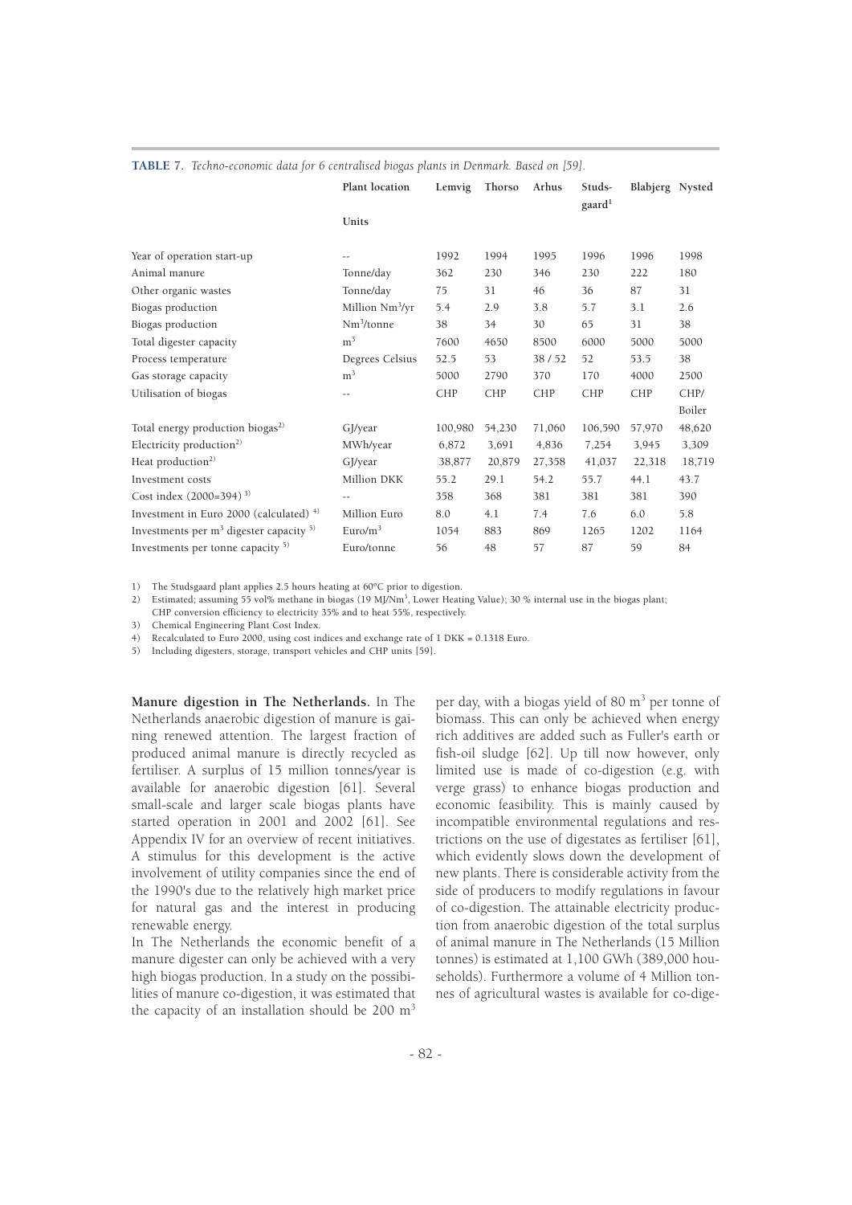**TABLE 7.** *Techno-economic data for 6 centralised biogas plants in Denmark. Based on [59].*

| Plant location | Units | Lemvig | Thorso | Arhus | Studs-gaard[1] | Blabjerg | Nysted |
|---|---|---|---|---|---|---|---|
| Year of operation start-up | -- | 1992 | 1994 | 1995 | 1996 | 1996 | 1998 |
| Animal manure | Tonne/day | 362 | 230 | 346 | 230 | 222 | 180 |
| Other organic wastes | Tonne/day | 75 | 31 | 46 | 36 | 87 | 31 |
| Biogas production | Million $Nm^3$/yr | 5.4 | 2.9 | 3.8 | 5.7 | 3.1 | 2.6 |
| Biogas production | $Nm^3$/tonne | 38 | 34 | 30 | 65 | 31 | 38 |
| Total digester capacity | $m^3$ | 7600 | 4650 | 8500 | 6000 | 5000 | 5000 |
| Process temperature | Degrees Celsius | 52.5 | 53 | 38 / 52 | 52 | 53.5 | 38 |
| Gas storage capacity | $m^3$ | 5000 | 2790 | 370 | 170 | 4000 | 2500 |
| Utilisation of biogas | -- | CHP | CHP | CHP | CHP | CHP | CHP/ Boiler |
| Total energy production biogas[2] | GJ/year | 100,980 | 54,230 | 71,060 | 106,590 | 57,970 | 48,620 |
| Electricity production[2] | MWh/year | 6,872 | 3,691 | 4,836 | 7,254 | 3,945 | 3,309 |
| Heat production[2] | GJ/year | 38,877 | 20,879 | 27,358 | 41,037 | 22,318 | 18,719 |
| Investment costs | Million DKK | 55.2 | 29.1 | 54.2 | 55.7 | 44.1 | 43.7 |
| Cost index (2000=394) [3] | -- | 358 | 368 | 381 | 381 | 381 | 390 |
| Investment in Euro 2000 (calculated) [4] | Million Euro | 8.0 | 4.1 | 7.4 | 7.6 | 6.0 | 5.8 |
| Investments per $m^3$ digester capacity [5] | Euro/$m^3$ | 1054 | 883 | 869 | 1265 | 1202 | 1164 |
| Investments per tonne capacity [5] | Euro/tonne | 56 | 48 | 57 | 87 | 59 | 84 |

1) The Studsgaard plant applies 2.5 hours heating at 60°C prior to digestion.
2) Estimated; assuming 55 vol% methane in biogas (19 MJ/$Nm^3$, Lower Heating Value); 30 % internal use in the biogas plant; CHP conversion efficiency to electricity 35% and to heat 55%, respectively.
3) Chemical Engineering Plant Cost Index.
4) Recalculated to Euro 2000, using cost indices and exchange rate of 1 DKK = 0.1318 Euro.
5) Including digesters, storage, transport vehicles and CHP units [59].

**Manure digestion in The Netherlands.** In The Netherlands anaerobic digestion of manure is gaining renewed attention. The largest fraction of produced animal manure is directly recycled as fertiliser. A surplus of 15 million tonnes/year is available for anaerobic digestion [61]. Several small-scale and larger scale biogas plants have started operation in 2001 and 2002 [61]. See Appendix IV for an overview of recent initiatives. A stimulus for this development is the active involvement of utility companies since the end of the 1990's due to the relatively high market price for natural gas and the interest in producing renewable energy.

In The Netherlands the economic benefit of a manure digester can only be achieved with a very high biogas production. In a study on the possibilities of manure co-digestion, it was estimated that the capacity of an installation should be 200 $m^3$ per day, with a biogas yield of 80 $m^3$ per tonne of biomass. This can only be achieved when energy rich additives are added such as Fuller's earth or fish-oil sludge [62]. Up till now however, only limited use is made of co-digestion (e.g. with verge grass) to enhance biogas production and economic feasibility. This is mainly caused by incompatible environmental regulations and restrictions on the use of digestates as fertiliser [61], which evidently slows down the development of new plants. There is considerable activity from the side of producers to modify regulations in favour of co-digestion. The attainable electricity production from anaerobic digestion of the total surplus of animal manure in The Netherlands (15 Million tonnes) is estimated at 1,100 GWh (389,000 households). Furthermore a volume of 4 Million tonnes of agricultural wastes is available for co-dige-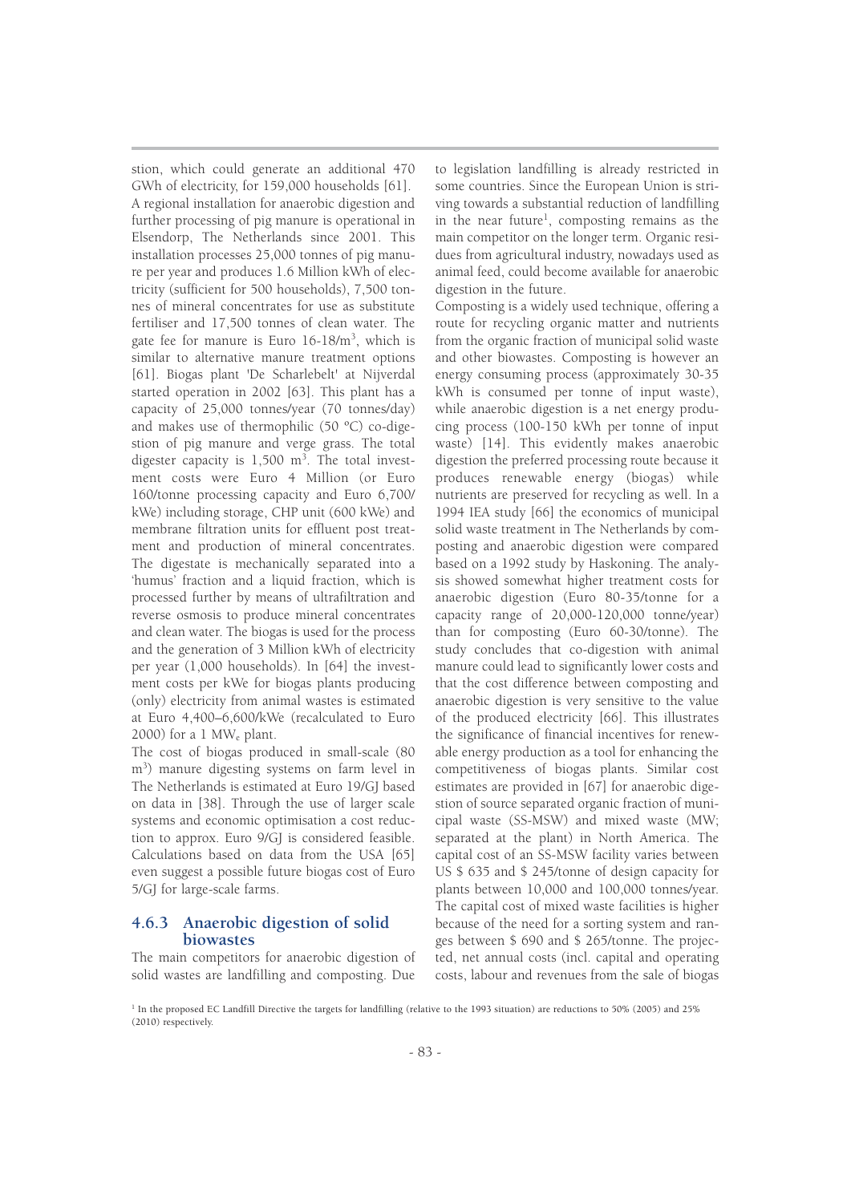stion, which could generate an additional 470 GWh of electricity, for 159,000 households [61].

A regional installation for anaerobic digestion and further processing of pig manure is operational in Elsendorp, The Netherlands since 2001. This installation processes 25,000 tonnes of pig manure per year and produces 1.6 Million kWh of electricity (sufficient for 500 households), 7,500 tonnes of mineral concentrates for use as substitute fertiliser and 17,500 tonnes of clean water. The gate fee for manure is Euro 16-18/$m^3$, which is similar to alternative manure treatment options [61]. Biogas plant 'De Scharlebelt' at Nijverdal started operation in 2002 [63]. This plant has a capacity of 25,000 tonnes/year (70 tonnes/day) and makes use of thermophilic (50 ºC) co-digestion of pig manure and verge grass. The total digester capacity is 1,500 $m^3$. The total investment costs were Euro 4 Million (or Euro 160/tonne processing capacity and Euro 6,700/kWe) including storage, CHP unit (600 kWe) and membrane filtration units for effluent post treatment and production of mineral concentrates. The digestate is mechanically separated into a 'humus' fraction and a liquid fraction, which is processed further by means of ultrafiltration and reverse osmosis to produce mineral concentrates and clean water. The biogas is used for the process and the generation of 3 Million kWh of electricity per year (1,000 households). In [64] the investment costs per kWe for biogas plants producing (only) electricity from animal wastes is estimated at Euro 4,400–6,600/kWe (recalculated to Euro 2000) for a 1 $MW_e$ plant.

The cost of biogas produced in small-scale (80 $m^3$) manure digesting systems on farm level in The Netherlands is estimated at Euro 19/GJ based on data in [38]. Through the use of larger scale systems and economic optimisation a cost reduction to approx. Euro 9/GJ is considered feasible. Calculations based on data from the USA [65] even suggest a possible future biogas cost of Euro 5/GJ for large-scale farms.

### 4.6.3 Anaerobic digestion of solid biowastes

The main competitors for anaerobic digestion of solid wastes are landfilling and composting. Due to legislation landfilling is already restricted in some countries. Since the European Union is striving towards a substantial reduction of landfilling in the near future[1], composting remains as the main competitor on the longer term. Organic residues from agricultural industry, nowadays used as animal feed, could become available for anaerobic digestion in the future.

Composting is a widely used technique, offering a route for recycling organic matter and nutrients from the organic fraction of municipal solid waste and other biowastes. Composting is however an energy consuming process (approximately 30-35 kWh is consumed per tonne of input waste), while anaerobic digestion is a net energy producing process (100-150 kWh per tonne of input waste) [14]. This evidently makes anaerobic digestion the preferred processing route because it produces renewable energy (biogas) while nutrients are preserved for recycling as well. In a 1994 IEA study [66] the economics of municipal solid waste treatment in The Netherlands by composting and anaerobic digestion were compared based on a 1992 study by Haskoning. The analysis showed somewhat higher treatment costs for anaerobic digestion (Euro 80-35/tonne for a capacity range of 20,000-120,000 tonne/year) than for composting (Euro 60-30/tonne). The study concludes that co-digestion with animal manure could lead to significantly lower costs and that the cost difference between composting and anaerobic digestion is very sensitive to the value of the produced electricity [66]. This illustrates the significance of financial incentives for renewable energy production as a tool for enhancing the competitiveness of biogas plants. Similar cost estimates are provided in [67] for anaerobic digestion of source separated organic fraction of municipal waste (SS-MSW) and mixed waste (MW; separated at the plant) in North America. The capital cost of an SS-MSW facility varies between US $ 635 and $ 245/tonne of design capacity for plants between 10,000 and 100,000 tonnes/year. The capital cost of mixed waste facilities is higher because of the need for a sorting system and ranges between $ 690 and $ 265/tonne. The projected, net annual costs (incl. capital and operating costs, labour and revenues from the sale of biogas

[1] In the proposed EC Landfill Directive the targets for landfilling (relative to the 1993 situation) are reductions to 50% (2005) and 25% (2010) respectively.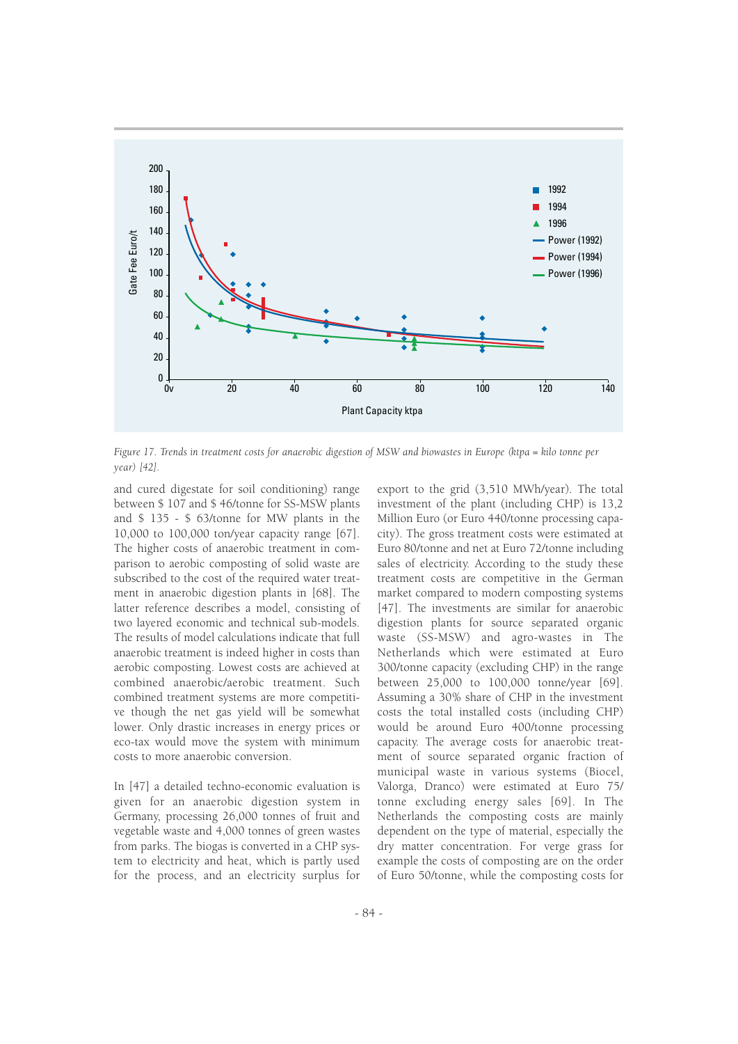*Figure 17. Trends in treatment costs for anaerobic digestion of MSW and biowastes in Europe (ktpa = kilo tonne per year) [42].*

and cured digestate for soil conditioning) range between \$ 107 and \$ 46/tonne for SS-MSW plants and \$ 135 - \$ 63/tonne for MW plants in the 10,000 to 100,000 ton/year capacity range [67]. The higher costs of anaerobic treatment in comparison to aerobic composting of solid waste are subscribed to the cost of the required water treatment in anaerobic digestion plants in [68]. The latter reference describes a model, consisting of two layered economic and technical sub-models. The results of model calculations indicate that full anaerobic treatment is indeed higher in costs than aerobic composting. Lowest costs are achieved at combined anaerobic/aerobic treatment. Such combined treatment systems are more competitive though the net gas yield will be somewhat lower. Only drastic increases in energy prices or eco-tax would move the system with minimum costs to more anaerobic conversion.

In [47] a detailed techno-economic evaluation is given for an anaerobic digestion system in Germany, processing 26,000 tonnes of fruit and vegetable waste and 4,000 tonnes of green wastes from parks. The biogas is converted in a CHP system to electricity and heat, which is partly used for the process, and an electricity surplus for export to the grid (3,510 MWh/year). The total investment of the plant (including CHP) is 13,2 Million Euro (or Euro 440/tonne processing capacity). The gross treatment costs were estimated at Euro 80/tonne and net at Euro 72/tonne including sales of electricity. According to the study these treatment costs are competitive in the German market compared to modern composting systems [47]. The investments are similar for anaerobic digestion plants for source separated organic waste (SS-MSW) and agro-wastes in The Netherlands which were estimated at Euro 300/tonne capacity (excluding CHP) in the range between 25,000 to 100,000 tonne/year [69]. Assuming a 30% share of CHP in the investment costs the total installed costs (including CHP) would be around Euro 400/tonne processing capacity. The average costs for anaerobic treatment of source separated organic fraction of municipal waste in various systems (Biocel, Valorga, Dranco) were estimated at Euro 75/ tonne excluding energy sales [69]. In The Netherlands the composting costs are mainly dependent on the type of material, especially the dry matter concentration. For verge grass for example the costs of composting are on the order of Euro 50/tonne, while the composting costs for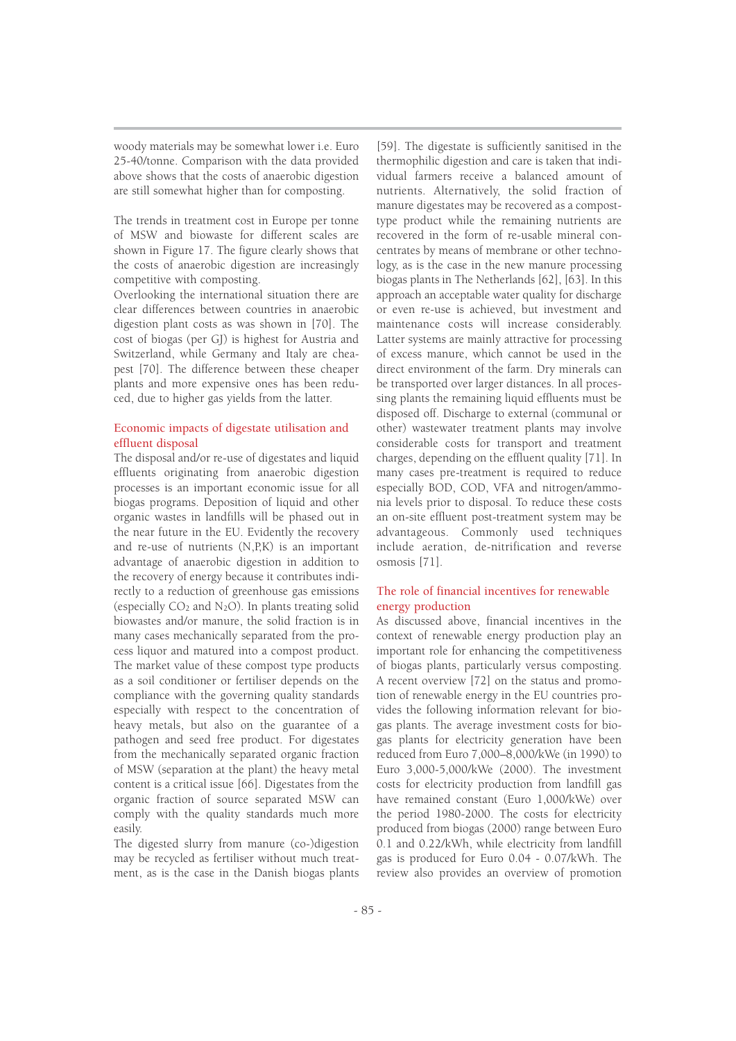woody materials may be somewhat lower i.e. Euro 25-40/tonne. Comparison with the data provided above shows that the costs of anaerobic digestion are still somewhat higher than for composting.

The trends in treatment cost in Europe per tonne of MSW and biowaste for different scales are shown in Figure 17. The figure clearly shows that the costs of anaerobic digestion are increasingly competitive with composting.
Overlooking the international situation there are clear differences between countries in anaerobic digestion plant costs as was shown in [70]. The cost of biogas (per GJ) is highest for Austria and Switzerland, while Germany and Italy are cheapest [70]. The difference between these cheaper plants and more expensive ones has been reduced, due to higher gas yields from the latter.

### Economic impacts of digestate utilisation and effluent disposal

The disposal and/or re-use of digestates and liquid effluents originating from anaerobic digestion processes is an important economic issue for all biogas programs. Deposition of liquid and other organic wastes in landfills will be phased out in the near future in the EU. Evidently the recovery and re-use of nutrients (N,P,K) is an important advantage of anaerobic digestion in addition to the recovery of energy because it contributes indirectly to a reduction of greenhouse gas emissions (especially $CO_2$ and $N_2O$). In plants treating solid biowastes and/or manure, the solid fraction is in many cases mechanically separated from the process liquor and matured into a compost product. The market value of these compost type products as a soil conditioner or fertiliser depends on the compliance with the governing quality standards especially with respect to the concentration of heavy metals, but also on the guarantee of a pathogen and seed free product. For digestates from the mechanically separated organic fraction of MSW (separation at the plant) the heavy metal content is a critical issue [66]. Digestates from the organic fraction of source separated MSW can comply with the quality standards much more easily.
The digested slurry from manure (co-)digestion may be recycled as fertiliser without much treatment, as is the case in the Danish biogas plants [59]. The digestate is sufficiently sanitised in the thermophilic digestion and care is taken that individual farmers receive a balanced amount of nutrients. Alternatively, the solid fraction of manure digestates may be recovered as a compost-type product while the remaining nutrients are recovered in the form of re-usable mineral concentrates by means of membrane or other technology, as is the case in the new manure processing biogas plants in The Netherlands [62], [63]. In this approach an acceptable water quality for discharge or even re-use is achieved, but investment and maintenance costs will increase considerably. Latter systems are mainly attractive for processing of excess manure, which cannot be used in the direct environment of the farm. Dry minerals can be transported over larger distances. In all processing plants the remaining liquid effluents must be disposed off. Discharge to external (communal or other) wastewater treatment plants may involve considerable costs for transport and treatment charges, depending on the effluent quality [71]. In many cases pre-treatment is required to reduce especially BOD, COD, VFA and nitrogen/ammonia levels prior to disposal. To reduce these costs an on-site effluent post-treatment system may be advantageous. Commonly used techniques include aeration, de-nitrification and reverse osmosis [71].

### The role of financial incentives for renewable energy production

As discussed above, financial incentives in the context of renewable energy production play an important role for enhancing the competitiveness of biogas plants, particularly versus composting. A recent overview [72] on the status and promotion of renewable energy in the EU countries provides the following information relevant for biogas plants. The average investment costs for biogas plants for electricity generation have been reduced from Euro 7,000–8,000/kWe (in 1990) to Euro 3,000-5,000/kWe (2000). The investment costs for electricity production from landfill gas have remained constant (Euro 1,000/kWe) over the period 1980-2000. The costs for electricity produced from biogas (2000) range between Euro 0.1 and 0.22/kWh, while electricity from landfill gas is produced for Euro 0.04 - 0.07/kWh. The review also provides an overview of promotion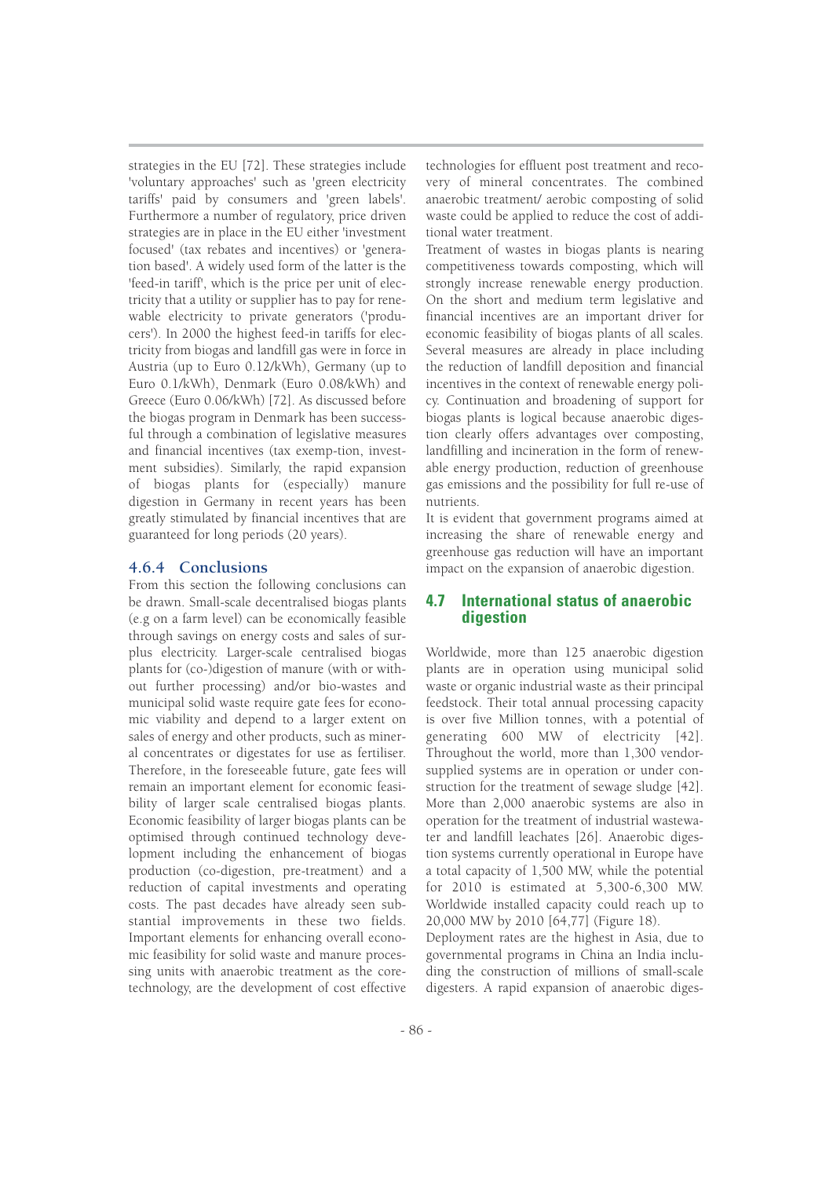strategies in the EU [72]. These strategies include 'voluntary approaches' such as 'green electricity tariffs' paid by consumers and 'green labels'. Furthermore a number of regulatory, price driven strategies are in place in the EU either 'investment focused' (tax rebates and incentives) or 'generation based'. A widely used form of the latter is the 'feed-in tariff', which is the price per unit of electricity that a utility or supplier has to pay for renewable electricity to private generators ('producers'). In 2000 the highest feed-in tariffs for electricity from biogas and landfill gas were in force in Austria (up to Euro 0.12/kWh), Germany (up to Euro 0.1/kWh), Denmark (Euro 0.08/kWh) and Greece (Euro 0.06/kWh) [72]. As discussed before the biogas program in Denmark has been successful through a combination of legislative measures and financial incentives (tax exemp-tion, investment subsidies). Similarly, the rapid expansion of biogas plants for (especially) manure digestion in Germany in recent years has been greatly stimulated by financial incentives that are guaranteed for long periods (20 years).

### 4.6.4 Conclusions

From this section the following conclusions can be drawn. Small-scale decentralised biogas plants (e.g on a farm level) can be economically feasible through savings on energy costs and sales of surplus electricity. Larger-scale centralised biogas plants for (co-)digestion of manure (with or without further processing) and/or bio-wastes and municipal solid waste require gate fees for economic viability and depend to a larger extent on sales of energy and other products, such as mineral concentrates or digestates for use as fertiliser. Therefore, in the foreseeable future, gate fees will remain an important element for economic feasibility of larger scale centralised biogas plants. Economic feasibility of larger biogas plants can be optimised through continued technology development including the enhancement of biogas production (co-digestion, pre-treatment) and a reduction of capital investments and operating costs. The past decades have already seen substantial improvements in these two fields. Important elements for enhancing overall economic feasibility for solid waste and manure processing units with anaerobic treatment as the core-technology, are the development of cost effective technologies for effluent post treatment and recovery of mineral concentrates. The combined anaerobic treatment/ aerobic composting of solid waste could be applied to reduce the cost of additional water treatment.

Treatment of wastes in biogas plants is nearing competitiveness towards composting, which will strongly increase renewable energy production. On the short and medium term legislative and financial incentives are an important driver for economic feasibility of biogas plants of all scales. Several measures are already in place including the reduction of landfill deposition and financial incentives in the context of renewable energy policy. Continuation and broadening of support for biogas plants is logical because anaerobic digestion clearly offers advantages over composting, landfilling and incineration in the form of renewable energy production, reduction of greenhouse gas emissions and the possibility for full re-use of nutrients.

It is evident that government programs aimed at increasing the share of renewable energy and greenhouse gas reduction will have an important impact on the expansion of anaerobic digestion.

## 4.7 International status of anaerobic digestion

Worldwide, more than 125 anaerobic digestion plants are in operation using municipal solid waste or organic industrial waste as their principal feedstock. Their total annual processing capacity is over five Million tonnes, with a potential of generating 600 MW of electricity [42]. Throughout the world, more than 1,300 vendor-supplied systems are in operation or under construction for the treatment of sewage sludge [42]. More than 2,000 anaerobic systems are also in operation for the treatment of industrial wastewater and landfill leachates [26]. Anaerobic digestion systems currently operational in Europe have a total capacity of 1,500 MW, while the potential for 2010 is estimated at 5,300-6,300 MW. Worldwide installed capacity could reach up to 20,000 MW by 2010 [64,77] (Figure 18).

Deployment rates are the highest in Asia, due to governmental programs in China an India including the construction of millions of small-scale digesters. A rapid expansion of anaerobic diges-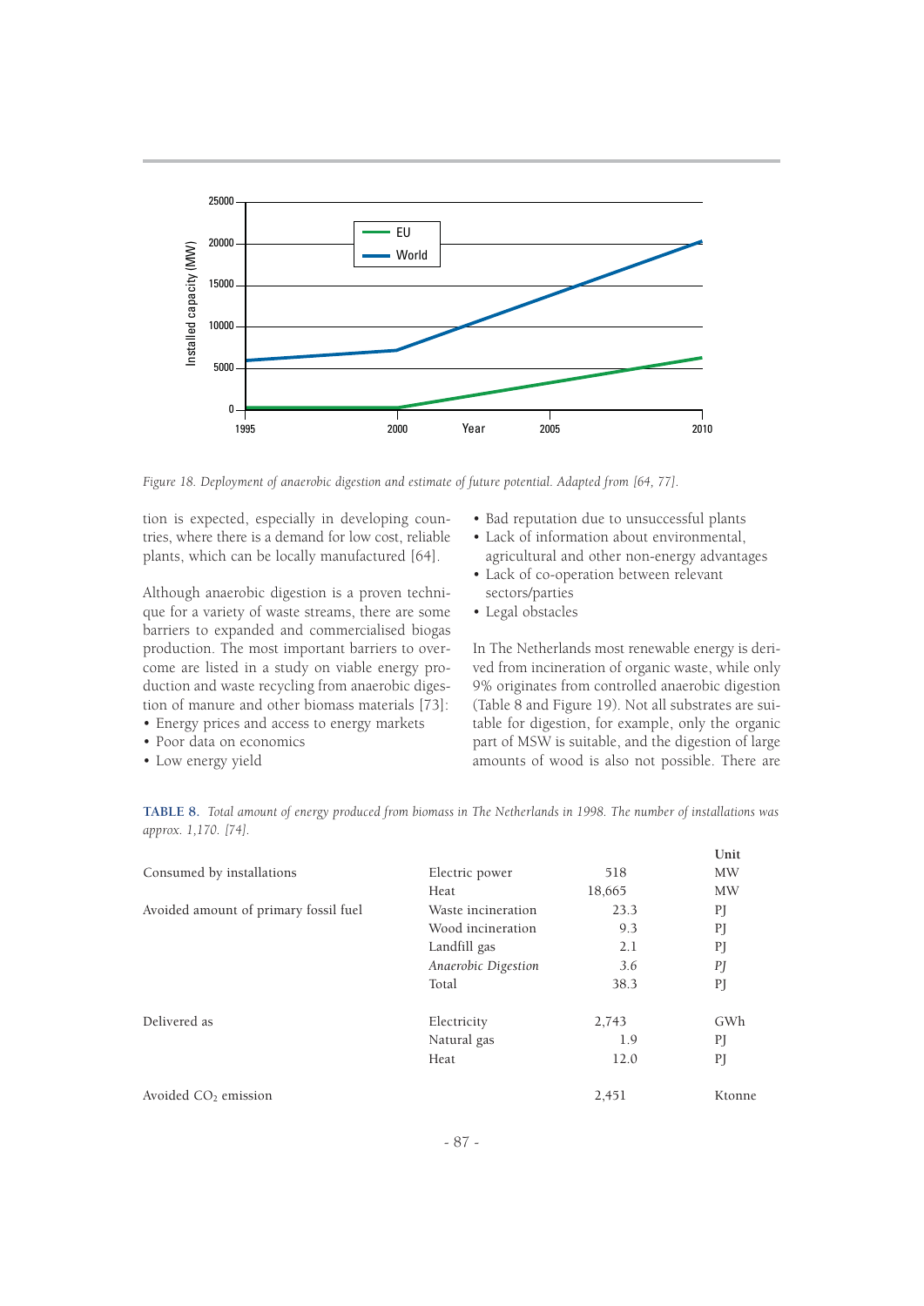Figure 18. Deployment of anaerobic digestion and estimate of future potential. Adapted from [64, 77].

tion is expected, especially in developing countries, where there is a demand for low cost, reliable plants, which can be locally manufactured [64].

Although anaerobic digestion is a proven technique for a variety of waste streams, there are some barriers to expanded and commercialised biogas production. The most important barriers to overcome are listed in a study on viable energy production and waste recycling from anaerobic digestion of manure and other biomass materials [73]:

- Energy prices and access to energy markets
- Poor data on economics
- Low energy yield
- Bad reputation due to unsuccessful plants
- Lack of information about environmental, agricultural and other non-energy advantages
- Lack of co-operation between relevant sectors/parties
- Legal obstacles

In The Netherlands most renewable energy is derived from incineration of organic waste, while only 9% originates from controlled anaerobic digestion (Table 8 and Figure 19). Not all substrates are suitable for digestion, for example, only the organic part of MSW is suitable, and the digestion of large amounts of wood is also not possible. There are

**TABLE 8.** *Total amount of energy produced from biomass in The Netherlands in 1998. The number of installations was approx. 1,170. [74].*

| | | | Unit |
|---|---|---|---|
| Consumed by installations | Electric power | 518 | MW |
| | Heat | 18,665 | MW |
| Avoided amount of primary fossil fuel | Waste incineration | 23.3 | PJ |
| | Wood incineration | 9.3 | PJ |
| | Landfill gas | 2.1 | PJ |
| | *Anaerobic Digestion* | *3.6* | *PJ* |
| | Total | 38.3 | PJ |
| Delivered as | Electricity | 2,743 | GWh |
| | Natural gas | 1.9 | PJ |
| | Heat | 12.0 | PJ |
| Avoided $CO_2$ emission | | 2,451 | Ktonne |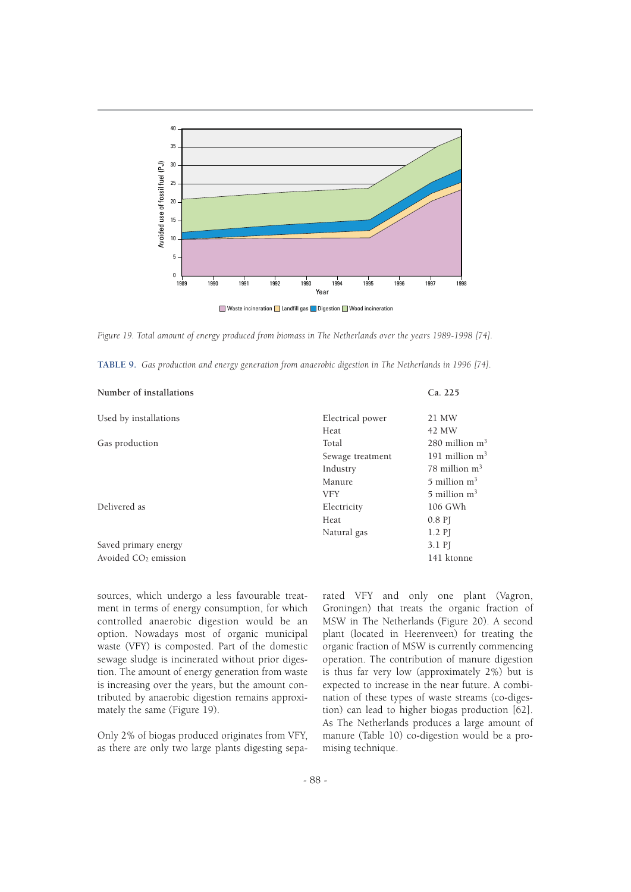*Figure 19. Total amount of energy produced from biomass in The Netherlands over the years 1989-1998 [74].*

**TABLE 9.** *Gas production and energy generation from anaerobic digestion in The Netherlands in 1996 [74].*

| Number of installations | | Ca. 225 |
|---|---|---|
| Used by installations | Electrical power | 21 MW |
| | Heat | 42 MW |
| Gas production | Total | 280 million $m^3$ |
| | Sewage treatment | 191 million $m^3$ |
| | Industry | 78 million $m^3$ |
| | Manure | 5 million $m^3$ |
| | VFY | 5 million $m^3$ |
| Delivered as | Electricity | 106 GWh |
| | Heat | 0.8 PJ |
| | Natural gas | 1.2 PJ |
| Saved primary energy | | 3.1 PJ |
| Avoided $CO_2$ emission | | 141 ktonne |

sources, which undergo a less favourable treatment in terms of energy consumption, for which controlled anaerobic digestion would be an option. Nowadays most of organic municipal waste (VFY) is composted. Part of the domestic sewage sludge is incinerated without prior digestion. The amount of energy generation from waste is increasing over the years, but the amount contributed by anaerobic digestion remains approximately the same (Figure 19).

Only 2% of biogas produced originates from VFY, as there are only two large plants digesting separated VFY and only one plant (Vagron, Groningen) that treats the organic fraction of MSW in The Netherlands (Figure 20). A second plant (located in Heerenveen) for treating the organic fraction of MSW is currently commencing operation. The contribution of manure digestion is thus far very low (approximately 2%) but is expected to increase in the near future. A combination of these types of waste streams (co-digestion) can lead to higher biogas production [62]. As The Netherlands produces a large amount of manure (Table 10) co-digestion would be a promising technique.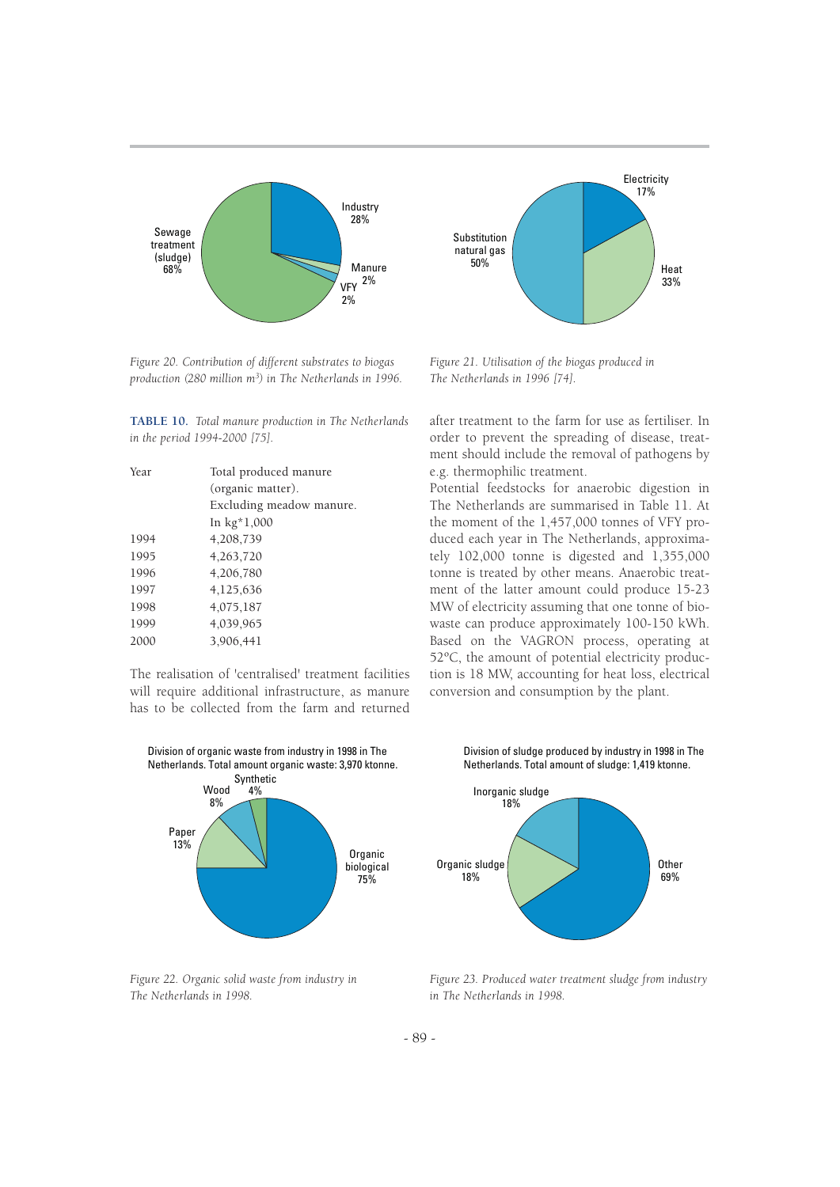Sewage treatment (sludge) 68%

Industry 28%

Manure 2%

VFY 2%

*Figure 20. Contribution of different substrates to biogas production (280 million m³) in The Netherlands in 1996.*

Electricity 17%

Heat 33%

Substitution natural gas 50%

*Figure 21. Utilisation of the biogas produced in The Netherlands in 1996 [74].*

**TABLE 10.** *Total manure production in The Netherlands in the period 1994-2000 [75].*

| Year | Total produced manure (organic matter). Excluding meadow manure. In kg*1,000 |
|---|---|
| 1994 | 4,208,739 |
| 1995 | 4,263,720 |
| 1996 | 4,206,780 |
| 1997 | 4,125,636 |
| 1998 | 4,075,187 |
| 1999 | 4,039,965 |
| 2000 | 3,906,441 |

The realisation of 'centralised' treatment facilities will require additional infrastructure, as manure has to be collected from the farm and returned after treatment to the farm for use as fertiliser. In order to prevent the spreading of disease, treatment should include the removal of pathogens by e.g. thermophilic treatment.

Potential feedstocks for anaerobic digestion in The Netherlands are summarised in Table 11. At the moment of the 1,457,000 tonnes of VFY produced each year in The Netherlands, approximately 102,000 tonne is digested and 1,355,000 tonne is treated by other means. Anaerobic treatment of the latter amount could produce 15-23 MW of electricity assuming that one tonne of bio-waste can produce approximately 100-150 kWh. Based on the VAGRON process, operating at 52ºC, the amount of potential electricity production is 18 MW, accounting for heat loss, electrical conversion and consumption by the plant.

Division of organic waste from industry in 1998 in The Netherlands. Total amount organic waste: 3,970 ktonne.

Organic biological 75%

Paper 13%

Wood 8%

Synthetic 4%

*Figure 22. Organic solid waste from industry in The Netherlands in 1998.*

Division of sludge produced by industry in 1998 in The Netherlands. Total amount of sludge: 1,419 ktonne.

Other 69%

Organic sludge 18%

Inorganic sludge 18%

*Figure 23. Produced water treatment sludge from industry in The Netherlands in 1998.*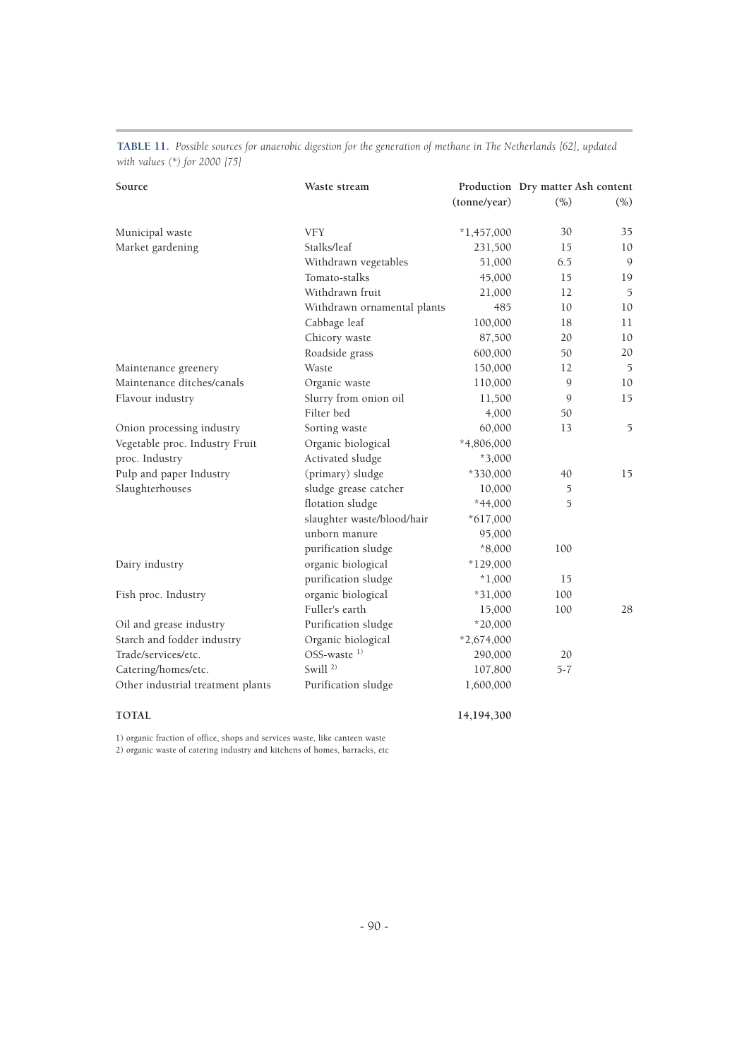**TABLE 11.** *Possible sources for anaerobic digestion for the generation of methane in The Netherlands [62], updated with values (*) for 2000 [75]*

| Source | Waste stream | Production (tonne/year) | Dry matter (%) | Ash content (%) |
|---|---|---|---|---|
| Municipal waste | VFY | *1,457,000 | 30 | 35 |
| Market gardening | Stalks/leaf | 231,500 | 15 | 10 |
| | Withdrawn vegetables | 51,000 | 6.5 | 9 |
| | Tomato-stalks | 45,000 | 15 | 19 |
| | Withdrawn fruit | 21,000 | 12 | 5 |
| | Withdrawn ornamental plants | 485 | 10 | 10 |
| | Cabbage leaf | 100,000 | 18 | 11 |
| | Chicory waste | 87,500 | 20 | 10 |
| | Roadside grass | 600,000 | 50 | 20 |
| Maintenance greenery | Waste | 150,000 | 12 | 5 |
| Maintenance ditches/canals | Organic waste | 110,000 | 9 | 10 |
| Flavour industry | Slurry from onion oil | 11,500 | 9 | 15 |
| | Filter bed | 4,000 | 50 | |
| Onion processing industry | Sorting waste | 60,000 | 13 | 5 |
| Vegetable proc. Industry Fruit | Organic biological | *4,806,000 | | |
| proc. Industry | Activated sludge | *3,000 | | |
| Pulp and paper Industry | (primary) sludge | *330,000 | 40 | 15 |
| Slaughterhouses | sludge grease catcher | 10,000 | 5 | |
| | flotation sludge | *44,000 | 5 | |
| | slaughter waste/blood/hair | *617,000 | | |
| | unborn manure | 95,000 | | |
| | purification sludge | *8,000 | 100 | |
| Dairy industry | organic biological | *129,000 | | |
| | purification sludge | *1,000 | 15 | |
| Fish proc. Industry | organic biological | *31,000 | 100 | |
| | Fuller's earth | 15,000 | 100 | 28 |
| Oil and grease industry | Purification sludge | *20,000 | | |
| Starch and fodder industry | Organic biological | *2,674,000 | | |
| Trade/services/etc. | OSS-waste [1] | 290,000 | 20 | |
| Catering/homes/etc. | Swill [2] | 107,800 | 5-7 | |
| Other industrial treatment plants | Purification sludge | 1,600,000 | | |
| **TOTAL** | | **14,194,300** | | |

1) organic fraction of office, shops and services waste, like canteen waste
2) organic waste of catering industry and kitchens of homes, barracks, etc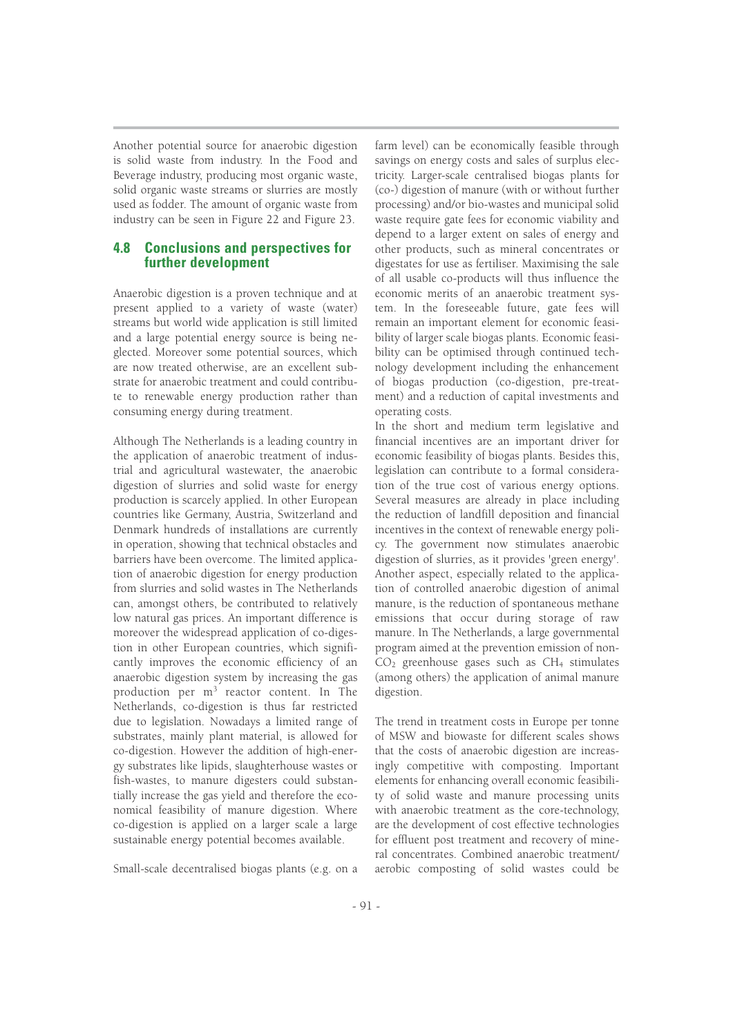Another potential source for anaerobic digestion is solid waste from industry. In the Food and Beverage industry, producing most organic waste, solid organic waste streams or slurries are mostly used as fodder. The amount of organic waste from industry can be seen in Figure 22 and Figure 23.

## 4.8 Conclusions and perspectives for further development

Anaerobic digestion is a proven technique and at present applied to a variety of waste (water) streams but world wide application is still limited and a large potential energy source is being neglected. Moreover some potential sources, which are now treated otherwise, are an excellent substrate for anaerobic treatment and could contribute to renewable energy production rather than consuming energy during treatment.

Although The Netherlands is a leading country in the application of anaerobic treatment of industrial and agricultural wastewater, the anaerobic digestion of slurries and solid waste for energy production is scarcely applied. In other European countries like Germany, Austria, Switzerland and Denmark hundreds of installations are currently in operation, showing that technical obstacles and barriers have been overcome. The limited application of anaerobic digestion for energy production from slurries and solid wastes in The Netherlands can, amongst others, be contributed to relatively low natural gas prices. An important difference is moreover the widespread application of co-digestion in other European countries, which significantly improves the economic efficiency of an anaerobic digestion system by increasing the gas production per $m^3$ reactor content. In The Netherlands, co-digestion is thus far restricted due to legislation. Nowadays a limited range of substrates, mainly plant material, is allowed for co-digestion. However the addition of high-energy substrates like lipids, slaughterhouse wastes or fish-wastes, to manure digesters could substantially increase the gas yield and therefore the economical feasibility of manure digestion. Where co-digestion is applied on a larger scale a large sustainable energy potential becomes available.

Small-scale decentralised biogas plants (e.g. on a farm level) can be economically feasible through savings on energy costs and sales of surplus electricity. Larger-scale centralised biogas plants for (co-) digestion of manure (with or without further processing) and/or bio-wastes and municipal solid waste require gate fees for economic viability and depend to a larger extent on sales of energy and other products, such as mineral concentrates or digestates for use as fertiliser. Maximising the sale of all usable co-products will thus influence the economic merits of an anaerobic treatment system. In the foreseeable future, gate fees will remain an important element for economic feasibility of larger scale biogas plants. Economic feasibility can be optimised through continued technology development including the enhancement of biogas production (co-digestion, pre-treatment) and a reduction of capital investments and operating costs.

In the short and medium term legislative and financial incentives are an important driver for economic feasibility of biogas plants. Besides this, legislation can contribute to a formal consideration of the true cost of various energy options. Several measures are already in place including the reduction of landfill deposition and financial incentives in the context of renewable energy policy. The government now stimulates anaerobic digestion of slurries, as it provides 'green energy'. Another aspect, especially related to the application of controlled anaerobic digestion of animal manure, is the reduction of spontaneous methane emissions that occur during storage of raw manure. In The Netherlands, a large governmental program aimed at the prevention emission of non-$CO_2$ greenhouse gases such as $CH_4$ stimulates (among others) the application of animal manure digestion.

The trend in treatment costs in Europe per tonne of MSW and biowaste for different scales shows that the costs of anaerobic digestion are increasingly competitive with composting. Important elements for enhancing overall economic feasibility of solid waste and manure processing units with anaerobic treatment as the core-technology, are the development of cost effective technologies for effluent post treatment and recovery of mineral concentrates. Combined anaerobic treatment/ aerobic composting of solid wastes could be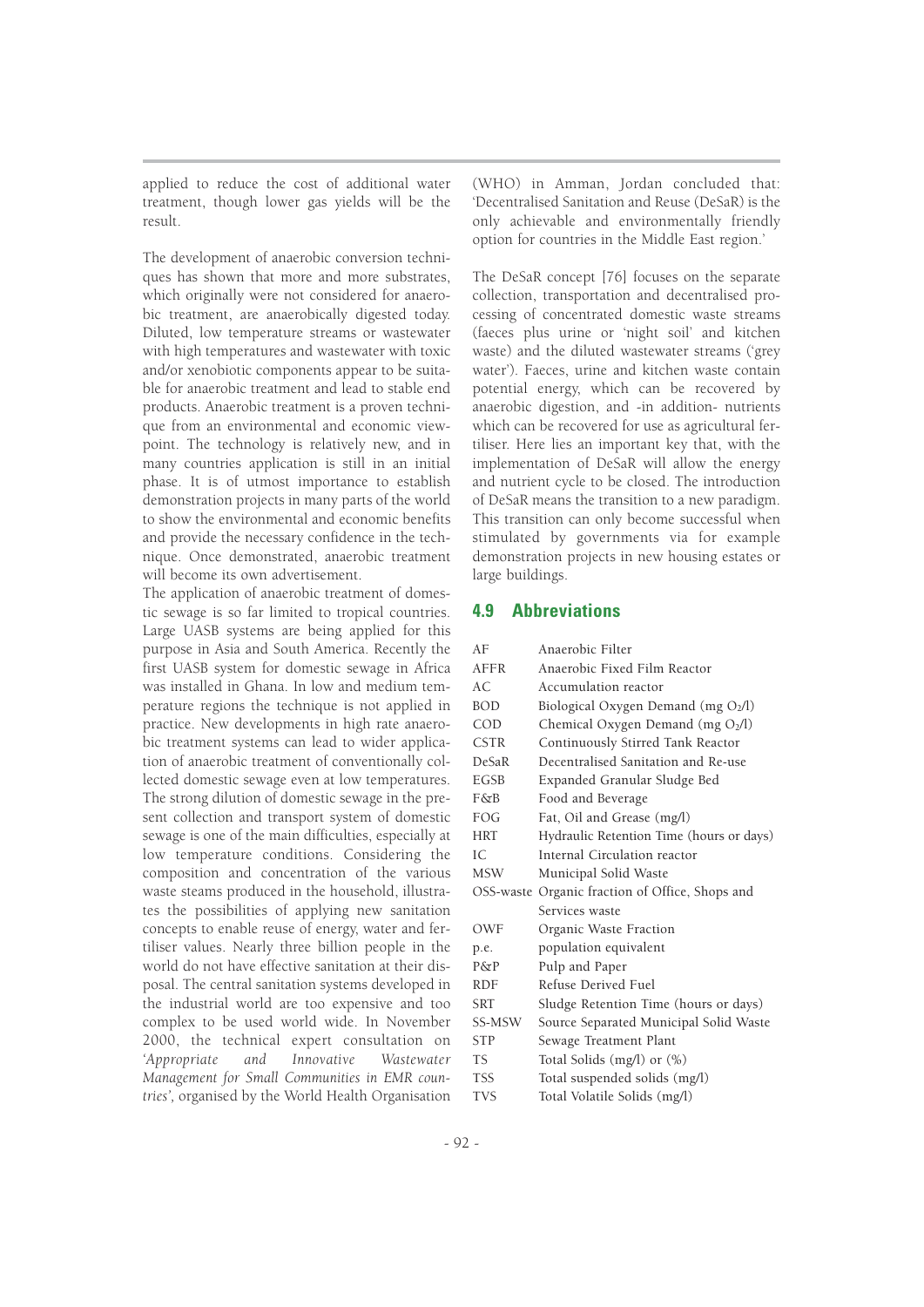applied to reduce the cost of additional water treatment, though lower gas yields will be the result.

The development of anaerobic conversion techniques has shown that more and more substrates, which originally were not considered for anaerobic treatment, are anaerobically digested today. Diluted, low temperature streams or wastewater with high temperatures and wastewater with toxic and/or xenobiotic components appear to be suitable for anaerobic treatment and lead to stable end products. Anaerobic treatment is a proven technique from an environmental and economic viewpoint. The technology is relatively new, and in many countries application is still in an initial phase. It is of utmost importance to establish demonstration projects in many parts of the world to show the environmental and economic benefits and provide the necessary confidence in the technique. Once demonstrated, anaerobic treatment will become its own advertisement.

The application of anaerobic treatment of domestic sewage is so far limited to tropical countries. Large UASB systems are being applied for this purpose in Asia and South America. Recently the first UASB system for domestic sewage in Africa was installed in Ghana. In low and medium temperature regions the technique is not applied in practice. New developments in high rate anaerobic treatment systems can lead to wider application of anaerobic treatment of conventionally collected domestic sewage even at low temperatures. The strong dilution of domestic sewage in the present collection and transport system of domestic sewage is one of the main difficulties, especially at low temperature conditions. Considering the composition and concentration of the various waste steams produced in the household, illustrates the possibilities of applying new sanitation concepts to enable reuse of energy, water and fertiliser values. Nearly three billion people in the world do not have effective sanitation at their disposal. The central sanitation systems developed in the industrial world are too expensive and too complex to be used world wide. In November 2000, the technical expert consultation on *'Appropriate and Innovative Wastewater Management for Small Communities in EMR countries'*, organised by the World Health Organisation (WHO) in Amman, Jordan concluded that: 'Decentralised Sanitation and Reuse (DeSaR) is the only achievable and environmentally friendly option for countries in the Middle East region.'

The DeSaR concept [76] focuses on the separate collection, transportation and decentralised processing of concentrated domestic waste streams (faeces plus urine or 'night soil' and kitchen waste) and the diluted wastewater streams ('grey water'). Faeces, urine and kitchen waste contain potential energy, which can be recovered by anaerobic digestion, and -in addition- nutrients which can be recovered for use as agricultural fertiliser. Here lies an important key that, with the implementation of DeSaR will allow the energy and nutrient cycle to be closed. The introduction of DeSaR means the transition to a new paradigm. This transition can only become successful when stimulated by governments via for example demonstration projects in new housing estates or large buildings.

## 4.9 Abbreviations

| | |
|---|---|
| AF | Anaerobic Filter |
| AFFR | Anaerobic Fixed Film Reactor |
| AC | Accumulation reactor |
| BOD | Biological Oxygen Demand (mg $O_2$/l) |
| COD | Chemical Oxygen Demand (mg $O_2$/l) |
| CSTR | Continuously Stirred Tank Reactor |
| DeSaR | Decentralised Sanitation and Re-use |
| EGSB | Expanded Granular Sludge Bed |
| F&B | Food and Beverage |
| FOG | Fat, Oil and Grease (mg/l) |
| HRT | Hydraulic Retention Time (hours or days) |
| IC | Internal Circulation reactor |
| MSW | Municipal Solid Waste |
| OSS-waste | Organic fraction of Office, Shops and Services waste |
| OWF | Organic Waste Fraction |
| p.e. | population equivalent |
| P&P | Pulp and Paper |
| RDF | Refuse Derived Fuel |
| SRT | Sludge Retention Time (hours or days) |
| SS-MSW | Source Separated Municipal Solid Waste |
| STP | Sewage Treatment Plant |
| TS | Total Solids (mg/l) or (%) |
| TSS | Total suspended solids (mg/l) |
| TVS | Total Volatile Solids (mg/l) |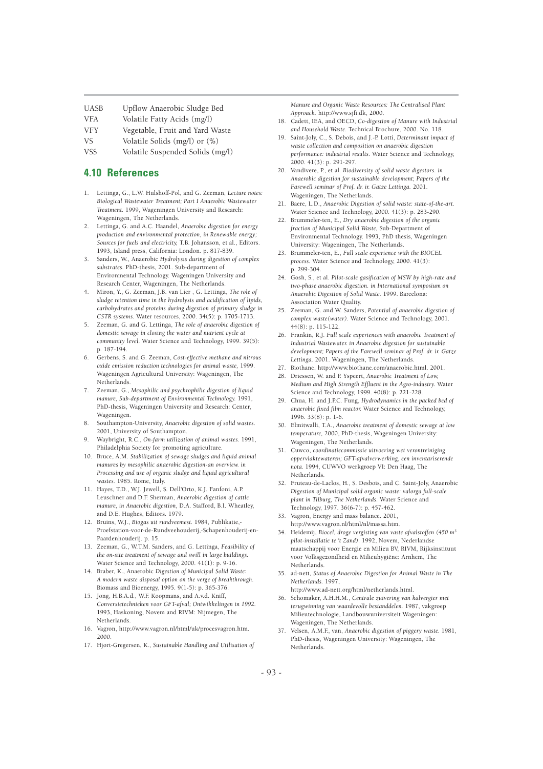| | |
|---|---|
| UASB | Upflow Anaerobic Sludge Bed |
| VFA | Volatile Fatty Acids (mg/l) |
| VFY | Vegetable, Fruit and Yard Waste |
| VS | Volatile Solids (mg/l) or (%) |
| VSS | Volatile Suspended Solids (mg/l) |

## 4.10 References

1. Lettinga, G., L.W. Hulshoff-Pol, and G. Zeeman, *Lecture notes: Biological Wastewater Treatment; Part I Anaerobic Wastewater Treatment.* 1999, Wageningen University and Research: Wageningen, The Netherlands.
2. Lettinga, G. and A.C. Haandel, *Anaerobic digestion for energy production and environmental protection, in Renewable energy; Sources for fuels and electricity,* T.B. Johansson, et al., Editors. 1993, Island press, California: London. p. 817-839.
3. Sanders, W., Anaerobic *Hydrolysis during digestion of complex substrates.* PhD-thesis, 2001. Sub-department of Environmental Technology. Wageningen University and Research Center, Wageningen, The Netherlands.
4. Miron, Y., G. Zeeman, J.B. van Lier , G. Lettinga, *The role of sludge retention time in the hydrolysis and acidification of lipids, carbohydrates and proteins during digestion of primary sludge in CSTR systems.* Water resources, 2000. 34(5): p. 1705-1713.
5. Zeeman, G. and G. Lettinga, *The role of anaerobic digestion of domestic sewage in closing the water and nutrient cycle at community level.* Water Science and Technology, 1999. 39(5): p. 187-194.
6. Gerbens, S. and G. Zeeman, *Cost-effective methane and nitrous oxide emission reduction technologies for animal waste,* 1999. Wageningen Agricultural University: Wageningen, The Netherlands.
7. Zeeman, G., *Mesophilic and psychrophilic digestion of liquid manure, Sub-department of Environmental Technology.* 1991, PhD-thesis, Wageningen University and Research: Center, Wageningen.
8. Southampton-University, *Anaerobic digestion of solid wastes.* 2001, University of Southampton.
9. Waybright, R.C., *On-farm utilization of animal wastes.* 1991, Philadelphia Society for promoting agriculture.
10. Bruce, A.M. *Stabilization of sewage sludges and liquid animal manures by mesophilic anaerobic digestion-an overview. in Processing and use of organic sludge and liquid agricultural wastes.* 1985. Rome, Italy.
11. Hayes, T.D., W.J. Jewell, S. Dell'Orto, K.J. Fanfoni, A.P. Leuschner and D.F. Sherman, *Anaerobic digestion of cattle manure, in Anaerobic digestion,* D.A. Stafford, B.I. Wheatley, and D.E. Hughes, Editors. 1979.
12. Bruins, W.J., *Biogas uit rundveemest.* 1984, Publikatie,-Proefstation-voor-de-Rundveehouderij,-Schapenhouderij-en-Paardenhouderij. p. 15.
13. Zeeman, G., W.T.M. Sanders, and G. Lettinga, *Feasibility of the on-site treatment of sewage and swill in large buildings.* Water Science and Technology, 2000. 41(1): p. 9-16.
14. Braber, K., Anaerobic *Digestion of Municipal Solid Waste: A modern waste disposal option on the verge of breakthrough.* Biomass and Bioenergy, 1995. 9(1-5): p. 365-376.
15. Jong, H.B.A.d., W.F. Koopmans, and A.v.d. Kniff, *Conversietechnieken voor GFT-afval; Ontwikkelingen in 1992.* 1993, Haskoning, Novem and RIVM: Nijmegen, The Netherlands.
16. Vagron, http://www.vagron.nl/html/uk/procesvagron.htm. 2000.
17. Hjort-Gregersen, K., *Sustainable Handling and Utilisation of Manure and Organic Waste Resources: The Centralised Plant Approach.* http://www.sjfi.dk, 2000.
18. Cadett, IEA, and OECD, *Co-digestion of Manure with Industrial and Household Waste.* Technical Brochure, 2000. No. 118.
19. Saint-Joly, C., S. Debois, and J.-P. Lotti, *Determinant impact of waste collection and composition on anaerobic digestion performance: industrial results.* Water Science and Technology, 2000. 41(3): p. 291-297.
20. Vandivere, P., et al. *Biodiversity of solid waste digestors. in Anaerobic digestion for sustainable development; Papers of the Farewell seminar of Prof. dr. ir. Gatze Lettinga.* 2001. Wageningen, The Netherlands.
21. Baere, L.D., *Anaerobic Digestion of solid waste: state-of-the-art.* Water Science and Technology, 2000. 41(3): p. 283-290.
22. Brummeler-ten, E., *Dry anaerobic digestion of the organic fraction of Municipal Solid Waste,* Sub-Department of Environmental Technology. 1993, PhD thesis, Wageningen University: Wageningen, The Netherlands.
23. Brummeler-ten, E., *Full scale experience with the BIOCEL process.* Water Science and Technology, 2000. 41(3): p. 299-304.
24. Gosh, S., et al. *Pilot-scale gasification of MSW by high-rate and two-phase anaerobic digestion. in International symposium on Anaerobic Digestion of Solid Waste.* 1999. Barcelona: Association Water Quality.
25. Zeeman, G. and W. Sanders, *Potential of anaerobic digestion of complex waste(water).* Water Science and Technology, 2001. 44(8): p. 115-122.
26. Frankin, R.J. *Full scale experiences with anaerobic Treatment of Industrial Wastewater. in Anaerobic digestion for sustainable development; Papers of the Farewell seminar of Prof. dr. ir. Gatze Lettinga.* 2001. Wageningen, The Netherlands.
27. Biothane, http://www.biothane.com/anaerobic.html. 2001.
28. Driessen, W. and P. Yspeert, *Anaerobic Treatment of Low, Medium and High Strength Effluent in the Agro-industry.* Water Science and Technology, 1999. 40(8): p. 221-228.
29. Chua, H. and J.P.C. Fung, *Hydrodynamics in the packed bed of anaerobic fixed film reactor.* Water Science and Technology, 1996. 33(8): p. 1-6.
30. Elmitwalli, T.A., *Anaerobic treatment of domestic sewage at low temperature,* 2000, PhD-thesis, Wageningen University: Wageningen, The Netherlands.
31. Cuwco, *coordinatiecommissie uitvoering wet verontreiniging oppervlaktewateren; GFT-afvalverwerking, een inventariserende nota.* 1994, CUWVO werkgroep VI: Den Haag, The Netherlands.
32. Fruteau-de-Laclos, H., S. Desbois, and C. Saint-Joly, Anaerobic *Digestion of Municipal solid organic waste: valorga full-scale plant in Tilburg, The Netherlands.* Water Science and Technology, 1997. 36(6-7): p. 457-462.
33. Vagron, Energy and mass balance. 2001, http://www.vagron.nl/html/nl/massa.htm.
34. Heidemij, *Biocel, droge vergisting van vaste afvalstoffen (450 $m^3$ pilot-installatie te 't Zand).* 1992, Novem, Nederlandse maatschappij voor Energie en Milieu BV, RIVM, Rijksinstituut voor Volksgezondheid en Milieuhygiëne: Arnhem, The Netherlands.
35. ad-nett, *Status of Anaerobic Digestion for Animal Waste in The Netherlands.* 1997, http://www.ad-nett.org/html/netherlands.html.
36. Schomaker, A.H.H.M., *Centrale zuivering van kalvergier met terugwinning van waardevolle bestanddelen.* 1987, vakgroep Milieutechnologie, Landbouwuniversiteit Wageningen: Wageningen, The Netherlands.
37. Velsen, A.M.F., van, *Anaerobic digestion of piggery waste.* 1981, PhD-thesis, Wageningen University: Wageningen, The Netherlands.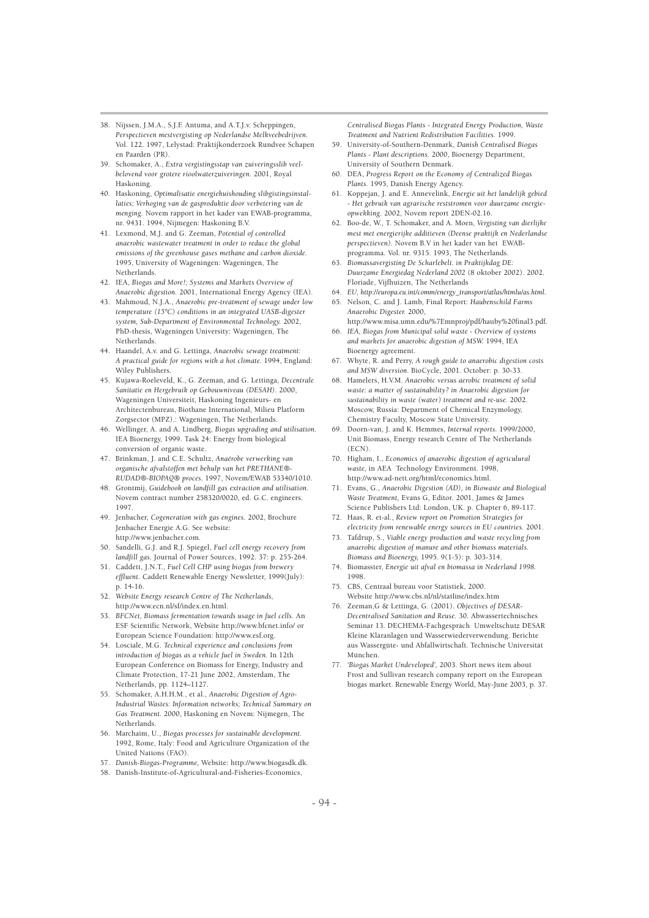38. Nijssen, J.M.A., S.J.F. Antuma, and A.T.J.v. Scheppingen, *Perspectieven mestvergisting op Nederlandse Melkveebedrijven.* Vol. 122. 1997, Lelystad: Praktijkonderzoek Rundvee Schapen en Paarden (PR).
39. Schomaker, A., *Extra vergistingsstap van zuiveringsslib veelbelovend voor grotere rioolwaterzuiveringen.* 2001, Royal Haskoning.
40. Haskoning, *Optimalisatie energiehuishouding slibgistingsinstallaties; Verhoging van de gasproduktie door verbetering van de menging.* Novem rapport in het kader van EWAB-programma, nr. 9431. 1994, Nijmegen: Haskoning B.V.
41. Lexmond, M.J. and G. Zeeman, *Potential of controlled anaerobic wastewater treatment in order to reduce the global emissions of the greenhouse gases methane and carbon dioxide.* 1995, University of Wageningen: Wageningen, The Netherlands.
42. IEA, *Biogas and More!; Systems and Markets Overview of Anaerobic digestion.* 2001, International Energy Agency (IEA).
43. Mahmoud, N.J.A., *Anaerobic pre-treatment of sewage under low temperature (15°C) conditions in an integrated UASB-digester system, Sub-Department of Environmental Technology.* 2002, PhD-thesis, Wageningen University: Wageningen, The Netherlands.
44. Haandel, A.v. and G. Lettinga, *Anaerobic sewage treatment: A practical guide for regions with a hot climate.* 1994, England: Wiley Publishers.
45. Kujawa-Roeleveld, K., G. Zeeman, and G. Lettinga, *Decentrale Sanitatie en Hergebruik op Gebouwniveau (DESAH).* 2000, Wageningen Universiteit, Haskoning Ingenieurs- en Architectenbureau, Biothane International, Milieu Platform Zorgsector (MPZ).: Wageningen, The Netherlands.
46. Wellinger, A. and A. Lindberg, *Biogas upgrading and utilisation.* IEA Bioenergy, 1999. Task 24: Energy from biological conversion of organic waste.
47. Brinkman, J. and C.E. Schultz, *Anaërobe verwerking van organische afvalstoffen met behulp van het PRETHANE®-RUDAD®-BIOPAQ® proces.* 1997, Novem/EWAB 53340/1010.
48. Grontmij, *Guidebook on landfill gas extraction and utilisation.* Novem contract number 258320/0020, ed. G.C. engineers. 1997.
49. Jenbacher, *Cogeneration with gas engines.* 2002, Brochure Jenbacher Energie A.G. See website: http://www.jenbacher.com.
50. Sandelli, G.J. and R.J. Spiegel, *Fuel cell energy recovery from landfill gas.* Journal of Power Sources, 1992. 37: p. 255-264.
51. Caddett, J.N.T., *Fuel Cell CHP using biogas from brewery effluent.* Caddett Renewable Energy Newsletter, 1999(July): p. 14-16.
52. *Website Energy research Centre of The Netherlands,* http://www.ecn.nl/sf/index.en.html.
53. *BFCNet, Biomass fermentation towards usage in fuel cells.* An ESF Scientific Network, Website http://www.bfcnet.info/ or European Science Foundation: http://www.esf.org.
54. Losciale, M.G. *Technical experience and conclusions from introduction of biogas as a vehicle fuel in Sweden.* In 12th European Conference on Biomass for Energy, Industry and Climate Protection, 17-21 June 2002, Amsterdam, The Netherlands, pp. 1124–1127.
55. Schomaker, A.H.H.M., et al., *Anaerobic Digestion of Agro-Industrial Wastes: Information networks; Technical Summary on Gas Treatment.* 2000, Haskoning en Novem: Nijmegen, The Netherlands.
56. Marchaim, U., *Biogas processes for sustainable development.* 1992, Rome, Italy: Food and Agriculture Organization of the United Nations (FAO).
57. *Danish-Biogas-Programme,* Website: http://www.biogasdk.dk.
58. Danish-Institute-of-Agricultural-and-Fisheries-Economics, *Centralised Biogas Plants - Integrated Energy Production, Waste Treatment and Nutrient Redistribution Facilities.* 1999.
59. University-of-Southern-Denmark, *Danish Centralised Biogas Plants - Plant descriptions.* 2000, Bioenergy Department, University of Southern Denmark.
60. DEA, *Progress Report on the Economy of Centralized Biogas Plants.* 1995, Danish Energy Agency.
61. Koppejan, J. and E. Annevelink, *Energie uit het landelijk gebied - Het gebruik van agrarische reststromen voor duurzame energieopwekking.* 2002, Novem report 2DEN-02.16.
62. Boo-de, W., T. Schomaker, and A. Moen, *Vergisting van dierlijke mest met energierijke additieven (Deense praktijk en Nederlandse perspectieven).* Novem B.V in het kader van het EWAB-programma. Vol. nr. 9315. 1993, The Netherlands.
63. *Biomassavergisting De Scharlebelt. in Praktijkdag DE: Duurzame Energiedag Nederland 2002* (8 oktober 2002). 2002. Floriade, Vijfhuizen, The Netherlands
64. *EU, http://europa.eu.int/comm/energy_transport/atlas/htmlu/as.html.*
65. Nelson, C. and J. Lamb, Final Report: *Haubenschild Farms Anaerobic Digester.* 2000, http://www.misa.umn.edu/%7Emnproj/pdf/hauby%20final3.pdf.
66. *IEA, Biogas from Municipal solid waste - Overview of systems and markets for anaerobic digestion of MSW.* 1994, IEA Bioenergy agreement.
67. Whyte, R. and Perry, *A rough guide to anaerobic digestion costs and MSW diversion.* BioCycle, 2001. October: p. 30-33.
68. Hamelers, H.V.M. *Anaerobic versus aerobic treatment of solid waste: a matter of sustainability? in Anaerobic digestion for sustainability in waste (water) treatment and re-use.* 2002. Moscow, Russia: Department of Chemical Enzymology, Chemistry Faculty, Moscow State University.
69. Doorn-van, J. and K. Hemmes, *Internal reports.* 1999/2000, Unit Biomass, Energy research Centre of The Netherlands (ECN).
70. Higham, I., *Economics of anaerobic digestion of agricultural waste,* in AEA Technology Environment. 1998, http://www.ad-nett.org/html/economics.html.
71. Evans, G., *Anaerobic Digestion (AD), in Biowaste and Biological Waste Treatment,* Evans G, Editor. 2001, James & James Science Publishers Ltd: London, UK. p. Chapter 6, 89-117.
72. Haas, R. et-al., *Review report on Promotion Strategies for electricity from renewable energy sources in EU countries.* 2001.
73. Tafdrup, S., *Viable energy production and waste recycling from anaerobic digestion of manure and other biomass materials. Biomass and Bioenergy,* 1995. 9(1-5): p. 303-314.
74. Biomasster, *Energie uit afval en biomassa in Nederland 1998.* 1998.
75. CBS, Centraal bureau voor Statistiek, 2000. Website http://www.cbs.nl/nl/statline/index.htm
76. Zeeman,G & Lettinga, G. (2001). *Objectives of DESAR-Decentralised Sanitation and Reuse.* 30. Abwassertechnisches Seminar 13. DECHEMA-Fachgespräch Umweltschutz DESAR Kleine Kläranlagen und Wasserwiederverwendung. Berichte aus Wassergüte- und Abfallwirtschaft. Technische Universität München.
77. *'Biogas Market Undeveloped',* 2003. Short news item about Frost and Sullivan research company report on the European biogas market. Renewable Energy World, May-June 2003, p. 37.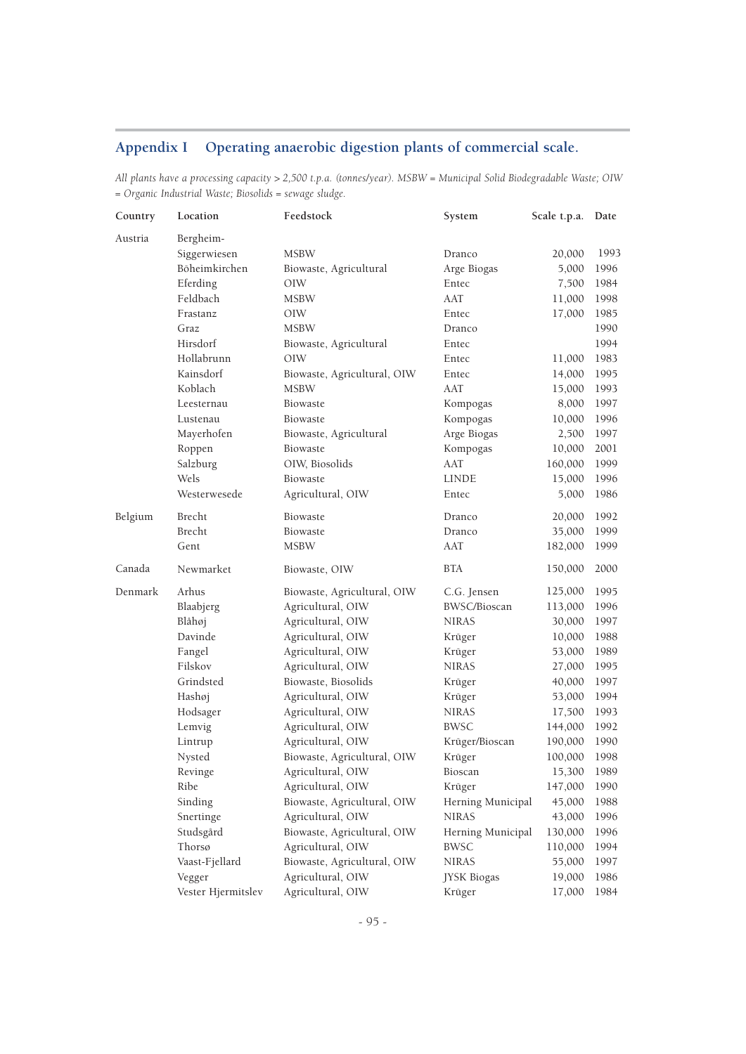## Appendix I Operating anaerobic digestion plants of commercial scale.

*All plants have a processing capacity > 2,500 t.p.a. (tonnes/year). MSBW = Municipal Solid Biodegradable Waste; OIW = Organic Industrial Waste; Biosolids = sewage sludge.*

| Country | Location | Feedstock | System | Scale t.p.a. | Date |
|---|---|---|---|---|---|
| Austria | Bergheim-Siggerwiesen | MSBW | Dranco | 20,000 | 1993 |
| | Böheimkirchen | Biowaste, Agricultural | Arge Biogas | 5,000 | 1996 |
| | Eferding | OIW | Entec | 7,500 | 1984 |
| | Feldbach | MSBW | AAT | 11,000 | 1998 |
| | Frastanz | OIW | Entec | 17,000 | 1985 |
| | Graz | MSBW | Dranco | | 1990 |
| | Hirsdorf | Biowaste, Agricultural | Entec | | 1994 |
| | Hollabrunn | OIW | Entec | 11,000 | 1983 |
| | Kainsdorf | Biowaste, Agricultural, OIW | Entec | 14,000 | 1995 |
| | Koblach | MSBW | AAT | 15,000 | 1993 |
| | Leesternau | Biowaste | Kompogas | 8,000 | 1997 |
| | Lustenau | Biowaste | Kompogas | 10,000 | 1996 |
| | Mayerhofen | Biowaste, Agricultural | Arge Biogas | 2,500 | 1997 |
| | Roppen | Biowaste | Kompogas | 10,000 | 2001 |
| | Salzburg | OIW, Biosolids | AAT | 160,000 | 1999 |
| | Wels | Biowaste | LINDE | 15,000 | 1996 |
| | Westerwesede | Agricultural, OIW | Entec | 5,000 | 1986 |
| Belgium | Brecht | Biowaste | Dranco | 20,000 | 1992 |
| | Brecht | Biowaste | Dranco | 35,000 | 1999 |
| | Gent | MSBW | AAT | 182,000 | 1999 |
| Canada | Newmarket | Biowaste, OIW | BTA | 150,000 | 2000 |
| Denmark | Arhus | Biowaste, Agricultural, OIW | C.G. Jensen | 125,000 | 1995 |
| | Blaabjerg | Agricultural, OIW | BWSC/Bioscan | 113,000 | 1996 |
| | Blåhøj | Agricultural, OIW | NIRAS | 30,000 | 1997 |
| | Davinde | Agricultural, OIW | Krüger | 10,000 | 1988 |
| | Fangel | Agricultural, OIW | Krüger | 53,000 | 1989 |
| | Filskov | Agricultural, OIW | NIRAS | 27,000 | 1995 |
| | Grindsted | Biowaste, Biosolids | Krüger | 40,000 | 1997 |
| | Hashøj | Agricultural, OIW | Krüger | 53,000 | 1994 |
| | Hodsager | Agricultural, OIW | NIRAS | 17,500 | 1993 |
| | Lemvig | Agricultural, OIW | BWSC | 144,000 | 1992 |
| | Lintrup | Agricultural, OIW | Krüger/Bioscan | 190,000 | 1990 |
| | Nysted | Biowaste, Agricultural, OIW | Krüger | 100,000 | 1998 |
| | Revinge | Agricultural, OIW | Bioscan | 15,300 | 1989 |
| | Ribe | Agricultural, OIW | Krüger | 147,000 | 1990 |
| | Sinding | Biowaste, Agricultural, OIW | Herning Municipal | 45,000 | 1988 |
| | Snertinge | Agricultural, OIW | NIRAS | 43,000 | 1996 |
| | Studsgård | Biowaste, Agricultural, OIW | Herning Municipal | 130,000 | 1996 |
| | Thorsø | Agricultural, OIW | BWSC | 110,000 | 1994 |
| | Vaast-Fjellard | Biowaste, Agricultural, OIW | NIRAS | 55,000 | 1997 |
| | Vegger | Agricultural, OIW | JYSK Biogas | 19,000 | 1986 |
| | Vester Hjermitslev | Agricultural, OIW | Krüger | 17,000 | 1984 |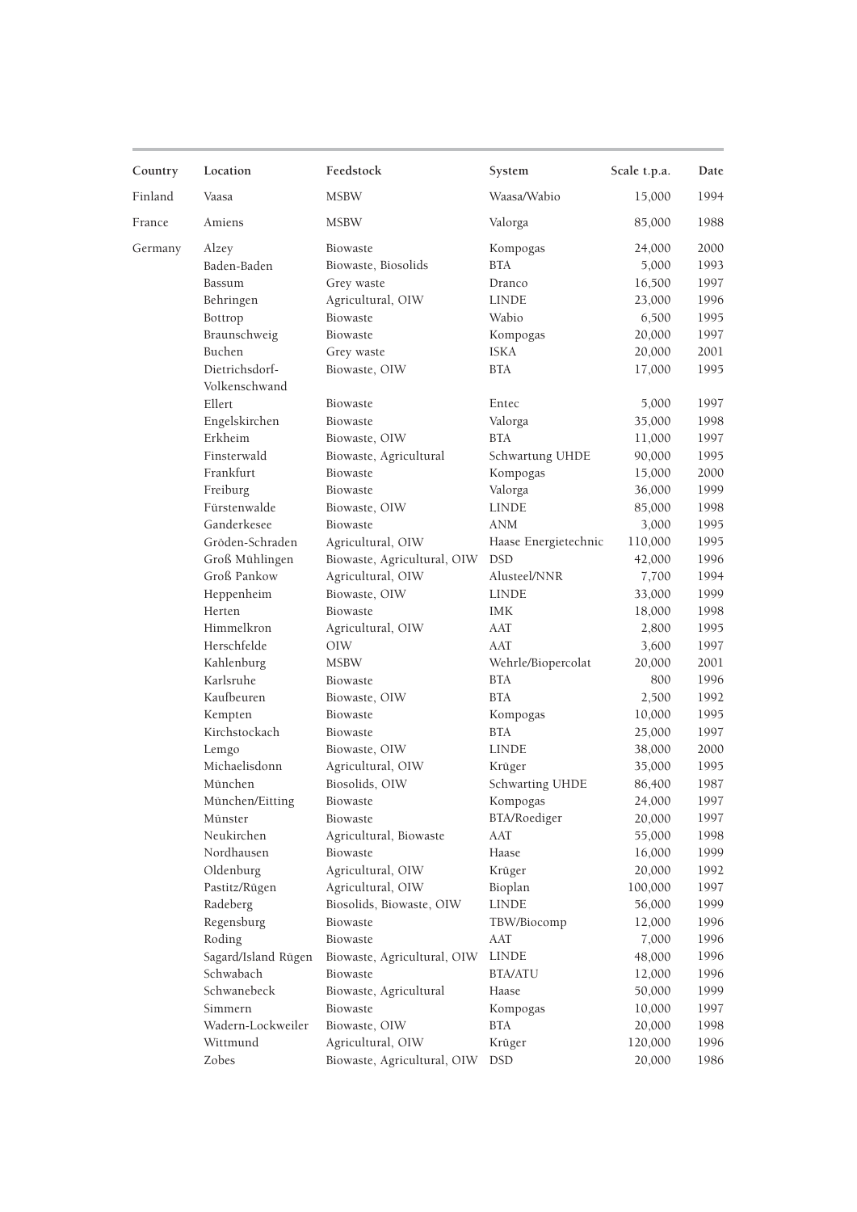| Country | Location | Feedstock | System | Scale t.p.a. | Date |
|---|---|---|---|---|---|
| Finland | Vaasa | MSBW | Waasa/Wabio | 15,000 | 1994 |
| France | Amiens | MSBW | Valorga | 85,000 | 1988 |
| Germany | Alzey | Biowaste | Kompogas | 24,000 | 2000 |
| | Baden-Baden | Biowaste, Biosolids | BTA | 5,000 | 1993 |
| | Bassum | Grey waste | Dranco | 16,500 | 1997 |
| | Behringen | Agricultural, OIW | LINDE | 23,000 | 1996 |
| | Bottrop | Biowaste | Wabio | 6,500 | 1995 |
| | Braunschweig | Biowaste | Kompogas | 20,000 | 1997 |
| | Buchen | Grey waste | ISKA | 20,000 | 2001 |
| | Dietrichsdorf-Volkenschwand | Biowaste, OIW | BTA | 17,000 | 1995 |
| | Ellert | Biowaste | Entec | 5,000 | 1997 |
| | Engelskirchen | Biowaste | Valorga | 35,000 | 1998 |
| | Erkheim | Biowaste, OIW | BTA | 11,000 | 1997 |
| | Finsterwald | Biowaste, Agricultural | Schwartung UHDE | 90,000 | 1995 |
| | Frankfurt | Biowaste | Kompogas | 15,000 | 2000 |
| | Freiburg | Biowaste | Valorga | 36,000 | 1999 |
| | Fürstenwalde | Biowaste, OIW | LINDE | 85,000 | 1998 |
| | Ganderkesee | Biowaste | ANM | 3,000 | 1995 |
| | Gröden-Schraden | Agricultural, OIW | Haase Energietechnic | 110,000 | 1995 |
| | Groß Mühlingen | Biowaste, Agricultural, OIW | DSD | 42,000 | 1996 |
| | Groß Pankow | Agricultural, OIW | Alusteel/NNR | 7,700 | 1994 |
| | Heppenheim | Biowaste, OIW | LINDE | 33,000 | 1999 |
| | Herten | Biowaste | IMK | 18,000 | 1998 |
| | Himmelkron | Agricultural, OIW | AAT | 2,800 | 1995 |
| | Herschfelde | OIW | AAT | 3,600 | 1997 |
| | Kahlenburg | MSBW | Wehrle/Biopercolat | 20,000 | 2001 |
| | Karlsruhe | Biowaste | BTA | 800 | 1996 |
| | Kaufbeuren | Biowaste, OIW | BTA | 2,500 | 1992 |
| | Kempten | Biowaste | Kompogas | 10,000 | 1995 |
| | Kirchstockach | Biowaste | BTA | 25,000 | 1997 |
| | Lemgo | Biowaste, OIW | LINDE | 38,000 | 2000 |
| | Michaelisdonn | Agricultural, OIW | Krüger | 35,000 | 1995 |
| | München | Biosolids, OIW | Schwarting UHDE | 86,400 | 1987 |
| | München/Eitting | Biowaste | Kompogas | 24,000 | 1997 |
| | Münster | Biowaste | BTA/Roediger | 20,000 | 1997 |
| | Neukirchen | Agricultural, Biowaste | AAT | 55,000 | 1998 |
| | Nordhausen | Biowaste | Haase | 16,000 | 1999 |
| | Oldenburg | Agricultural, OIW | Krüger | 20,000 | 1992 |
| | Pastitz/Rügen | Agricultural, OIW | Bioplan | 100,000 | 1997 |
| | Radeberg | Biosolids, Biowaste, OIW | LINDE | 56,000 | 1999 |
| | Regensburg | Biowaste | TBW/Biocomp | 12,000 | 1996 |
| | Roding | Biowaste | AAT | 7,000 | 1996 |
| | Sagard/Island Rügen | Biowaste, Agricultural, OIW | LINDE | 48,000 | 1996 |
| | Schwabach | Biowaste | BTA/ATU | 12,000 | 1996 |
| | Schwanebeck | Biowaste, Agricultural | Haase | 50,000 | 1999 |
| | Simmern | Biowaste | Kompogas | 10,000 | 1997 |
| | Wadern-Lockweiler | Biowaste, OIW | BTA | 20,000 | 1998 |
| | Wittmund | Agricultural, OIW | Krüger | 120,000 | 1996 |
| | Zobes | Biowaste, Agricultural, OIW | DSD | 20,000 | 1986 |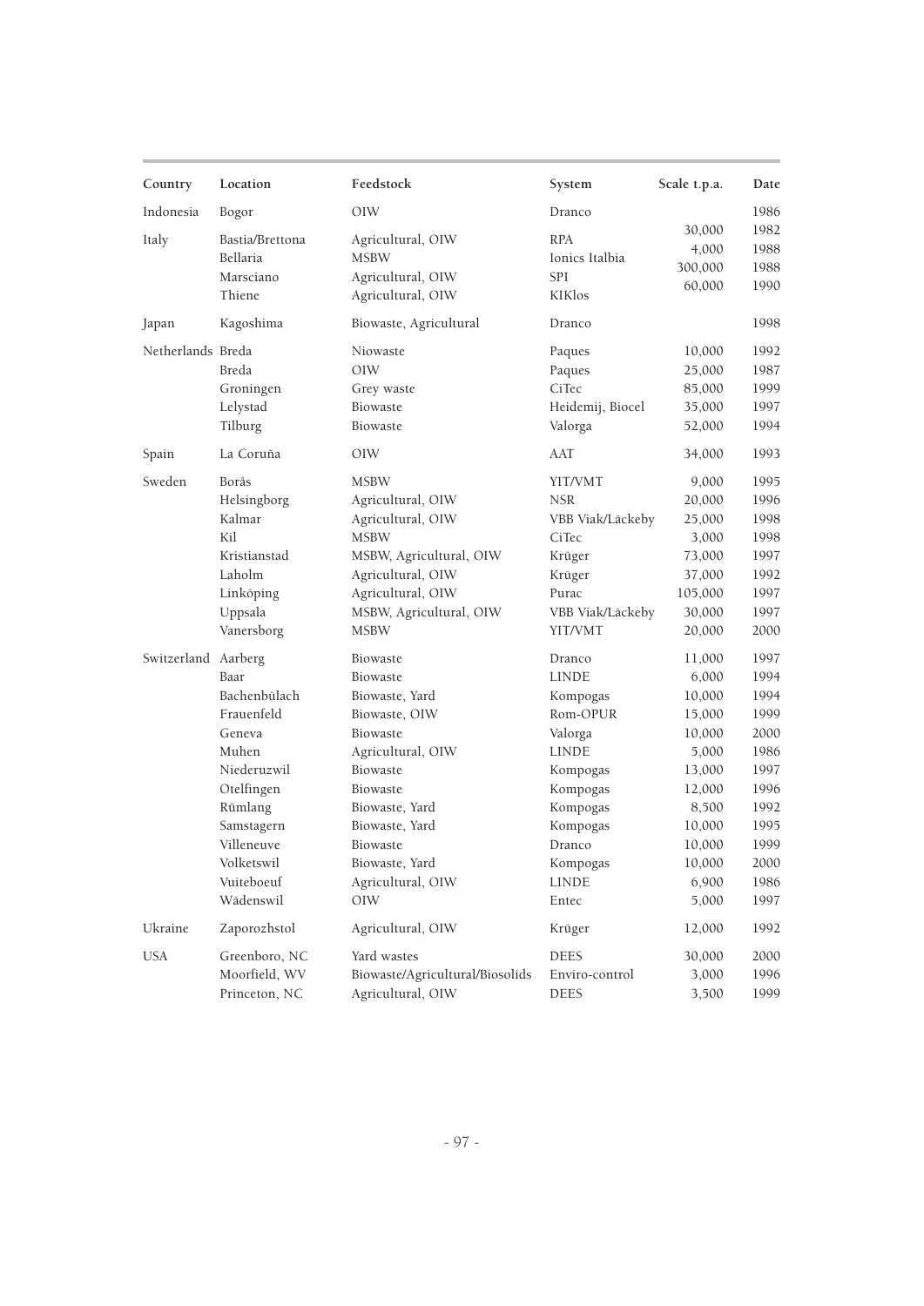| Country | Location | Feedstock | System | Scale t.p.a. | Date |
|---|---|---|---|---|---|
| Indonesia | Bogor | OIW | Dranco | | 1986 |
| Italy | Bastia/Brettona | Agricultural, OIW | RPA | 30,000 | 1982 |
| | Bellaria | MSBW | Ionics Italbia | 4,000 | 1988 |
| | Marsciano | Agricultural, OIW | SPI | 300,000 | 1988 |
| | Thiene | Agricultural, OIW | KIKlos | 60,000 | 1990 |
| Japan | Kagoshima | Biowaste, Agricultural | Dranco | | 1998 |
| Netherlands | Breda | Niowaste | Paques | 10,000 | 1992 |
| | Breda | OIW | Paques | 25,000 | 1987 |
| | Groningen | Grey waste | CiTec | 85,000 | 1999 |
| | Lelystad | Biowaste | Heidemij, Biocel | 35,000 | 1997 |
| | Tilburg | Biowaste | Valorga | 52,000 | 1994 |
| Spain | La Coruña | OIW | AAT | 34,000 | 1993 |
| Sweden | Borås | MSBW | YIT/VMT | 9,000 | 1995 |
| | Helsingborg | Agricultural, OIW | NSR | 20,000 | 1996 |
| | Kalmar | Agricultural, OIW | VBB Viak/Läckeby | 25,000 | 1998 |
| | Kil | MSBW | CiTec | 3,000 | 1998 |
| | Kristianstad | MSBW, Agricultural, OIW | Krüger | 73,000 | 1997 |
| | Laholm | Agricultural, OIW | Krüger | 37,000 | 1992 |
| | Linköping | Agricultural, OIW | Purac | 105,000 | 1997 |
| | Uppsala | MSBW, Agricultural, OIW | VBB Viak/Läckeby | 30,000 | 1997 |
| | Vanersborg | MSBW | YIT/VMT | 20,000 | 2000 |
| Switzerland | Aarberg | Biowaste | Dranco | 11,000 | 1997 |
| | Baar | Biowaste | LINDE | 6,000 | 1994 |
| | Bachenbülach | Biowaste, Yard | Kompogas | 10,000 | 1994 |
| | Frauenfeld | Biowaste, OIW | Rom-OPUR | 15,000 | 1999 |
| | Geneva | Biowaste | Valorga | 10,000 | 2000 |
| | Muhen | Agricultural, OIW | LINDE | 5,000 | 1986 |
| | Niederuzwil | Biowaste | Kompogas | 13,000 | 1997 |
| | Otelfingen | Biowaste | Kompogas | 12,000 | 1996 |
| | Rümlang | Biowaste, Yard | Kompogas | 8,500 | 1992 |
| | Samstagern | Biowaste, Yard | Kompogas | 10,000 | 1995 |
| | Villeneuve | Biowaste | Dranco | 10,000 | 1999 |
| | Volketswil | Biowaste, Yard | Kompogas | 10,000 | 2000 |
| | Vuiteboeuf | Agricultural, OIW | LINDE | 6,900 | 1986 |
| | Wädenswil | OIW | Entec | 5,000 | 1997 |
| Ukraine | Zaporozhstol | Agricultural, OIW | Krüger | 12,000 | 1992 |
| USA | Greenboro, NC | Yard wastes | DEES | 30,000 | 2000 |
| | Moorfield, WV | Biowaste/Agricultural/Biosolids | Enviro-control | 3,000 | 1996 |
| | Princeton, NC | Agricultural, OIW | DEES | 3,500 | 1999 |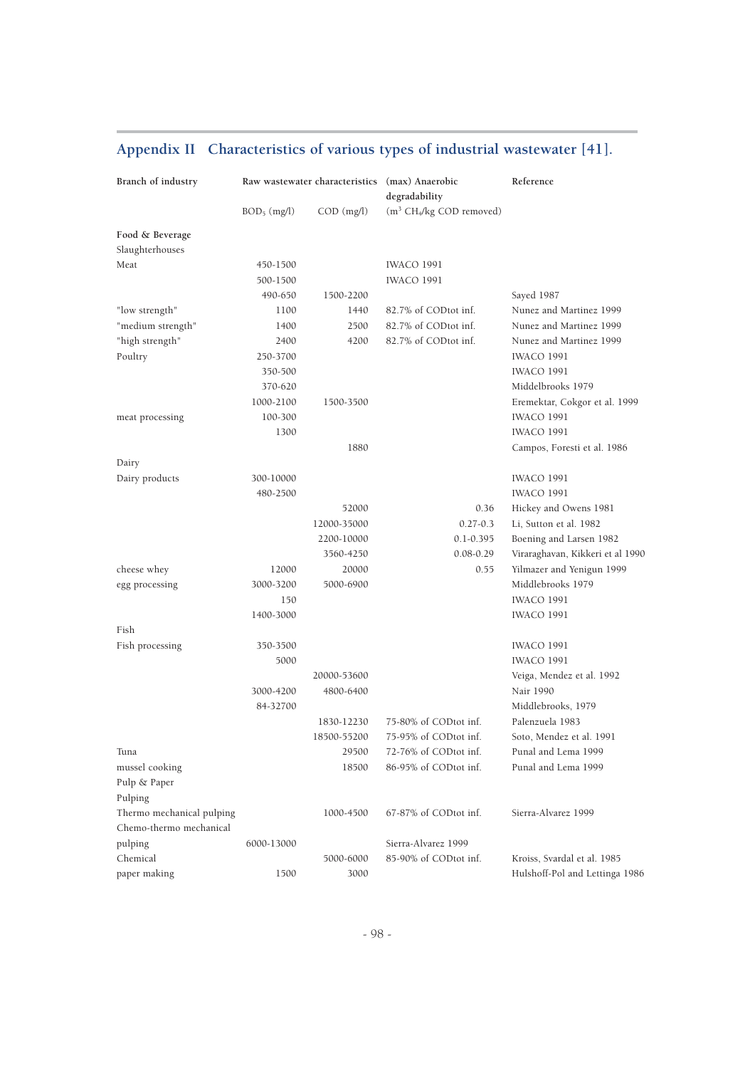## Appendix II Characteristics of various types of industrial wastewater [41].

| Branch of industry | Raw wastewater characteristics | | (max) Anaerobic degradability | Reference |
|---|---|---|---|---|
| | $BOD_5$ (mg/l) | COD (mg/l) | ($m^3$ $CH_4$/kg COD removed) | |
| **Food & Beverage** | | | | |
| Slaughterhouses | | | | |
| Meat | 450-1500 | | IWACO 1991 | |
| | 500-1500 | | IWACO 1991 | |
| | 490-650 | 1500-2200 | | Sayed 1987 |
| "low strength" | 1100 | 1440 | 82.7% of CODtot inf. | Nunez and Martinez 1999 |
| "medium strength" | 1400 | 2500 | 82.7% of CODtot inf. | Nunez and Martinez 1999 |
| "high strength" | 2400 | 4200 | 82.7% of CODtot inf. | Nunez and Martinez 1999 |
| Poultry | 250-3700 | | | IWACO 1991 |
| | 350-500 | | | IWACO 1991 |
| | 370-620 | | | Middelbrooks 1979 |
| | 1000-2100 | 1500-3500 | | Eremektar, Cokgor et al. 1999 |
| meat processing | 100-300 | | | IWACO 1991 |
| | 1300 | | | IWACO 1991 |
| | | 1880 | | Campos, Foresti et al. 1986 |
| Dairy | | | | |
| Dairy products | 300-10000 | | | IWACO 1991 |
| | 480-2500 | | | IWACO 1991 |
| | | 52000 | 0.36 | Hickey and Owens 1981 |
| | | 12000-35000 | 0.27-0.3 | Li, Sutton et al. 1982 |
| | | 2200-10000 | 0.1-0.395 | Boening and Larsen 1982 |
| | | 3560-4250 | 0.08-0.29 | Viraraghavan, Kikkeri et al 1990 |
| cheese whey | 12000 | 20000 | 0.55 | Yilmazer and Yenigun 1999 |
| egg processing | 3000-3200 | 5000-6900 | | Middlebrooks 1979 |
| | 150 | | | IWACO 1991 |
| | 1400-3000 | | | IWACO 1991 |
| Fish | | | | |
| Fish processing | 350-3500 | | | IWACO 1991 |
| | 5000 | | | IWACO 1991 |
| | | 20000-53600 | | Veiga, Mendez et al. 1992 |
| | 3000-4200 | 4800-6400 | | Nair 1990 |
| | 84-32700 | | | Middlebrooks, 1979 |
| | | 1830-12230 | 75-80% of CODtot inf. | Palenzuela 1983 |
| | | 18500-55200 | 75-95% of CODtot inf. | Soto, Mendez et al. 1991 |
| Tuna | | 29500 | 72-76% of CODtot inf. | Punal and Lema 1999 |
| mussel cooking | | 18500 | 86-95% of CODtot inf. | Punal and Lema 1999 |
| Pulp & Paper | | | | |
| Pulping | | | | |
| Thermo mechanical pulping | | 1000-4500 | 67-87% of CODtot inf. | Sierra-Alvarez 1999 |
| Chemo-thermo mechanical pulping | 6000-13000 | | Sierra-Alvarez 1999 | |
| Chemical | | 5000-6000 | 85-90% of CODtot inf. | Kroiss, Svardal et al. 1985 |
| paper making | 1500 | 3000 | | Hulshoff-Pol and Lettinga 1986 |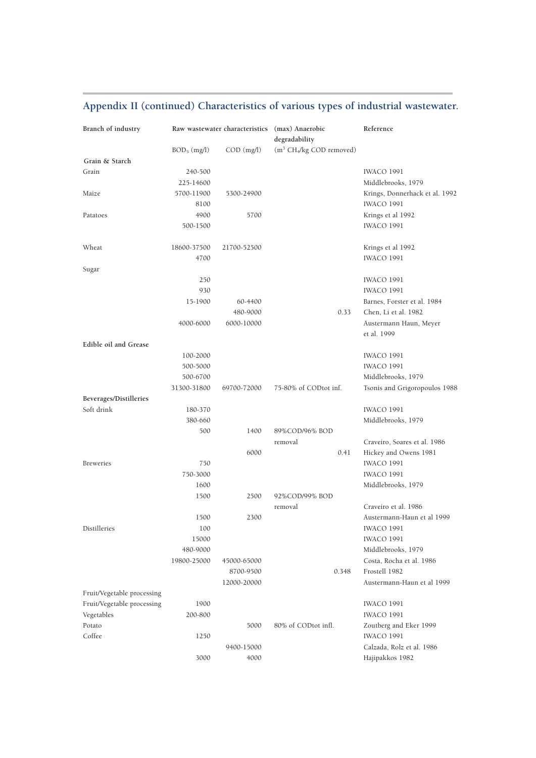## Appendix II (continued) Characteristics of various types of industrial wastewater.

| Branch of industry | Raw wastewater characteristics | | (max) Anaerobic degradability | Reference |
|---|---|---|---|---|
| | $BOD_5$ (mg/l) | COD (mg/l) | ($m^3$ $CH_4$/kg COD removed) | |
| **Grain & Starch** | | | | |
| Grain | 240-500 | | | IWACO 1991 |
| | 225-14600 | | | Middlebrooks, 1979 |
| Maize | 5700-11900 | 5300-24900 | | Krings, Donnerhack et al. 1992 |
| | 8100 | | | IWACO 1991 |
| Patatoes | 4900 | 5700 | | Krings et al 1992 |
| | 500-1500 | | | IWACO 1991 |
| Wheat | 18600-37500 | 21700-52500 | | Krings et al 1992 |
| | 4700 | | | IWACO 1991 |
| Sugar | | | | |
| | 250 | | | IWACO 1991 |
| | 930 | | | IWACO 1991 |
| | 15-1900 | 60-4400 | | Barnes, Forster et al. 1984 |
| | | 480-9000 | 0.33 | Chen, Li et al. 1982 |
| | 4000-6000 | 6000-10000 | | Austermann Haun, Meyer et al. 1999 |
| **Edible oil and Grease** | | | | |
| | 100-2000 | | | IWACO 1991 |
| | 500-5000 | | | IWACO 1991 |
| | 500-6700 | | | Middlebrooks, 1979 |
| | 31300-31800 | 69700-72000 | 75-80% of CODtot inf. | Tsonis and Grigoropoulos 1988 |
| **Beverages/Distilleries** | | | | |
| Soft drink | 180-370 | | | IWACO 1991 |
| | 380-660 | | | Middlebrooks, 1979 |
| | 500 | 1400 | 89%COD/96% BOD removal | Craveiro, Soares et al. 1986 |
| | | 6000 | 0.41 | Hickey and Owens 1981 |
| Breweries | 750 | | | IWACO 1991 |
| | 750-3000 | | | IWACO 1991 |
| | 1600 | | | Middlebrooks, 1979 |
| | 1500 | 2500 | 92%COD/99% BOD removal | Craveiro et al. 1986 |
| | 1500 | 2300 | | Austermann-Haun et al 1999 |
| Distilleries | 100 | | | IWACO 1991 |
| | 15000 | | | IWACO 1991 |
| | 480-9000 | | | Middlebrooks, 1979 |
| | 19800-25000 | 45000-65000 | | Costa, Rocha et al. 1986 |
| | | 8700-9500 | 0.348 | Frostell 1982 |
| | | 12000-20000 | | Austermann-Haun et al 1999 |
| Fruit/Vegetable processing | | | | |
| Fruit/Vegetable processing | 1900 | | | IWACO 1991 |
| Vegetables | 200-800 | | | IWACO 1991 |
| Potato | | 5000 | 80% of CODtot infl. | Zoutberg and Eker 1999 |
| Coffee | 1250 | | | IWACO 1991 |
| | | 9400-15000 | | Calzada, Rolz et al. 1986 |
| | 3000 | 4000 | | Hajipakkos 1982 |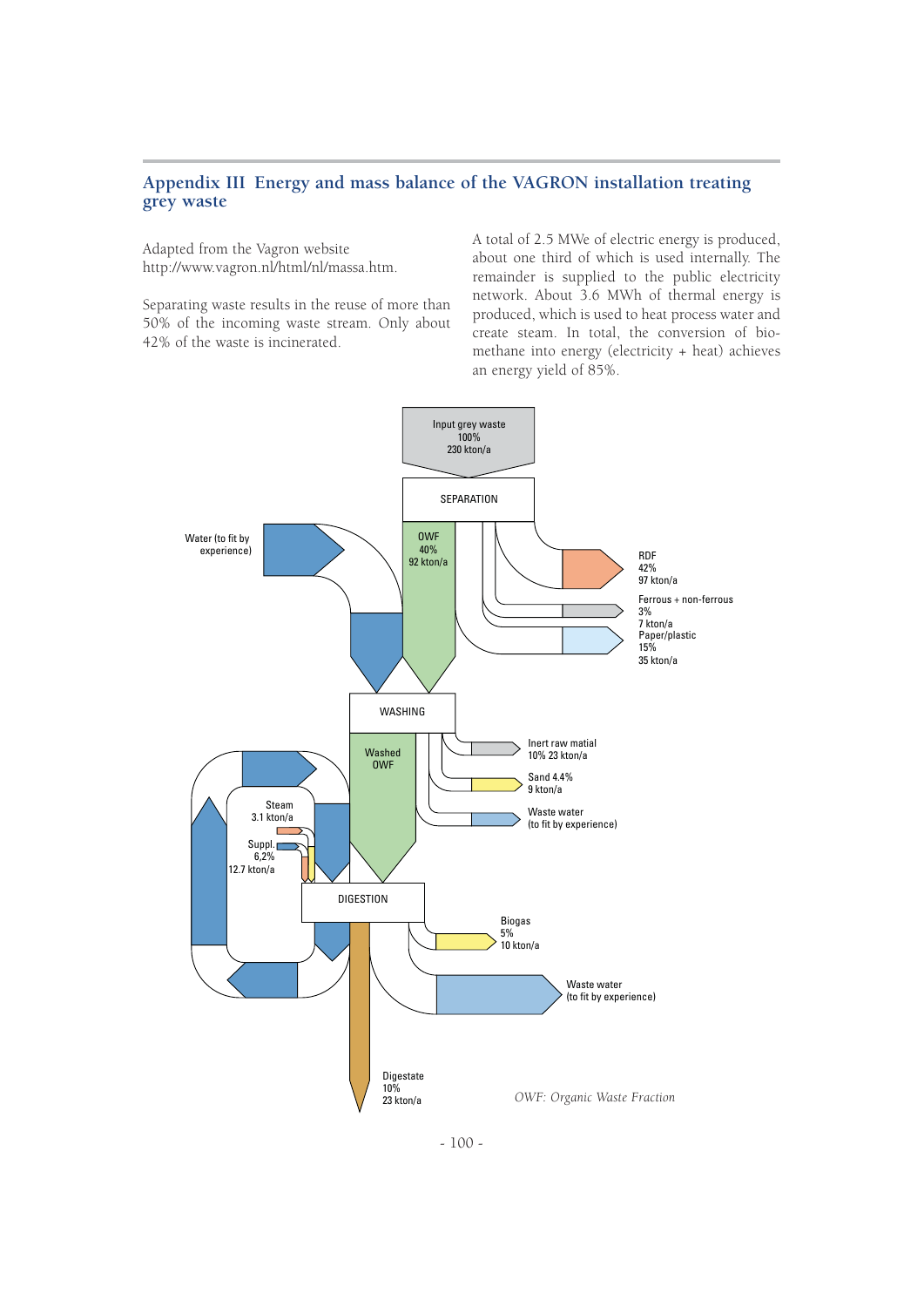# Appendix III Energy and mass balance of the VAGRON installation treating grey waste

Adapted from the Vagron website http://www.vagron.nl/html/nl/massa.htm.

Separating waste results in the reuse of more than 50% of the incoming waste stream. Only about 42% of the waste is incinerated.

A total of 2.5 MWe of electric energy is produced, about one third of which is used internally. The remainder is supplied to the public electricity network. About 3.6 MWh of thermal energy is produced, which is used to heat process water and create steam. In total, the conversion of bio-methane into energy (electricity + heat) achieves an energy yield of 85%.

Input grey waste
100%
230 kton/a

SEPARATION

Water (to fit by experience)

OWF
40%
92 kton/a

RDF
42%
97 kton/a

Ferrous + non-ferrous
3%
7 kton/a

Paper/plastic
15%
35 kton/a

WASHING

Washed OWF

Inert raw matial
10% 23 kton/a

Sand 4.4%
9 kton/a

Waste water
(to fit by experience)

Steam
3.1 kton/a

Suppl.
6,2%
12.7 kton/a

DIGESTION

Biogas
5%
10 kton/a

Waste water
(to fit by experience)

Digestate
10%
23 kton/a

*OWF: Organic Waste Fraction*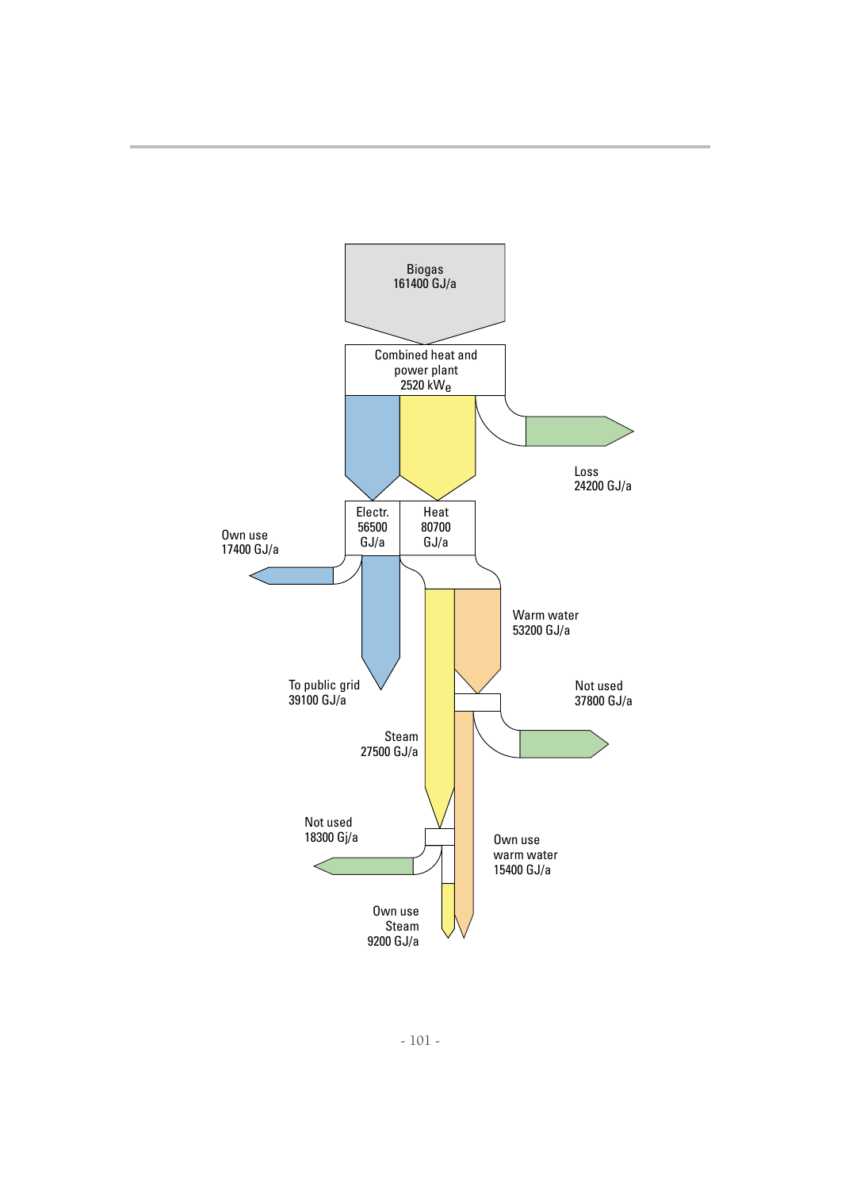Biogas
161400 GJ/a

Combined heat and power plant
2520 $kW_e$

Loss
24200 GJ/a

Electr.
56500
GJ/a

Heat
80700
GJ/a

Own use
17400 GJ/a

Warm water
53200 GJ/a

To public grid
39100 GJ/a

Not used
37800 GJ/a

Steam
27500 GJ/a

Not used
18300 Gj/a

Own use
warm water
15400 GJ/a

Own use
Steam
9200 GJ/a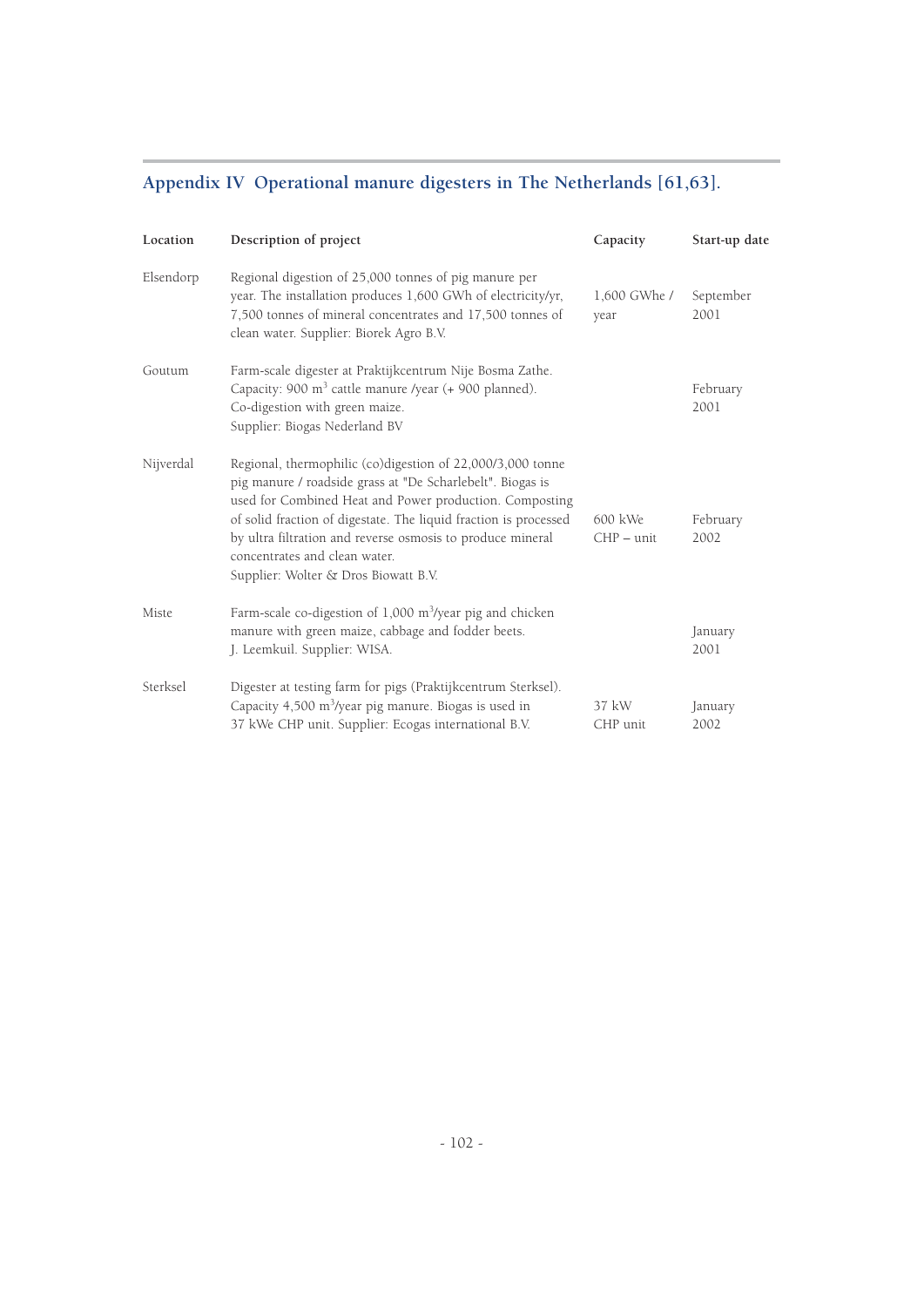## Appendix IV Operational manure digesters in The Netherlands [61,63].

| Location | Description of project | Capacity | Start-up date |
|---|---|---|---|
| Elsendorp | Regional digestion of 25,000 tonnes of pig manure per year. The installation produces 1,600 GWh of electricity/yr, 7,500 tonnes of mineral concentrates and 17,500 tonnes of clean water. Supplier: Biorek Agro B.V. | 1,600 GWhe / year | September 2001 |
| Goutum | Farm-scale digester at Praktijkcentrum Nije Bosma Zathe. Capacity: 900 $m^3$ cattle manure /year (+ 900 planned). Co-digestion with green maize. Supplier: Biogas Nederland BV | | February 2001 |
| Nijverdal | Regional, thermophilic (co)digestion of 22,000/3,000 tonne pig manure / roadside grass at "De Scharlebelt". Biogas is used for Combined Heat and Power production. Composting of solid fraction of digestate. The liquid fraction is processed by ultra filtration and reverse osmosis to produce mineral concentrates and clean water. Supplier: Wolter & Dros Biowatt B.V. | 600 kWe CHP – unit | February 2002 |
| Miste | Farm-scale co-digestion of 1,000 $m^3$/year pig and chicken manure with green maize, cabbage and fodder beets. J. Leemkuil. Supplier: WISA. | | January 2001 |
| Sterksel | Digester at testing farm for pigs (Praktijkcentrum Sterksel). Capacity 4,500 $m^3$/year pig manure. Biogas is used in 37 kWe CHP unit. Supplier: Ecogas international B.V. | 37 kW CHP unit | January 2002 |